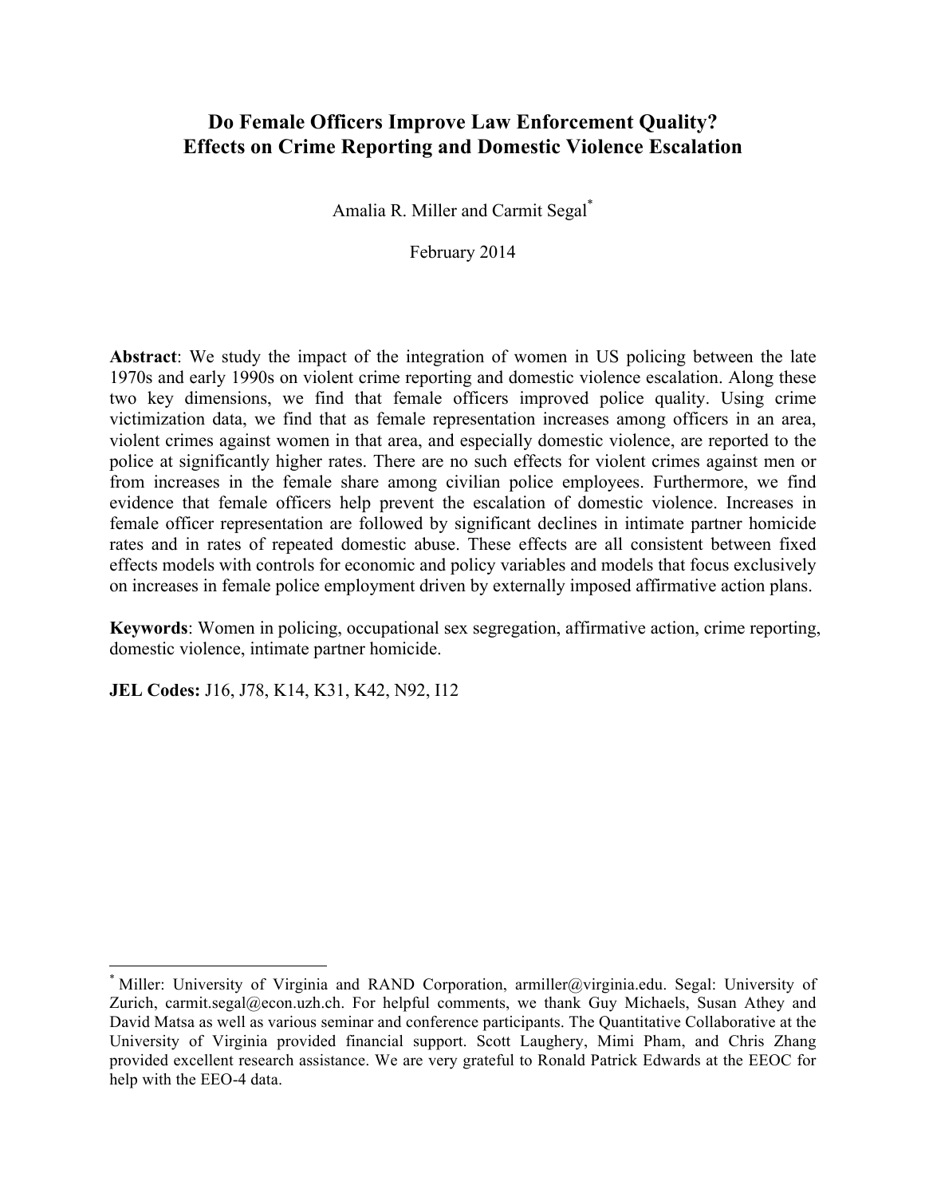# Do Female Officers Improve Law Enforcement Quality? Effects on Crime Reporting and Domestic Violence Escalation

Amalia R. Miller and Carmit Segal*

February 2014

**Abstract**: We study the impact of the integration of women in US policing between the late 1970s and early 1990s on violent crime reporting and domestic violence escalation. Along these two key dimensions, we find that female officers improved police quality. Using crime victimization data, we find that as female representation increases among officers in an area, violent crimes against women in that area, and especially domestic violence, are reported to the police at significantly higher rates. There are no such effects for violent crimes against men or from increases in the female share among civilian police employees. Furthermore, we find evidence that female officers help prevent the escalation of domestic violence. Increases in female officer representation are followed by significant declines in intimate partner homicide rates and in rates of repeated domestic abuse. These effects are all consistent between fixed effects models with controls for economic and policy variables and models that focus exclusively on increases in female police employment driven by externally imposed affirmative action plans.

**Keywords**: Women in policing, occupational sex segregation, affirmative action, crime reporting, domestic violence, intimate partner homicide.

**JEL Codes:** J16, J78, K14, K31, K42, N92, I12

---

* Miller: University of Virginia and RAND Corporation, armiller@virginia.edu. Segal: University of Zurich, carmit.segal@econ.uzh.ch. For helpful comments, we thank Guy Michaels, Susan Athey and David Matsa as well as various seminar and conference participants. The Quantitative Collaborative at the University of Virginia provided financial support. Scott Laughery, Mimi Pham, and Chris Zhang provided excellent research assistance. We are very grateful to Ronald Patrick Edwards at the EEOC for help with the EEO-4 data.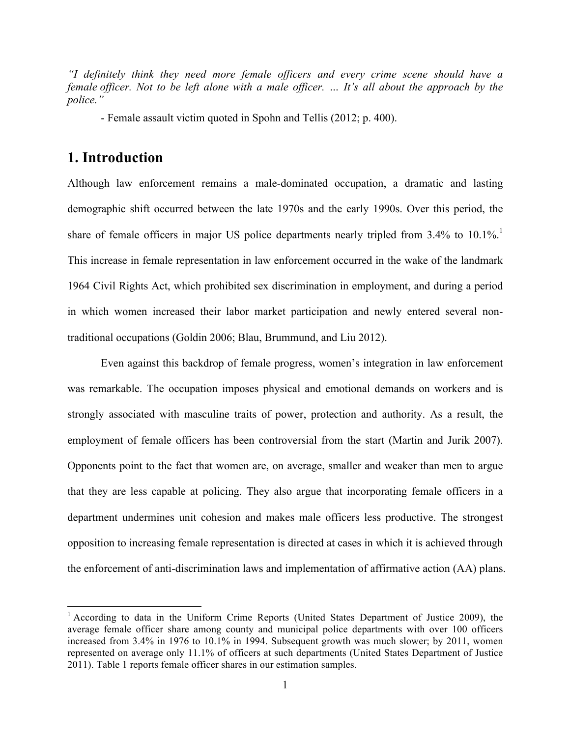*"I definitely think they need more female officers and every crime scene should have a female officer. Not to be left alone with a male officer. … It's all about the approach by the police."*

- Female assault victim quoted in Spohn and Tellis (2012; p. 400).

# 1. Introduction

Although law enforcement remains a male-dominated occupation, a dramatic and lasting demographic shift occurred between the late 1970s and the early 1990s. Over this period, the share of female officers in major US police departments nearly tripled from 3.4% to 10.1%.[1] This increase in female representation in law enforcement occurred in the wake of the landmark 1964 Civil Rights Act, which prohibited sex discrimination in employment, and during a period in which women increased their labor market participation and newly entered several non-traditional occupations (Goldin 2006; Blau, Brummund, and Liu 2012).

Even against this backdrop of female progress, women's integration in law enforcement was remarkable. The occupation imposes physical and emotional demands on workers and is strongly associated with masculine traits of power, protection and authority. As a result, the employment of female officers has been controversial from the start (Martin and Jurik 2007). Opponents point to the fact that women are, on average, smaller and weaker than men to argue that they are less capable at policing. They also argue that incorporating female officers in a department undermines unit cohesion and makes male officers less productive. The strongest opposition to increasing female representation is directed at cases in which it is achieved through the enforcement of anti-discrimination laws and implementation of affirmative action (AA) plans.

[1] According to data in the Uniform Crime Reports (United States Department of Justice 2009), the average female officer share among county and municipal police departments with over 100 officers increased from 3.4% in 1976 to 10.1% in 1994. Subsequent growth was much slower; by 2011, women represented on average only 11.1% of officers at such departments (United States Department of Justice 2011). Table 1 reports female officer shares in our estimation samples.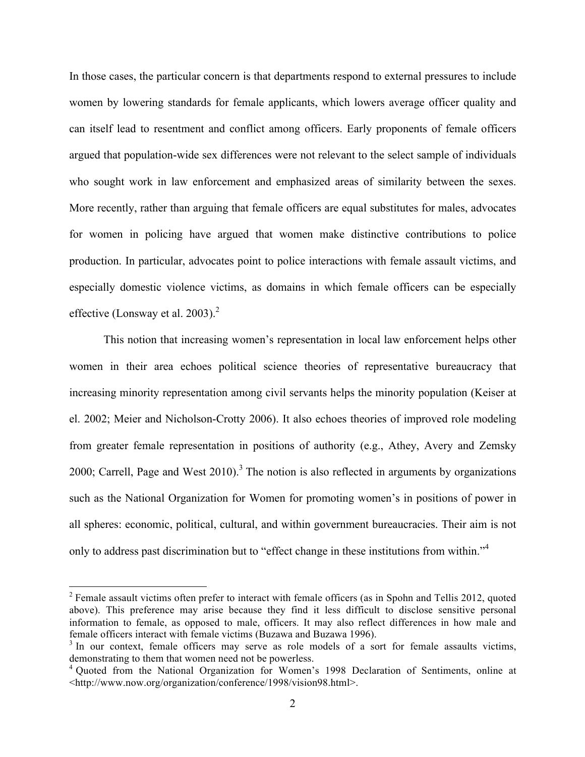In those cases, the particular concern is that departments respond to external pressures to include women by lowering standards for female applicants, which lowers average officer quality and can itself lead to resentment and conflict among officers. Early proponents of female officers argued that population-wide sex differences were not relevant to the select sample of individuals who sought work in law enforcement and emphasized areas of similarity between the sexes. More recently, rather than arguing that female officers are equal substitutes for males, advocates for women in policing have argued that women make distinctive contributions to police production. In particular, advocates point to police interactions with female assault victims, and especially domestic violence victims, as domains in which female officers can be especially effective (Lonsway et al. 2003).[2]

This notion that increasing women's representation in local law enforcement helps other women in their area echoes political science theories of representative bureaucracy that increasing minority representation among civil servants helps the minority population (Keiser at el. 2002; Meier and Nicholson-Crotty 2006). It also echoes theories of improved role modeling from greater female representation in positions of authority (e.g., Athey, Avery and Zemsky 2000; Carrell, Page and West 2010).[3] The notion is also reflected in arguments by organizations such as the National Organization for Women for promoting women's in positions of power in all spheres: economic, political, cultural, and within government bureaucracies. Their aim is not only to address past discrimination but to "effect change in these institutions from within."[4]

---

[2] Female assault victims often prefer to interact with female officers (as in Spohn and Tellis 2012, quoted above). This preference may arise because they find it less difficult to disclose sensitive personal information to female, as opposed to male, officers. It may also reflect differences in how male and female officers interact with female victims (Buzawa and Buzawa 1996).

[3] In our context, female officers may serve as role models of a sort for female assaults victims, demonstrating to them that women need not be powerless.

[4] Quoted from the National Organization for Women's 1998 Declaration of Sentiments, online at <http://www.now.org/organization/conference/1998/vision98.html>.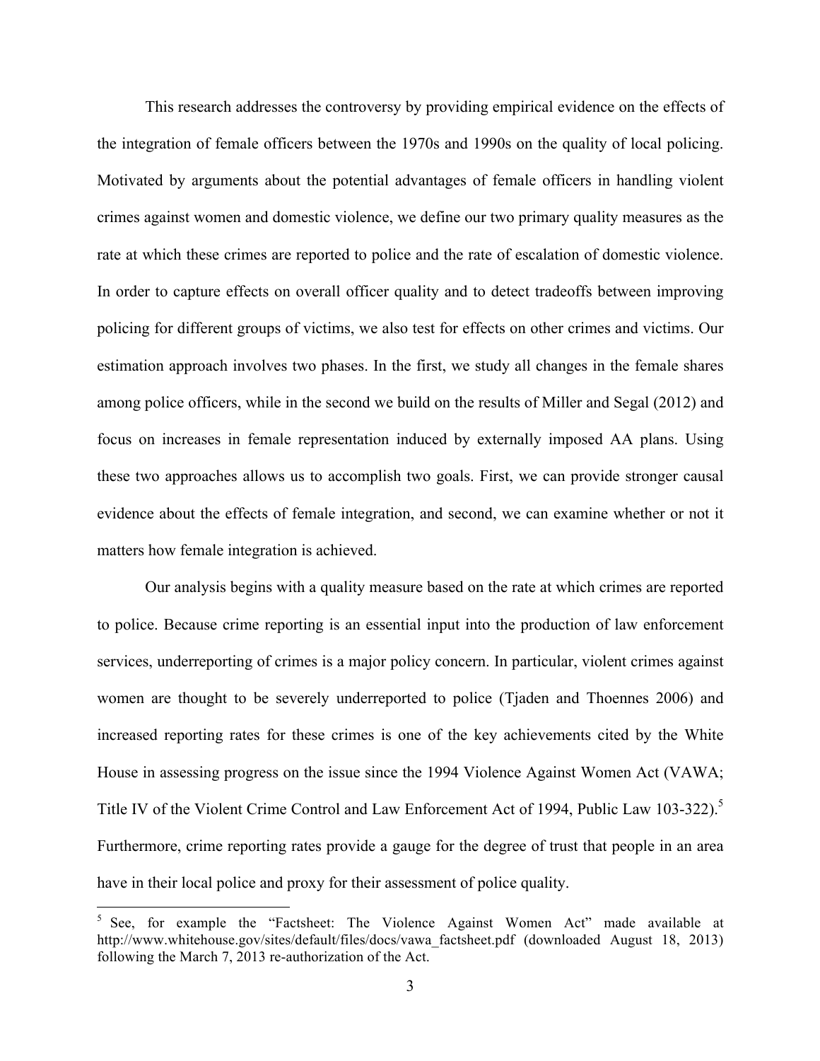This research addresses the controversy by providing empirical evidence on the effects of the integration of female officers between the 1970s and 1990s on the quality of local policing. Motivated by arguments about the potential advantages of female officers in handling violent crimes against women and domestic violence, we define our two primary quality measures as the rate at which these crimes are reported to police and the rate of escalation of domestic violence. In order to capture effects on overall officer quality and to detect tradeoffs between improving policing for different groups of victims, we also test for effects on other crimes and victims. Our estimation approach involves two phases. In the first, we study all changes in the female shares among police officers, while in the second we build on the results of Miller and Segal (2012) and focus on increases in female representation induced by externally imposed AA plans. Using these two approaches allows us to accomplish two goals. First, we can provide stronger causal evidence about the effects of female integration, and second, we can examine whether or not it matters how female integration is achieved.

Our analysis begins with a quality measure based on the rate at which crimes are reported to police. Because crime reporting is an essential input into the production of law enforcement services, underreporting of crimes is a major policy concern. In particular, violent crimes against women are thought to be severely underreported to police (Tjaden and Thoennes 2006) and increased reporting rates for these crimes is one of the key achievements cited by the White House in assessing progress on the issue since the 1994 Violence Against Women Act (VAWA; Title IV of the Violent Crime Control and Law Enforcement Act of 1994, Public Law 103-322).[5] Furthermore, crime reporting rates provide a gauge for the degree of trust that people in an area have in their local police and proxy for their assessment of police quality.

[5] See, for example the "Factsheet: The Violence Against Women Act" made available at http://www.whitehouse.gov/sites/default/files/docs/vawa_factsheet.pdf (downloaded August 18, 2013) following the March 7, 2013 re-authorization of the Act.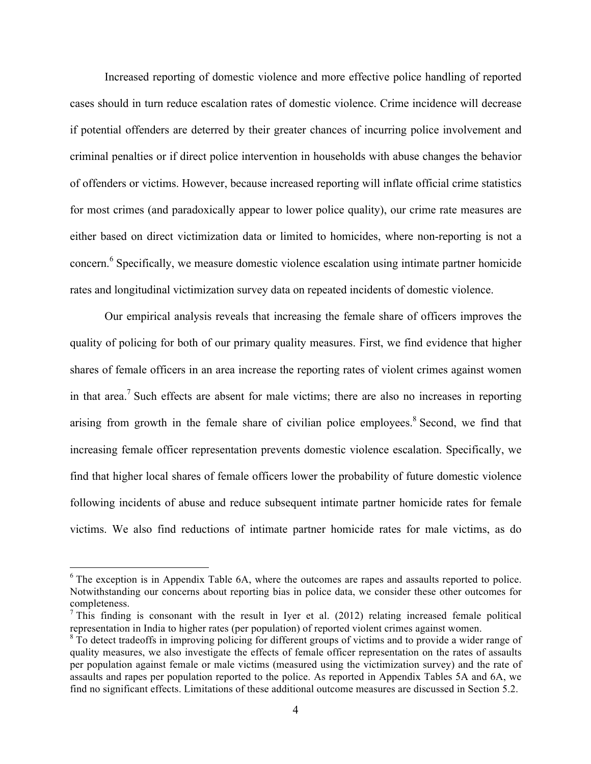Increased reporting of domestic violence and more effective police handling of reported cases should in turn reduce escalation rates of domestic violence. Crime incidence will decrease if potential offenders are deterred by their greater chances of incurring police involvement and criminal penalties or if direct police intervention in households with abuse changes the behavior of offenders or victims. However, because increased reporting will inflate official crime statistics for most crimes (and paradoxically appear to lower police quality), our crime rate measures are either based on direct victimization data or limited to homicides, where non-reporting is not a concern.[6] Specifically, we measure domestic violence escalation using intimate partner homicide rates and longitudinal victimization survey data on repeated incidents of domestic violence.

Our empirical analysis reveals that increasing the female share of officers improves the quality of policing for both of our primary quality measures. First, we find evidence that higher shares of female officers in an area increase the reporting rates of violent crimes against women in that area.[7] Such effects are absent for male victims; there are also no increases in reporting arising from growth in the female share of civilian police employees.[8] Second, we find that increasing female officer representation prevents domestic violence escalation. Specifically, we find that higher local shares of female officers lower the probability of future domestic violence following incidents of abuse and reduce subsequent intimate partner homicide rates for female victims. We also find reductions of intimate partner homicide rates for male victims, as do

---

[6] The exception is in Appendix Table 6A, where the outcomes are rapes and assaults reported to police. Notwithstanding our concerns about reporting bias in police data, we consider these other outcomes for completeness.

[7] This finding is consonant with the result in Iyer et al. (2012) relating increased female political representation in India to higher rates (per population) of reported violent crimes against women.

[8] To detect tradeoffs in improving policing for different groups of victims and to provide a wider range of quality measures, we also investigate the effects of female officer representation on the rates of assaults per population against female or male victims (measured using the victimization survey) and the rate of assaults and rapes per population reported to the police. As reported in Appendix Tables 5A and 6A, we find no significant effects. Limitations of these additional outcome measures are discussed in Section 5.2.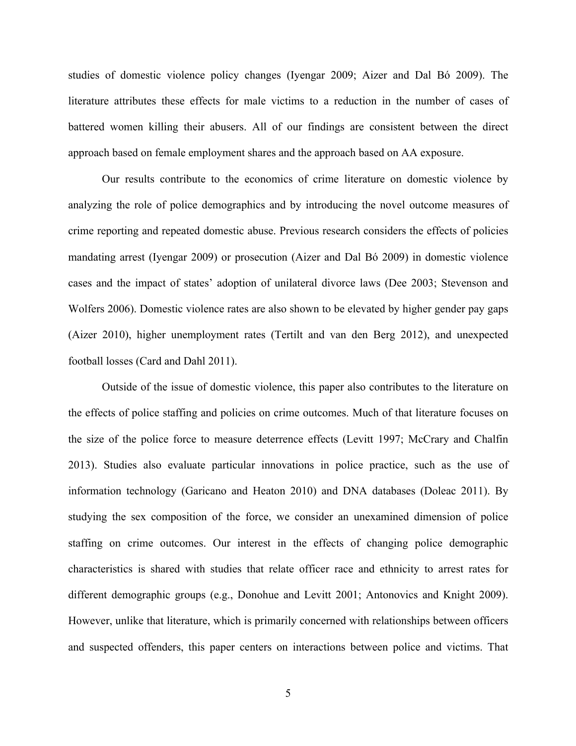studies of domestic violence policy changes (Iyengar 2009; Aizer and Dal Bó 2009). The literature attributes these effects for male victims to a reduction in the number of cases of battered women killing their abusers. All of our findings are consistent between the direct approach based on female employment shares and the approach based on AA exposure.

Our results contribute to the economics of crime literature on domestic violence by analyzing the role of police demographics and by introducing the novel outcome measures of crime reporting and repeated domestic abuse. Previous research considers the effects of policies mandating arrest (Iyengar 2009) or prosecution (Aizer and Dal Bó 2009) in domestic violence cases and the impact of states' adoption of unilateral divorce laws (Dee 2003; Stevenson and Wolfers 2006). Domestic violence rates are also shown to be elevated by higher gender pay gaps (Aizer 2010), higher unemployment rates (Tertilt and van den Berg 2012), and unexpected football losses (Card and Dahl 2011).

Outside of the issue of domestic violence, this paper also contributes to the literature on the effects of police staffing and policies on crime outcomes. Much of that literature focuses on the size of the police force to measure deterrence effects (Levitt 1997; McCrary and Chalfin 2013). Studies also evaluate particular innovations in police practice, such as the use of information technology (Garicano and Heaton 2010) and DNA databases (Doleac 2011). By studying the sex composition of the force, we consider an unexamined dimension of police staffing on crime outcomes. Our interest in the effects of changing police demographic characteristics is shared with studies that relate officer race and ethnicity to arrest rates for different demographic groups (e.g., Donohue and Levitt 2001; Antonovics and Knight 2009). However, unlike that literature, which is primarily concerned with relationships between officers and suspected offenders, this paper centers on interactions between police and victims. That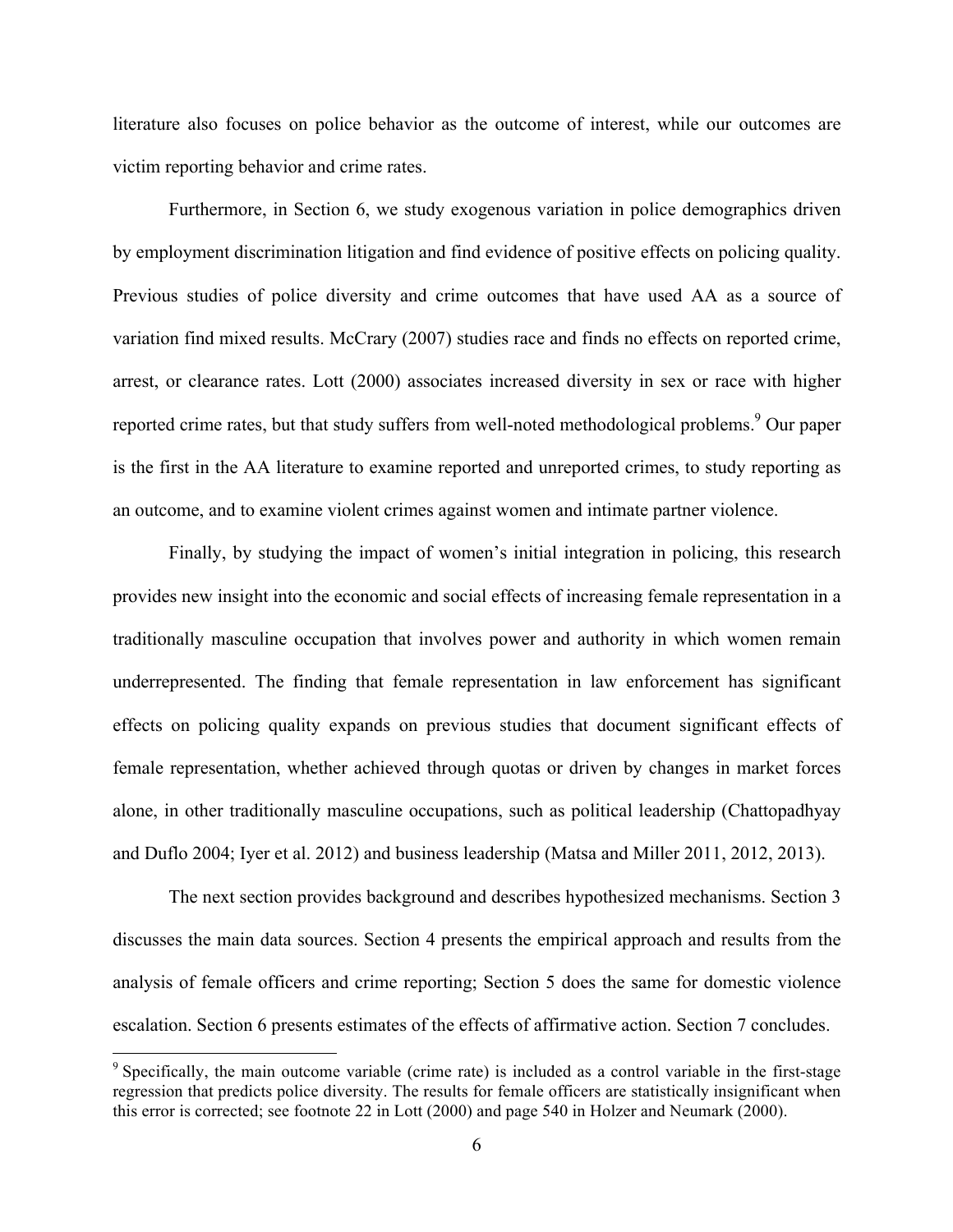literature also focuses on police behavior as the outcome of interest, while our outcomes are victim reporting behavior and crime rates.

Furthermore, in Section 6, we study exogenous variation in police demographics driven by employment discrimination litigation and find evidence of positive effects on policing quality. Previous studies of police diversity and crime outcomes that have used AA as a source of variation find mixed results. McCrary (2007) studies race and finds no effects on reported crime, arrest, or clearance rates. Lott (2000) associates increased diversity in sex or race with higher reported crime rates, but that study suffers from well-noted methodological problems.[9] Our paper is the first in the AA literature to examine reported and unreported crimes, to study reporting as an outcome, and to examine violent crimes against women and intimate partner violence.

Finally, by studying the impact of women's initial integration in policing, this research provides new insight into the economic and social effects of increasing female representation in a traditionally masculine occupation that involves power and authority in which women remain underrepresented. The finding that female representation in law enforcement has significant effects on policing quality expands on previous studies that document significant effects of female representation, whether achieved through quotas or driven by changes in market forces alone, in other traditionally masculine occupations, such as political leadership (Chattopadhyay and Duflo 2004; Iyer et al. 2012) and business leadership (Matsa and Miller 2011, 2012, 2013).

The next section provides background and describes hypothesized mechanisms. Section 3 discusses the main data sources. Section 4 presents the empirical approach and results from the analysis of female officers and crime reporting; Section 5 does the same for domestic violence escalation. Section 6 presents estimates of the effects of affirmative action. Section 7 concludes.

[9] Specifically, the main outcome variable (crime rate) is included as a control variable in the first-stage regression that predicts police diversity. The results for female officers are statistically insignificant when this error is corrected; see footnote 22 in Lott (2000) and page 540 in Holzer and Neumark (2000).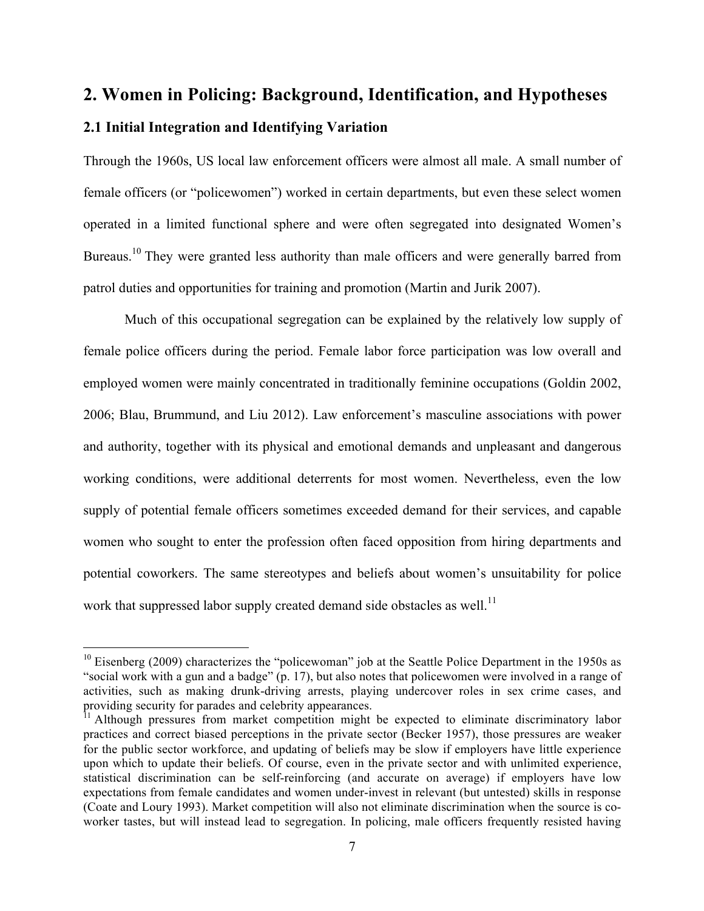## 2. Women in Policing: Background, Identification, and Hypotheses

### 2.1 Initial Integration and Identifying Variation

Through the 1960s, US local law enforcement officers were almost all male. A small number of female officers (or "policewomen") worked in certain departments, but even these select women operated in a limited functional sphere and were often segregated into designated Women's Bureaus.[10] They were granted less authority than male officers and were generally barred from patrol duties and opportunities for training and promotion (Martin and Jurik 2007).

Much of this occupational segregation can be explained by the relatively low supply of female police officers during the period. Female labor force participation was low overall and employed women were mainly concentrated in traditionally feminine occupations (Goldin 2002, 2006; Blau, Brummund, and Liu 2012). Law enforcement's masculine associations with power and authority, together with its physical and emotional demands and unpleasant and dangerous working conditions, were additional deterrents for most women. Nevertheless, even the low supply of potential female officers sometimes exceeded demand for their services, and capable women who sought to enter the profession often faced opposition from hiring departments and potential coworkers. The same stereotypes and beliefs about women's unsuitability for police work that suppressed labor supply created demand side obstacles as well.[11]

---

[10] Eisenberg (2009) characterizes the "policewoman" job at the Seattle Police Department in the 1950s as "social work with a gun and a badge" (p. 17), but also notes that policewomen were involved in a range of activities, such as making drunk-driving arrests, playing undercover roles in sex crime cases, and providing security for parades and celebrity appearances.

[11] Although pressures from market competition might be expected to eliminate discriminatory labor practices and correct biased perceptions in the private sector (Becker 1957), those pressures are weaker for the public sector workforce, and updating of beliefs may be slow if employers have little experience upon which to update their beliefs. Of course, even in the private sector and with unlimited experience, statistical discrimination can be self-reinforcing (and accurate on average) if employers have low expectations from female candidates and women under-invest in relevant (but untested) skills in response (Coate and Loury 1993). Market competition will also not eliminate discrimination when the source is co-worker tastes, but will instead lead to segregation. In policing, male officers frequently resisted having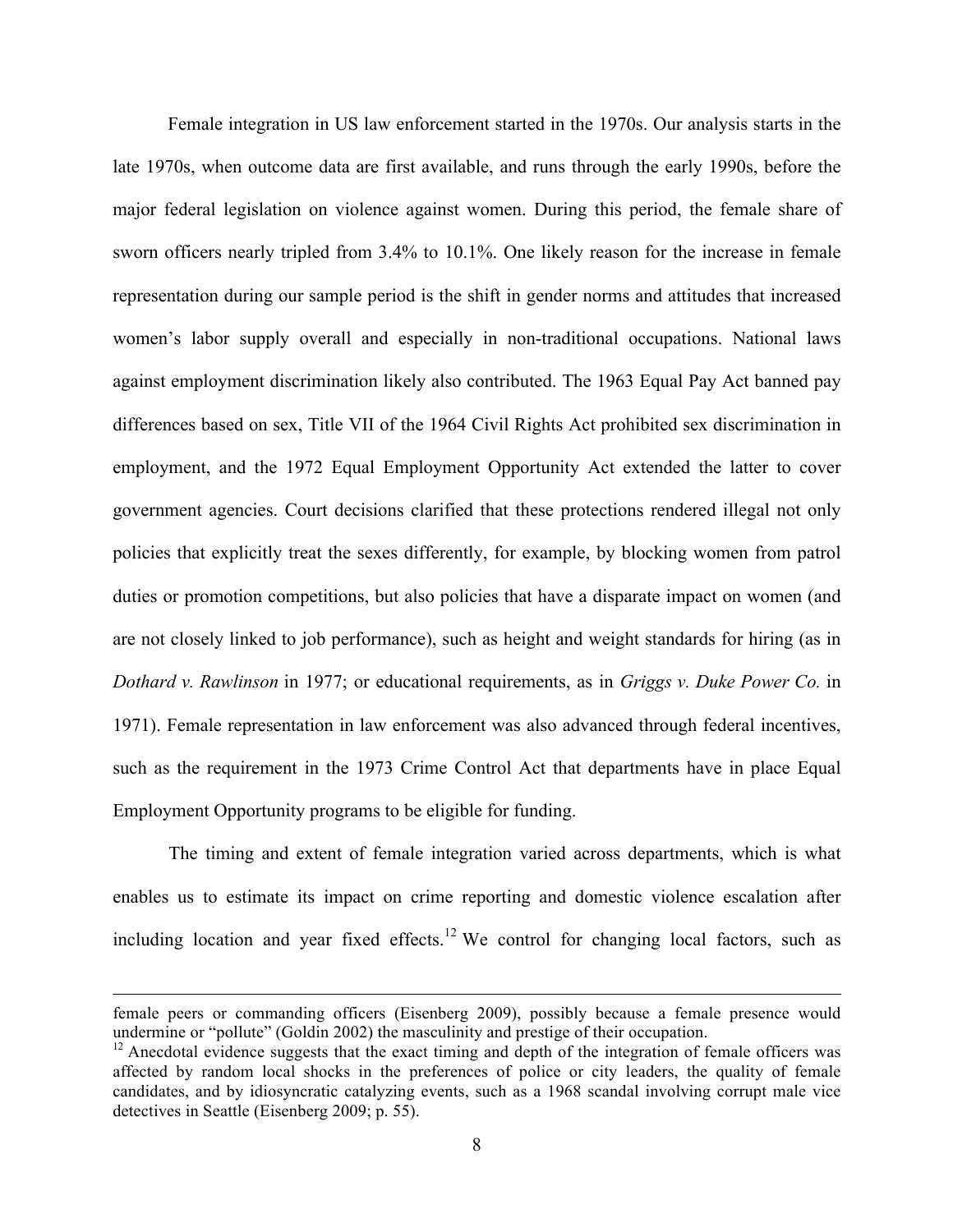Female integration in US law enforcement started in the 1970s. Our analysis starts in the late 1970s, when outcome data are first available, and runs through the early 1990s, before the major federal legislation on violence against women. During this period, the female share of sworn officers nearly tripled from 3.4% to 10.1%. One likely reason for the increase in female representation during our sample period is the shift in gender norms and attitudes that increased women's labor supply overall and especially in non-traditional occupations. National laws against employment discrimination likely also contributed. The 1963 Equal Pay Act banned pay differences based on sex, Title VII of the 1964 Civil Rights Act prohibited sex discrimination in employment, and the 1972 Equal Employment Opportunity Act extended the latter to cover government agencies. Court decisions clarified that these protections rendered illegal not only policies that explicitly treat the sexes differently, for example, by blocking women from patrol duties or promotion competitions, but also policies that have a disparate impact on women (and are not closely linked to job performance), such as height and weight standards for hiring (as in *Dothard v. Rawlinson* in 1977; or educational requirements, as in *Griggs v. Duke Power Co.* in 1971). Female representation in law enforcement was also advanced through federal incentives, such as the requirement in the 1973 Crime Control Act that departments have in place Equal Employment Opportunity programs to be eligible for funding.

The timing and extent of female integration varied across departments, which is what enables us to estimate its impact on crime reporting and domestic violence escalation after including location and year fixed effects.[12] We control for changing local factors, such as

---

female peers or commanding officers (Eisenberg 2009), possibly because a female presence would undermine or "pollute" (Goldin 2002) the masculinity and prestige of their occupation.

[12] Anecdotal evidence suggests that the exact timing and depth of the integration of female officers was affected by random local shocks in the preferences of police or city leaders, the quality of female candidates, and by idiosyncratic catalyzing events, such as a 1968 scandal involving corrupt male vice detectives in Seattle (Eisenberg 2009; p. 55).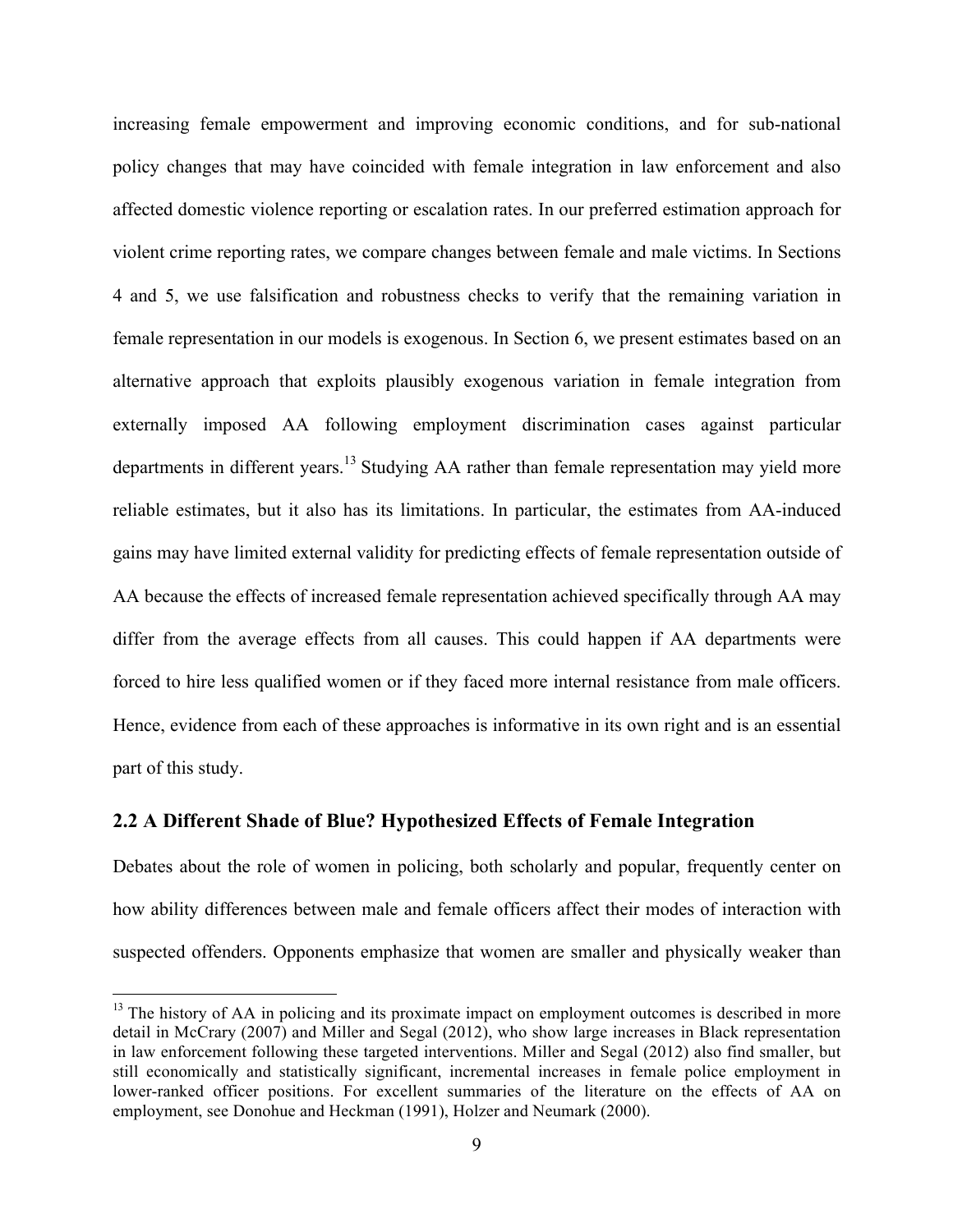increasing female empowerment and improving economic conditions, and for sub-national policy changes that may have coincided with female integration in law enforcement and also affected domestic violence reporting or escalation rates. In our preferred estimation approach for violent crime reporting rates, we compare changes between female and male victims. In Sections 4 and 5, we use falsification and robustness checks to verify that the remaining variation in female representation in our models is exogenous. In Section 6, we present estimates based on an alternative approach that exploits plausibly exogenous variation in female integration from externally imposed AA following employment discrimination cases against particular departments in different years.[13] Studying AA rather than female representation may yield more reliable estimates, but it also has its limitations. In particular, the estimates from AA-induced gains may have limited external validity for predicting effects of female representation outside of AA because the effects of increased female representation achieved specifically through AA may differ from the average effects from all causes. This could happen if AA departments were forced to hire less qualified women or if they faced more internal resistance from male officers. Hence, evidence from each of these approaches is informative in its own right and is an essential part of this study.

## 2.2 A Different Shade of Blue? Hypothesized Effects of Female Integration

Debates about the role of women in policing, both scholarly and popular, frequently center on how ability differences between male and female officers affect their modes of interaction with suspected offenders. Opponents emphasize that women are smaller and physically weaker than

[13] The history of AA in policing and its proximate impact on employment outcomes is described in more detail in McCrary (2007) and Miller and Segal (2012), who show large increases in Black representation in law enforcement following these targeted interventions. Miller and Segal (2012) also find smaller, but still economically and statistically significant, incremental increases in female police employment in lower-ranked officer positions. For excellent summaries of the literature on the effects of AA on employment, see Donohue and Heckman (1991), Holzer and Neumark (2000).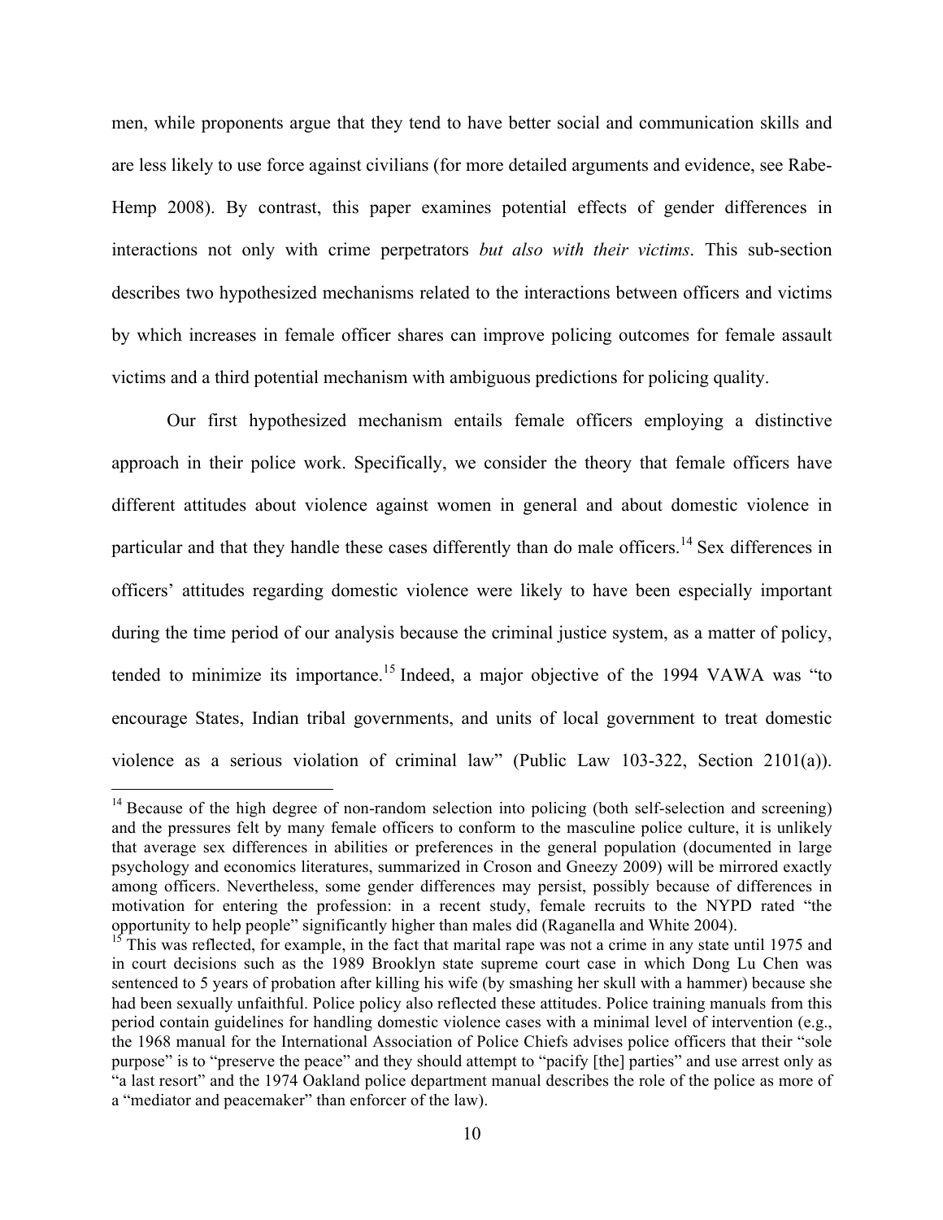men, while proponents argue that they tend to have better social and communication skills and are less likely to use force against civilians (for more detailed arguments and evidence, see Rabe-Hemp 2008). By contrast, this paper examines potential effects of gender differences in interactions not only with crime perpetrators *but also with their victims*. This sub-section describes two hypothesized mechanisms related to the interactions between officers and victims by which increases in female officer shares can improve policing outcomes for female assault victims and a third potential mechanism with ambiguous predictions for policing quality.

Our first hypothesized mechanism entails female officers employing a distinctive approach in their police work. Specifically, we consider the theory that female officers have different attitudes about violence against women in general and about domestic violence in particular and that they handle these cases differently than do male officers.[14] Sex differences in officers' attitudes regarding domestic violence were likely to have been especially important during the time period of our analysis because the criminal justice system, as a matter of policy, tended to minimize its importance.[15] Indeed, a major objective of the 1994 VAWA was "to encourage States, Indian tribal governments, and units of local government to treat domestic violence as a serious violation of criminal law" (Public Law 103-322, Section 2101(a)).

---

[14] Because of the high degree of non-random selection into policing (both self-selection and screening) and the pressures felt by many female officers to conform to the masculine police culture, it is unlikely that average sex differences in abilities or preferences in the general population (documented in large psychology and economics literatures, summarized in Croson and Gneezy 2009) will be mirrored exactly among officers. Nevertheless, some gender differences may persist, possibly because of differences in motivation for entering the profession: in a recent study, female recruits to the NYPD rated "the opportunity to help people" significantly higher than males did (Raganella and White 2004).

[15] This was reflected, for example, in the fact that marital rape was not a crime in any state until 1975 and in court decisions such as the 1989 Brooklyn state supreme court case in which Dong Lu Chen was sentenced to 5 years of probation after killing his wife (by smashing her skull with a hammer) because she had been sexually unfaithful. Police policy also reflected these attitudes. Police training manuals from this period contain guidelines for handling domestic violence cases with a minimal level of intervention (e.g., the 1968 manual for the International Association of Police Chiefs advises police officers that their "sole purpose" is to "preserve the peace" and they should attempt to "pacify [the] parties" and use arrest only as "a last resort" and the 1974 Oakland police department manual describes the role of the police as more of a "mediator and peacemaker" than enforcer of the law).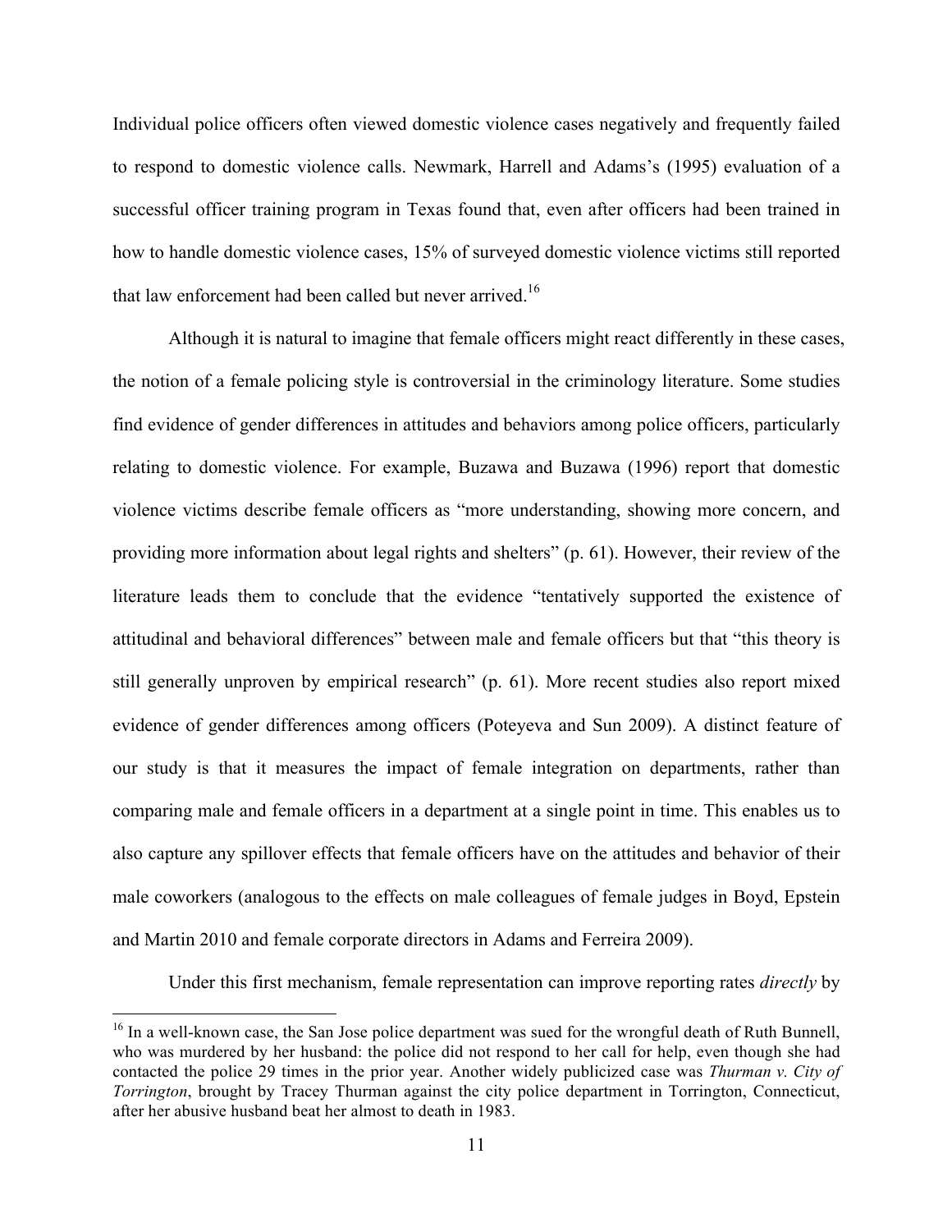Individual police officers often viewed domestic violence cases negatively and frequently failed to respond to domestic violence calls. Newmark, Harrell and Adams's (1995) evaluation of a successful officer training program in Texas found that, even after officers had been trained in how to handle domestic violence cases, 15% of surveyed domestic violence victims still reported that law enforcement had been called but never arrived.[16]

Although it is natural to imagine that female officers might react differently in these cases, the notion of a female policing style is controversial in the criminology literature. Some studies find evidence of gender differences in attitudes and behaviors among police officers, particularly relating to domestic violence. For example, Buzawa and Buzawa (1996) report that domestic violence victims describe female officers as "more understanding, showing more concern, and providing more information about legal rights and shelters" (p. 61). However, their review of the literature leads them to conclude that the evidence "tentatively supported the existence of attitudinal and behavioral differences" between male and female officers but that "this theory is still generally unproven by empirical research" (p. 61). More recent studies also report mixed evidence of gender differences among officers (Poteyeva and Sun 2009). A distinct feature of our study is that it measures the impact of female integration on departments, rather than comparing male and female officers in a department at a single point in time. This enables us to also capture any spillover effects that female officers have on the attitudes and behavior of their male coworkers (analogous to the effects on male colleagues of female judges in Boyd, Epstein and Martin 2010 and female corporate directors in Adams and Ferreira 2009).

Under this first mechanism, female representation can improve reporting rates *directly* by

---

[16] In a well-known case, the San Jose police department was sued for the wrongful death of Ruth Bunnell, who was murdered by her husband: the police did not respond to her call for help, even though she had contacted the police 29 times in the prior year. Another widely publicized case was *Thurman v. City of Torrington*, brought by Tracey Thurman against the city police department in Torrington, Connecticut, after her abusive husband beat her almost to death in 1983.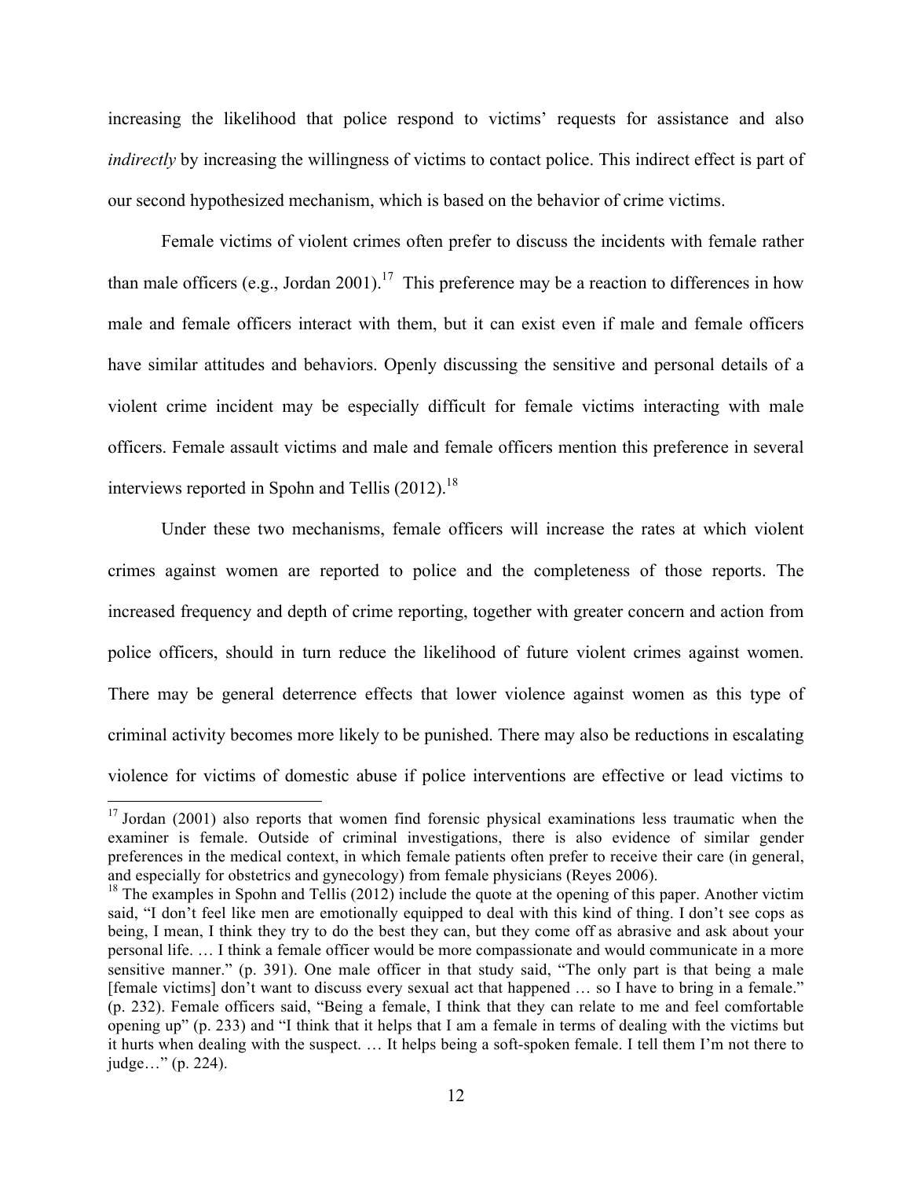increasing the likelihood that police respond to victims' requests for assistance and also *indirectly* by increasing the willingness of victims to contact police. This indirect effect is part of our second hypothesized mechanism, which is based on the behavior of crime victims.

Female victims of violent crimes often prefer to discuss the incidents with female rather than male officers (e.g., Jordan 2001).[17] This preference may be a reaction to differences in how male and female officers interact with them, but it can exist even if male and female officers have similar attitudes and behaviors. Openly discussing the sensitive and personal details of a violent crime incident may be especially difficult for female victims interacting with male officers. Female assault victims and male and female officers mention this preference in several interviews reported in Spohn and Tellis (2012).[18]

Under these two mechanisms, female officers will increase the rates at which violent crimes against women are reported to police and the completeness of those reports. The increased frequency and depth of crime reporting, together with greater concern and action from police officers, should in turn reduce the likelihood of future violent crimes against women. There may be general deterrence effects that lower violence against women as this type of criminal activity becomes more likely to be punished. There may also be reductions in escalating violence for victims of domestic abuse if police interventions are effective or lead victims to

---

[17] Jordan (2001) also reports that women find forensic physical examinations less traumatic when the examiner is female. Outside of criminal investigations, there is also evidence of similar gender preferences in the medical context, in which female patients often prefer to receive their care (in general, and especially for obstetrics and gynecology) from female physicians (Reyes 2006).

[18] The examples in Spohn and Tellis (2012) include the quote at the opening of this paper. Another victim said, "I don't feel like men are emotionally equipped to deal with this kind of thing. I don't see cops as being, I mean, I think they try to do the best they can, but they come off as abrasive and ask about your personal life. … I think a female officer would be more compassionate and would communicate in a more sensitive manner." (p. 391). One male officer in that study said, "The only part is that being a male [female victims] don't want to discuss every sexual act that happened … so I have to bring in a female." (p. 232). Female officers said, "Being a female, I think that they can relate to me and feel comfortable opening up" (p. 233) and "I think that it helps that I am a female in terms of dealing with the victims but it hurts when dealing with the suspect. … It helps being a soft-spoken female. I tell them I'm not there to judge…" (p. 224).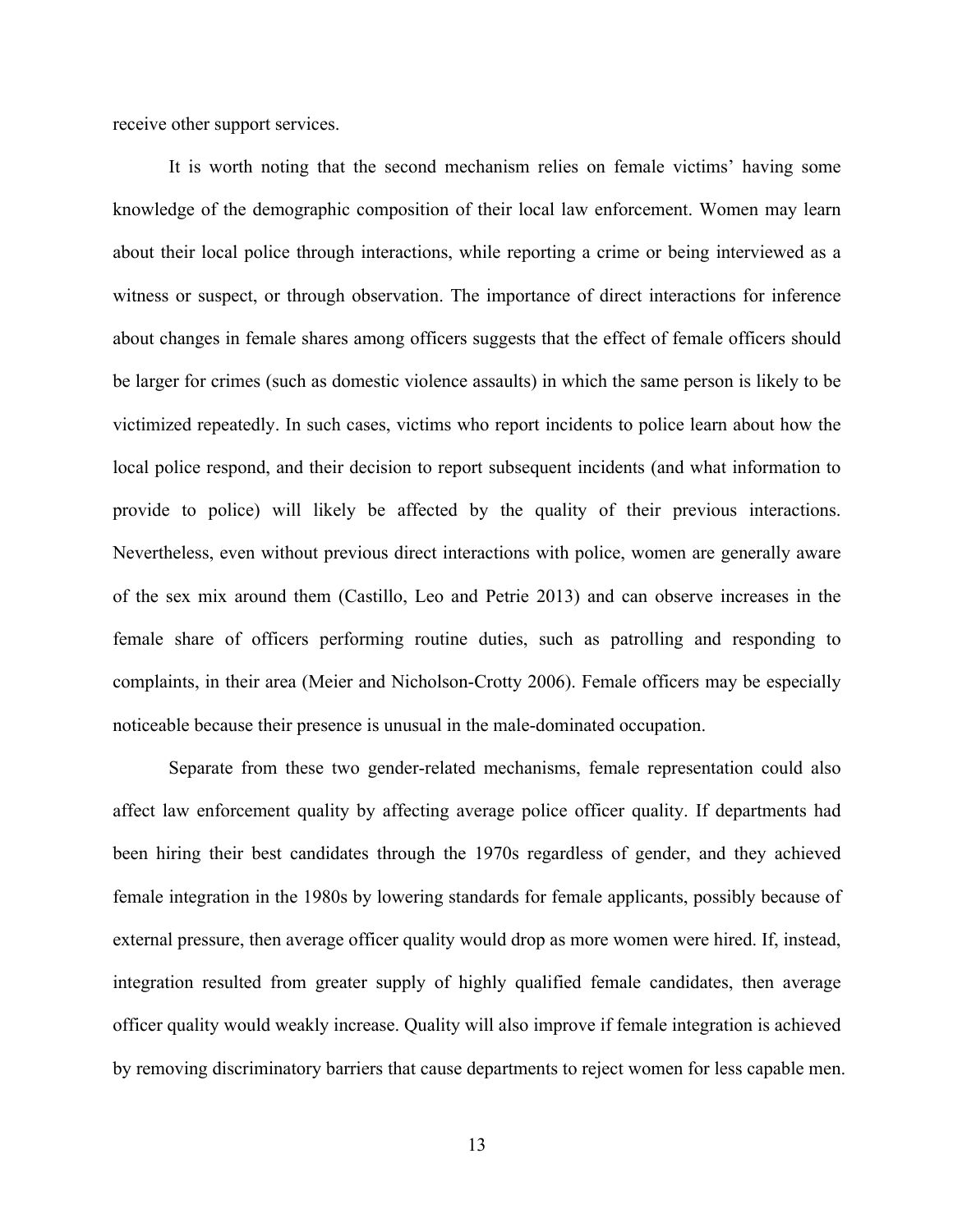receive other support services.

It is worth noting that the second mechanism relies on female victims' having some knowledge of the demographic composition of their local law enforcement. Women may learn about their local police through interactions, while reporting a crime or being interviewed as a witness or suspect, or through observation. The importance of direct interactions for inference about changes in female shares among officers suggests that the effect of female officers should be larger for crimes (such as domestic violence assaults) in which the same person is likely to be victimized repeatedly. In such cases, victims who report incidents to police learn about how the local police respond, and their decision to report subsequent incidents (and what information to provide to police) will likely be affected by the quality of their previous interactions. Nevertheless, even without previous direct interactions with police, women are generally aware of the sex mix around them (Castillo, Leo and Petrie 2013) and can observe increases in the female share of officers performing routine duties, such as patrolling and responding to complaints, in their area (Meier and Nicholson-Crotty 2006). Female officers may be especially noticeable because their presence is unusual in the male-dominated occupation.

Separate from these two gender-related mechanisms, female representation could also affect law enforcement quality by affecting average police officer quality. If departments had been hiring their best candidates through the 1970s regardless of gender, and they achieved female integration in the 1980s by lowering standards for female applicants, possibly because of external pressure, then average officer quality would drop as more women were hired. If, instead, integration resulted from greater supply of highly qualified female candidates, then average officer quality would weakly increase. Quality will also improve if female integration is achieved by removing discriminatory barriers that cause departments to reject women for less capable men.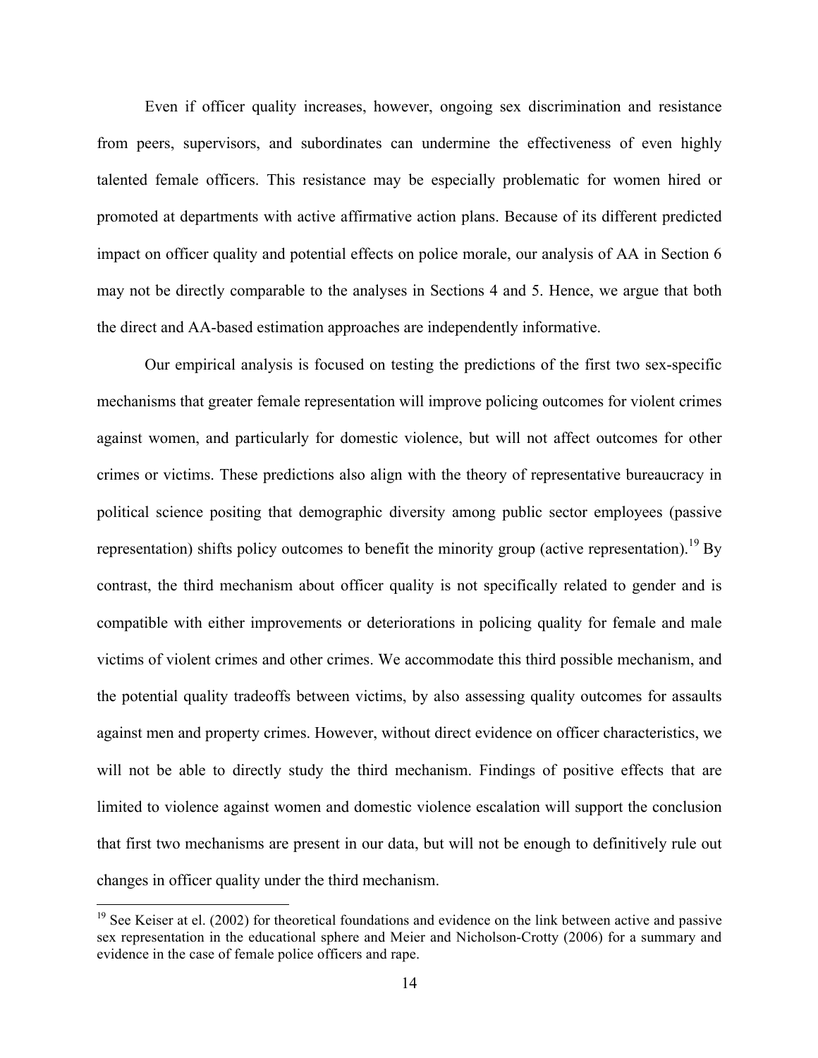Even if officer quality increases, however, ongoing sex discrimination and resistance from peers, supervisors, and subordinates can undermine the effectiveness of even highly talented female officers. This resistance may be especially problematic for women hired or promoted at departments with active affirmative action plans. Because of its different predicted impact on officer quality and potential effects on police morale, our analysis of AA in Section 6 may not be directly comparable to the analyses in Sections 4 and 5. Hence, we argue that both the direct and AA-based estimation approaches are independently informative.

Our empirical analysis is focused on testing the predictions of the first two sex-specific mechanisms that greater female representation will improve policing outcomes for violent crimes against women, and particularly for domestic violence, but will not affect outcomes for other crimes or victims. These predictions also align with the theory of representative bureaucracy in political science positing that demographic diversity among public sector employees (passive representation) shifts policy outcomes to benefit the minority group (active representation).[19] By contrast, the third mechanism about officer quality is not specifically related to gender and is compatible with either improvements or deteriorations in policing quality for female and male victims of violent crimes and other crimes. We accommodate this third possible mechanism, and the potential quality tradeoffs between victims, by also assessing quality outcomes for assaults against men and property crimes. However, without direct evidence on officer characteristics, we will not be able to directly study the third mechanism. Findings of positive effects that are limited to violence against women and domestic violence escalation will support the conclusion that first two mechanisms are present in our data, but will not be enough to definitively rule out changes in officer quality under the third mechanism.

[19] See Keiser at el. (2002) for theoretical foundations and evidence on the link between active and passive sex representation in the educational sphere and Meier and Nicholson-Crotty (2006) for a summary and evidence in the case of female police officers and rape.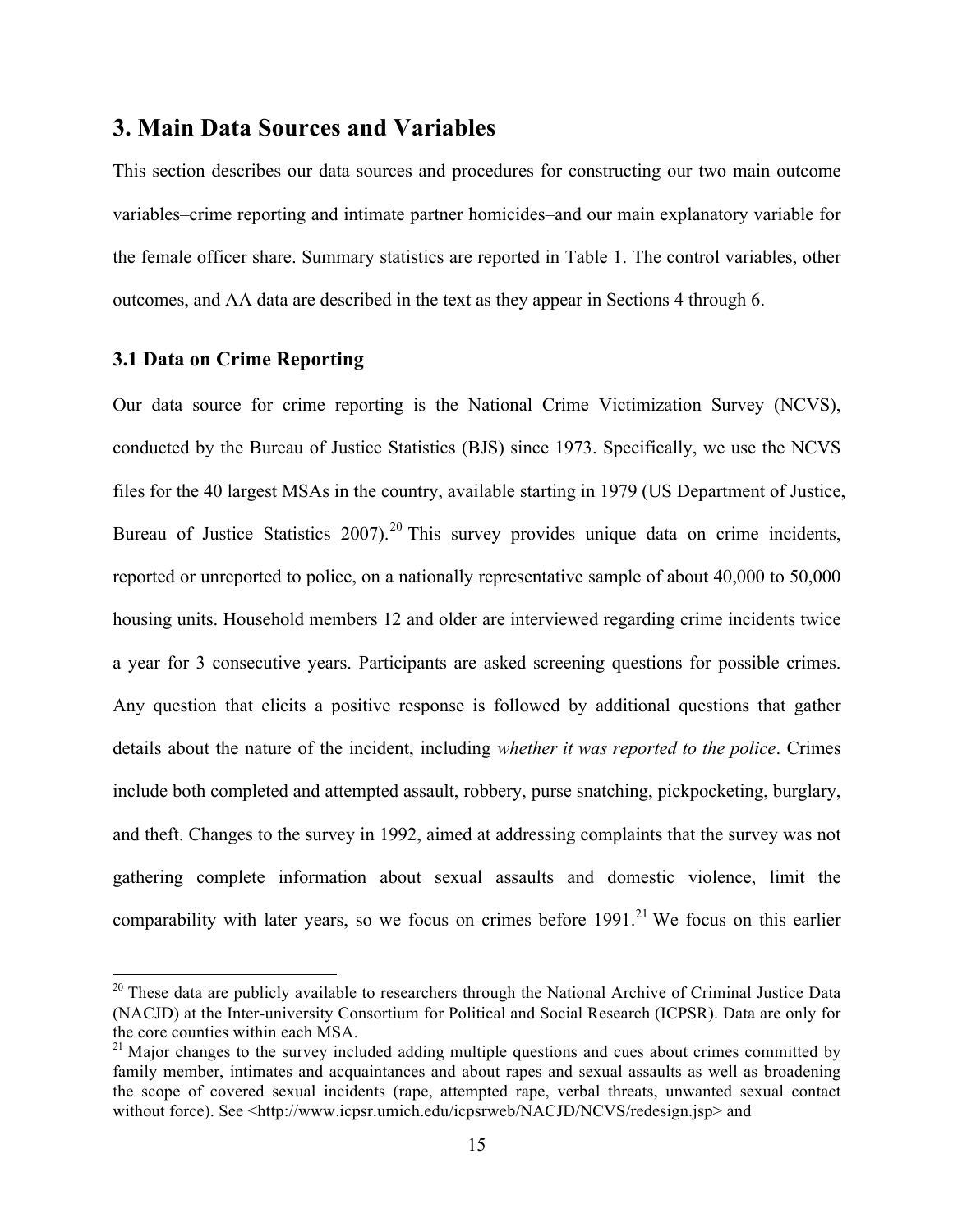## 3. Main Data Sources and Variables

This section describes our data sources and procedures for constructing our two main outcome variables–crime reporting and intimate partner homicides–and our main explanatory variable for the female officer share. Summary statistics are reported in Table 1. The control variables, other outcomes, and AA data are described in the text as they appear in Sections 4 through 6.

### 3.1 Data on Crime Reporting

Our data source for crime reporting is the National Crime Victimization Survey (NCVS), conducted by the Bureau of Justice Statistics (BJS) since 1973. Specifically, we use the NCVS files for the 40 largest MSAs in the country, available starting in 1979 (US Department of Justice, Bureau of Justice Statistics 2007).[20] This survey provides unique data on crime incidents, reported or unreported to police, on a nationally representative sample of about 40,000 to 50,000 housing units. Household members 12 and older are interviewed regarding crime incidents twice a year for 3 consecutive years. Participants are asked screening questions for possible crimes. Any question that elicits a positive response is followed by additional questions that gather details about the nature of the incident, including *whether it was reported to the police*. Crimes include both completed and attempted assault, robbery, purse snatching, pickpocketing, burglary, and theft. Changes to the survey in 1992, aimed at addressing complaints that the survey was not gathering complete information about sexual assaults and domestic violence, limit the comparability with later years, so we focus on crimes before 1991.[21] We focus on this earlier

---

[20] These data are publicly available to researchers through the National Archive of Criminal Justice Data (NACJD) at the Inter-university Consortium for Political and Social Research (ICPSR). Data are only for the core counties within each MSA.

[21] Major changes to the survey included adding multiple questions and cues about crimes committed by family member, intimates and acquaintances and about rapes and sexual assaults as well as broadening the scope of covered sexual incidents (rape, attempted rape, verbal threats, unwanted sexual contact without force). See <http://www.icpsr.umich.edu/icpsrweb/NACJD/NCVS/redesign.jsp> and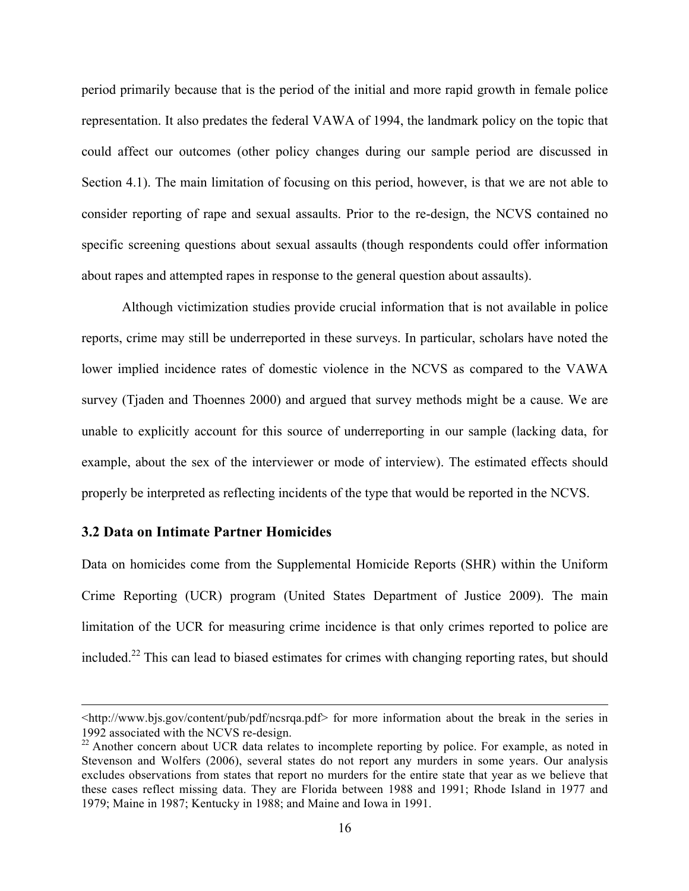period primarily because that is the period of the initial and more rapid growth in female police representation. It also predates the federal VAWA of 1994, the landmark policy on the topic that could affect our outcomes (other policy changes during our sample period are discussed in Section 4.1). The main limitation of focusing on this period, however, is that we are not able to consider reporting of rape and sexual assaults. Prior to the re-design, the NCVS contained no specific screening questions about sexual assaults (though respondents could offer information about rapes and attempted rapes in response to the general question about assaults).

Although victimization studies provide crucial information that is not available in police reports, crime may still be underreported in these surveys. In particular, scholars have noted the lower implied incidence rates of domestic violence in the NCVS as compared to the VAWA survey (Tjaden and Thoennes 2000) and argued that survey methods might be a cause. We are unable to explicitly account for this source of underreporting in our sample (lacking data, for example, about the sex of the interviewer or mode of interview). The estimated effects should properly be interpreted as reflecting incidents of the type that would be reported in the NCVS.

### 3.2 Data on Intimate Partner Homicides

Data on homicides come from the Supplemental Homicide Reports (SHR) within the Uniform Crime Reporting (UCR) program (United States Department of Justice 2009). The main limitation of the UCR for measuring crime incidence is that only crimes reported to police are included.[22] This can lead to biased estimates for crimes with changing reporting rates, but should

---

<http://www.bjs.gov/content/pub/pdf/ncsrqa.pdf> for more information about the break in the series in 1992 associated with the NCVS re-design.

[22] Another concern about UCR data relates to incomplete reporting by police. For example, as noted in Stevenson and Wolfers (2006), several states do not report any murders in some years. Our analysis excludes observations from states that report no murders for the entire state that year as we believe that these cases reflect missing data. They are Florida between 1988 and 1991; Rhode Island in 1977 and 1979; Maine in 1987; Kentucky in 1988; and Maine and Iowa in 1991.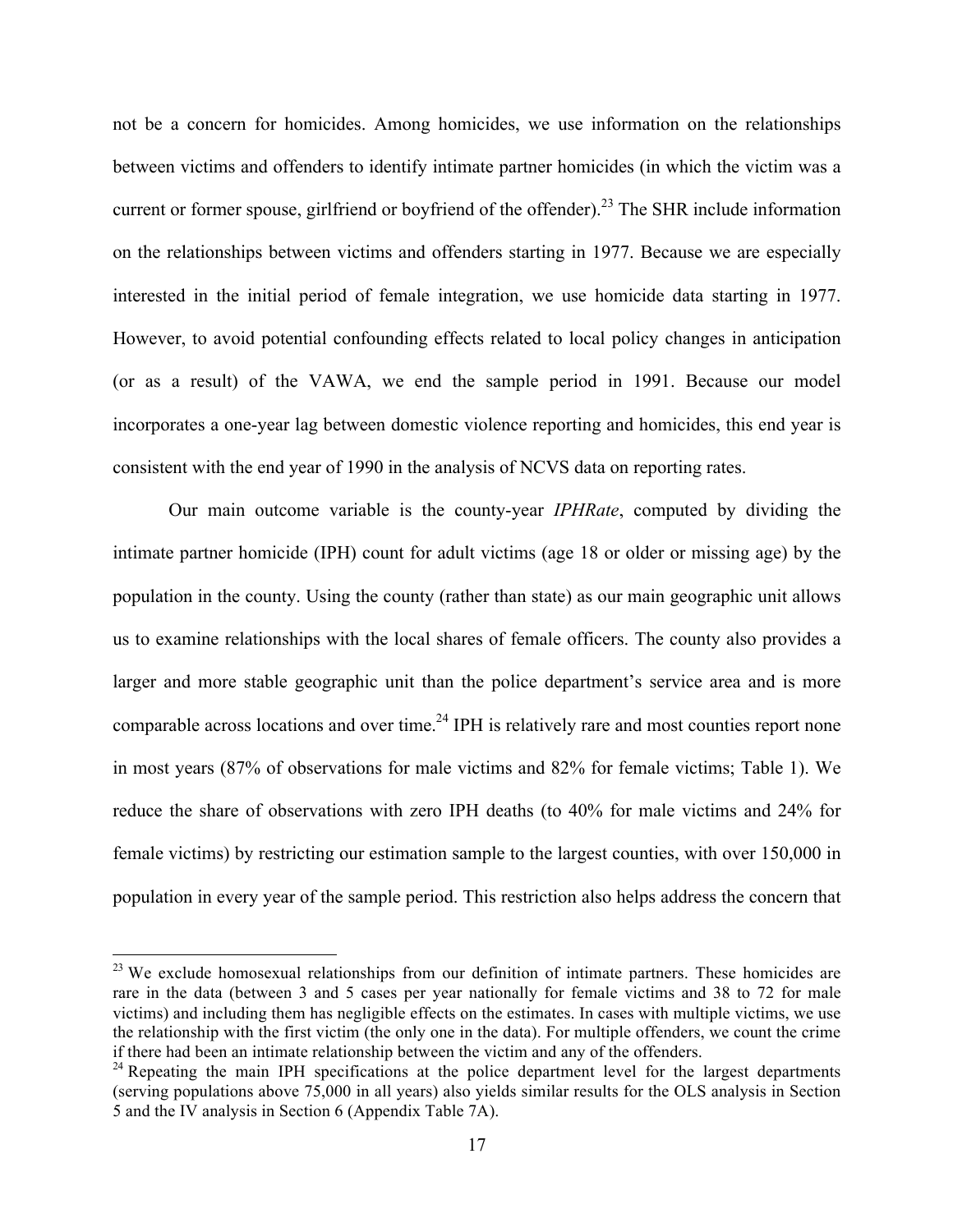not be a concern for homicides. Among homicides, we use information on the relationships between victims and offenders to identify intimate partner homicides (in which the victim was a current or former spouse, girlfriend or boyfriend of the offender).[23] The SHR include information on the relationships between victims and offenders starting in 1977. Because we are especially interested in the initial period of female integration, we use homicide data starting in 1977. However, to avoid potential confounding effects related to local policy changes in anticipation (or as a result) of the VAWA, we end the sample period in 1991. Because our model incorporates a one-year lag between domestic violence reporting and homicides, this end year is consistent with the end year of 1990 in the analysis of NCVS data on reporting rates.

Our main outcome variable is the county-year *IPHRate*, computed by dividing the intimate partner homicide (IPH) count for adult victims (age 18 or older or missing age) by the population in the county. Using the county (rather than state) as our main geographic unit allows us to examine relationships with the local shares of female officers. The county also provides a larger and more stable geographic unit than the police department's service area and is more comparable across locations and over time.[24] IPH is relatively rare and most counties report none in most years (87% of observations for male victims and 82% for female victims; Table 1). We reduce the share of observations with zero IPH deaths (to 40% for male victims and 24% for female victims) by restricting our estimation sample to the largest counties, with over 150,000 in population in every year of the sample period. This restriction also helps address the concern that

---

[23] We exclude homosexual relationships from our definition of intimate partners. These homicides are rare in the data (between 3 and 5 cases per year nationally for female victims and 38 to 72 for male victims) and including them has negligible effects on the estimates. In cases with multiple victims, we use the relationship with the first victim (the only one in the data). For multiple offenders, we count the crime if there had been an intimate relationship between the victim and any of the offenders.

[24] Repeating the main IPH specifications at the police department level for the largest departments (serving populations above 75,000 in all years) also yields similar results for the OLS analysis in Section 5 and the IV analysis in Section 6 (Appendix Table 7A).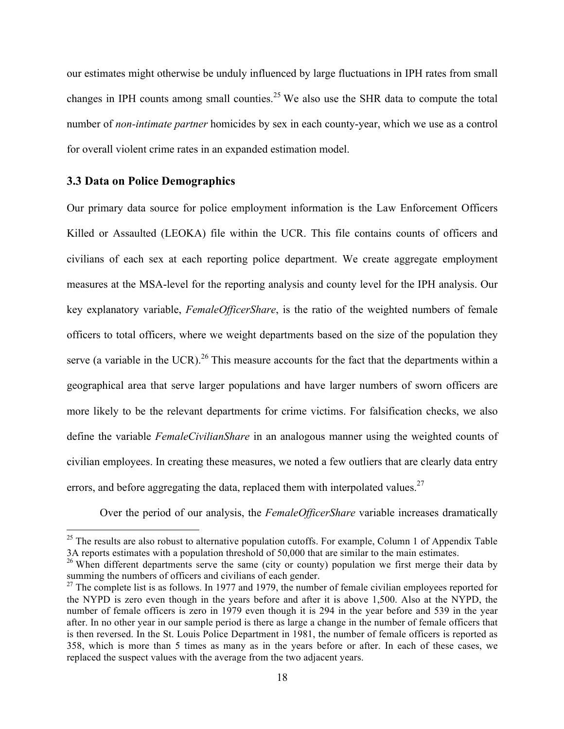our estimates might otherwise be unduly influenced by large fluctuations in IPH rates from small changes in IPH counts among small counties.[25] We also use the SHR data to compute the total number of *non-intimate partner* homicides by sex in each county-year, which we use as a control for overall violent crime rates in an expanded estimation model.

### 3.3 Data on Police Demographics

Our primary data source for police employment information is the Law Enforcement Officers Killed or Assaulted (LEOKA) file within the UCR. This file contains counts of officers and civilians of each sex at each reporting police department. We create aggregate employment measures at the MSA-level for the reporting analysis and county level for the IPH analysis. Our key explanatory variable, *FemaleOfficerShare*, is the ratio of the weighted numbers of female officers to total officers, where we weight departments based on the size of the population they serve (a variable in the UCR).[26] This measure accounts for the fact that the departments within a geographical area that serve larger populations and have larger numbers of sworn officers are more likely to be the relevant departments for crime victims. For falsification checks, we also define the variable *FemaleCivilianShare* in an analogous manner using the weighted counts of civilian employees. In creating these measures, we noted a few outliers that are clearly data entry errors, and before aggregating the data, replaced them with interpolated values.[27]

Over the period of our analysis, the *FemaleOfficerShare* variable increases dramatically

[25] The results are also robust to alternative population cutoffs. For example, Column 1 of Appendix Table 3A reports estimates with a population threshold of 50,000 that are similar to the main estimates.

[26] When different departments serve the same (city or county) population we first merge their data by summing the numbers of officers and civilians of each gender.

[27] The complete list is as follows. In 1977 and 1979, the number of female civilian employees reported for the NYPD is zero even though in the years before and after it is above 1,500. Also at the NYPD, the number of female officers is zero in 1979 even though it is 294 in the year before and 539 in the year after. In no other year in our sample period is there as large a change in the number of female officers that is then reversed. In the St. Louis Police Department in 1981, the number of female officers is reported as 358, which is more than 5 times as many as in the years before or after. In each of these cases, we replaced the suspect values with the average from the two adjacent years.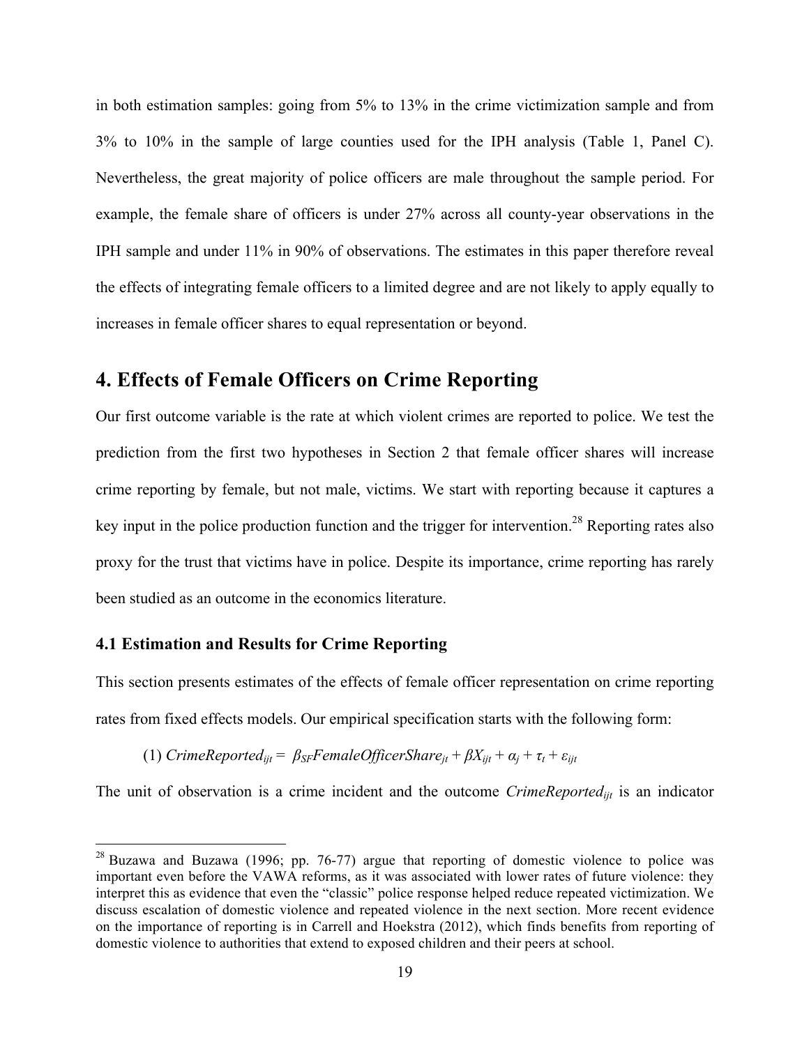in both estimation samples: going from 5% to 13% in the crime victimization sample and from 3% to 10% in the sample of large counties used for the IPH analysis (Table 1, Panel C). Nevertheless, the great majority of police officers are male throughout the sample period. For example, the female share of officers is under 27% across all county-year observations in the IPH sample and under 11% in 90% of observations. The estimates in this paper therefore reveal the effects of integrating female officers to a limited degree and are not likely to apply equally to increases in female officer shares to equal representation or beyond.

## 4. Effects of Female Officers on Crime Reporting

Our first outcome variable is the rate at which violent crimes are reported to police. We test the prediction from the first two hypotheses in Section 2 that female officer shares will increase crime reporting by female, but not male, victims. We start with reporting because it captures a key input in the police production function and the trigger for intervention.[28] Reporting rates also proxy for the trust that victims have in police. Despite its importance, crime reporting has rarely been studied as an outcome in the economics literature.

### 4.1 Estimation and Results for Crime Reporting

This section presents estimates of the effects of female officer representation on crime reporting rates from fixed effects models. Our empirical specification starts with the following form:

$$(1)\ CrimeReported_{ijt} = \beta_{SF} FemaleOfficerShare_{jt} + \beta X_{ijt} + \alpha_j + \tau_t + \varepsilon_{ijt}$$

The unit of observation is a crime incident and the outcome $CrimeReported_{ijt}$ is an indicator

[28] Buzawa and Buzawa (1996; pp. 76-77) argue that reporting of domestic violence to police was important even before the VAWA reforms, as it was associated with lower rates of future violence: they interpret this as evidence that even the "classic" police response helped reduce repeated victimization. We discuss escalation of domestic violence and repeated violence in the next section. More recent evidence on the importance of reporting is in Carrell and Hoekstra (2012), which finds benefits from reporting of domestic violence to authorities that extend to exposed children and their peers at school.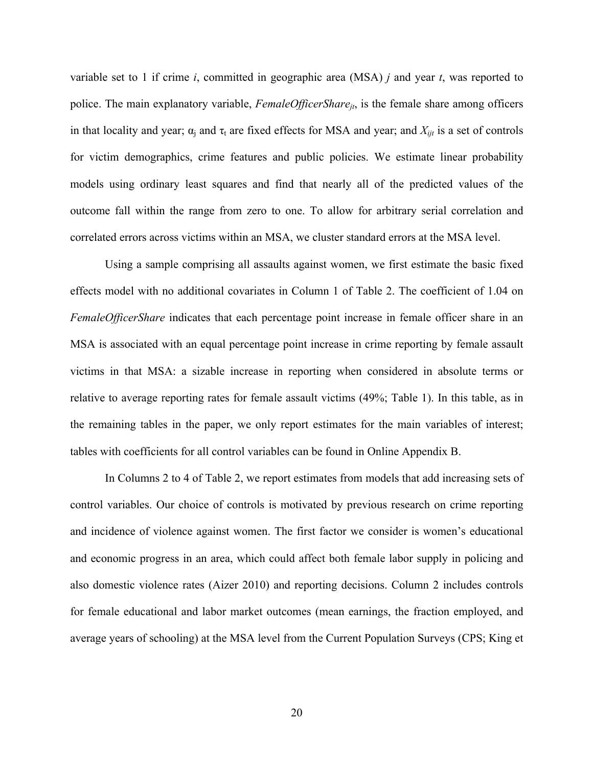variable set to 1 if crime $i$, committed in geographic area (MSA) $j$ and year $t$, was reported to police. The main explanatory variable, $FemaleOfficerShare_{jt}$, is the female share among officers in that locality and year; $\alpha_j$ and $\tau_t$ are fixed effects for MSA and year; and $X_{ijt}$ is a set of controls for victim demographics, crime features and public policies. We estimate linear probability models using ordinary least squares and find that nearly all of the predicted values of the outcome fall within the range from zero to one. To allow for arbitrary serial correlation and correlated errors across victims within an MSA, we cluster standard errors at the MSA level.

Using a sample comprising all assaults against women, we first estimate the basic fixed effects model with no additional covariates in Column 1 of Table 2. The coefficient of 1.04 on *FemaleOfficerShare* indicates that each percentage point increase in female officer share in an MSA is associated with an equal percentage point increase in crime reporting by female assault victims in that MSA: a sizable increase in reporting when considered in absolute terms or relative to average reporting rates for female assault victims (49%; Table 1). In this table, as in the remaining tables in the paper, we only report estimates for the main variables of interest; tables with coefficients for all control variables can be found in Online Appendix B.

In Columns 2 to 4 of Table 2, we report estimates from models that add increasing sets of control variables. Our choice of controls is motivated by previous research on crime reporting and incidence of violence against women. The first factor we consider is women's educational and economic progress in an area, which could affect both female labor supply in policing and also domestic violence rates (Aizer 2010) and reporting decisions. Column 2 includes controls for female educational and labor market outcomes (mean earnings, the fraction employed, and average years of schooling) at the MSA level from the Current Population Surveys (CPS; King et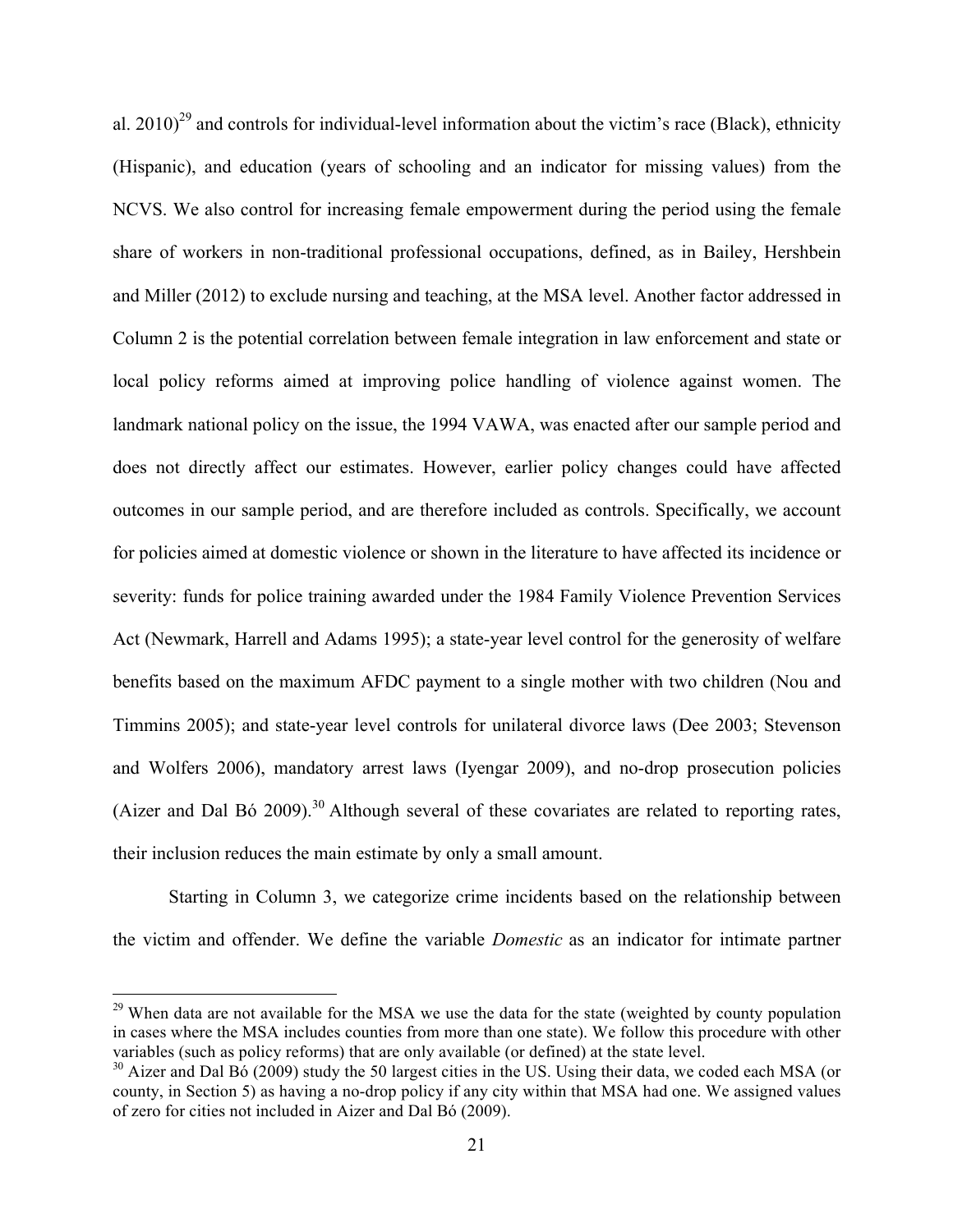al. 2010)[29] and controls for individual-level information about the victim's race (Black), ethnicity (Hispanic), and education (years of schooling and an indicator for missing values) from the NCVS. We also control for increasing female empowerment during the period using the female share of workers in non-traditional professional occupations, defined, as in Bailey, Hershbein and Miller (2012) to exclude nursing and teaching, at the MSA level. Another factor addressed in Column 2 is the potential correlation between female integration in law enforcement and state or local policy reforms aimed at improving police handling of violence against women. The landmark national policy on the issue, the 1994 VAWA, was enacted after our sample period and does not directly affect our estimates. However, earlier policy changes could have affected outcomes in our sample period, and are therefore included as controls. Specifically, we account for policies aimed at domestic violence or shown in the literature to have affected its incidence or severity: funds for police training awarded under the 1984 Family Violence Prevention Services Act (Newmark, Harrell and Adams 1995); a state-year level control for the generosity of welfare benefits based on the maximum AFDC payment to a single mother with two children (Nou and Timmins 2005); and state-year level controls for unilateral divorce laws (Dee 2003; Stevenson and Wolfers 2006), mandatory arrest laws (Iyengar 2009), and no-drop prosecution policies (Aizer and Dal Bó 2009).[30] Although several of these covariates are related to reporting rates, their inclusion reduces the main estimate by only a small amount.

Starting in Column 3, we categorize crime incidents based on the relationship between the victim and offender. We define the variable *Domestic* as an indicator for intimate partner

[29] When data are not available for the MSA we use the data for the state (weighted by county population in cases where the MSA includes counties from more than one state). We follow this procedure with other variables (such as policy reforms) that are only available (or defined) at the state level.

[30] Aizer and Dal Bó (2009) study the 50 largest cities in the US. Using their data, we coded each MSA (or county, in Section 5) as having a no-drop policy if any city within that MSA had one. We assigned values of zero for cities not included in Aizer and Dal Bó (2009).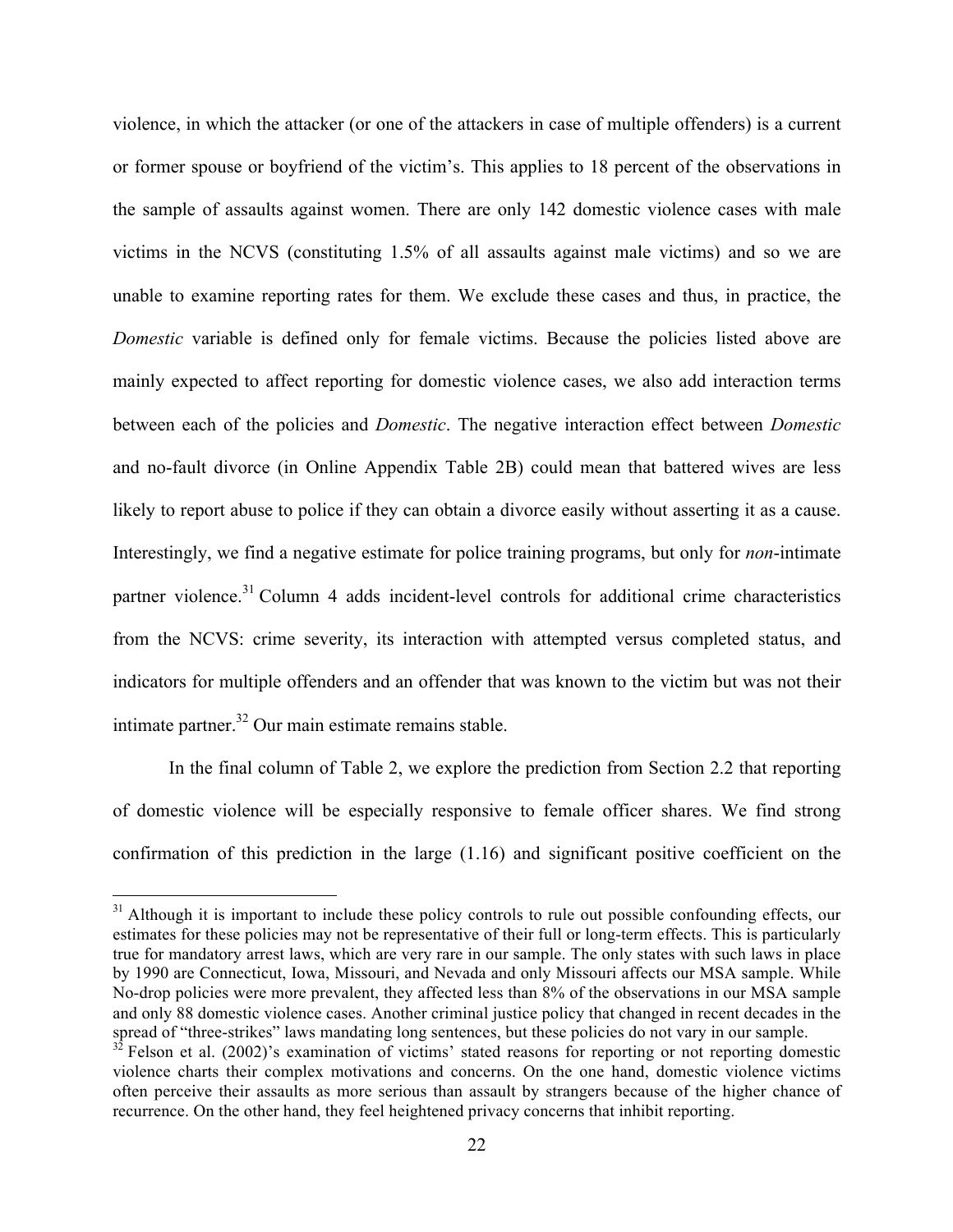violence, in which the attacker (or one of the attackers in case of multiple offenders) is a current or former spouse or boyfriend of the victim's. This applies to 18 percent of the observations in the sample of assaults against women. There are only 142 domestic violence cases with male victims in the NCVS (constituting 1.5% of all assaults against male victims) and so we are unable to examine reporting rates for them. We exclude these cases and thus, in practice, the *Domestic* variable is defined only for female victims. Because the policies listed above are mainly expected to affect reporting for domestic violence cases, we also add interaction terms between each of the policies and *Domestic*. The negative interaction effect between *Domestic* and no-fault divorce (in Online Appendix Table 2B) could mean that battered wives are less likely to report abuse to police if they can obtain a divorce easily without asserting it as a cause. Interestingly, we find a negative estimate for police training programs, but only for *non*-intimate partner violence.[31] Column 4 adds incident-level controls for additional crime characteristics from the NCVS: crime severity, its interaction with attempted versus completed status, and indicators for multiple offenders and an offender that was known to the victim but was not their intimate partner.[32] Our main estimate remains stable.

In the final column of Table 2, we explore the prediction from Section 2.2 that reporting of domestic violence will be especially responsive to female officer shares. We find strong confirmation of this prediction in the large (1.16) and significant positive coefficient on the

[31] Although it is important to include these policy controls to rule out possible confounding effects, our estimates for these policies may not be representative of their full or long-term effects. This is particularly true for mandatory arrest laws, which are very rare in our sample. The only states with such laws in place by 1990 are Connecticut, Iowa, Missouri, and Nevada and only Missouri affects our MSA sample. While No-drop policies were more prevalent, they affected less than 8% of the observations in our MSA sample and only 88 domestic violence cases. Another criminal justice policy that changed in recent decades in the spread of "three-strikes" laws mandating long sentences, but these policies do not vary in our sample.

[32] Felson et al. (2002)'s examination of victims' stated reasons for reporting or not reporting domestic violence charts their complex motivations and concerns. On the one hand, domestic violence victims often perceive their assaults as more serious than assault by strangers because of the higher chance of recurrence. On the other hand, they feel heightened privacy concerns that inhibit reporting.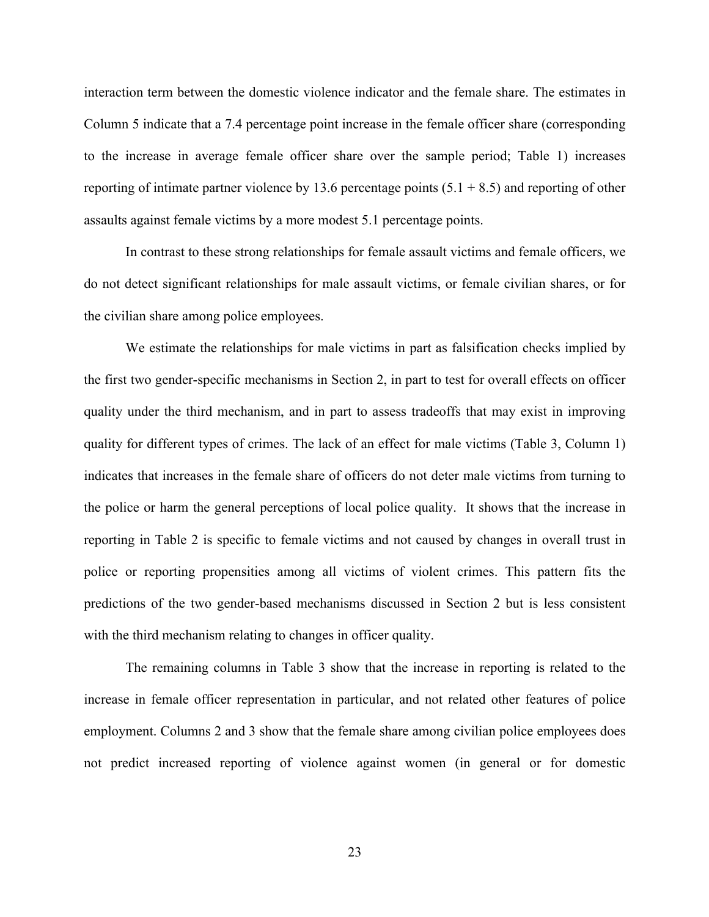interaction term between the domestic violence indicator and the female share. The estimates in Column 5 indicate that a 7.4 percentage point increase in the female officer share (corresponding to the increase in average female officer share over the sample period; Table 1) increases reporting of intimate partner violence by 13.6 percentage points (5.1 + 8.5) and reporting of other assaults against female victims by a more modest 5.1 percentage points.

In contrast to these strong relationships for female assault victims and female officers, we do not detect significant relationships for male assault victims, or female civilian shares, or for the civilian share among police employees.

We estimate the relationships for male victims in part as falsification checks implied by the first two gender-specific mechanisms in Section 2, in part to test for overall effects on officer quality under the third mechanism, and in part to assess tradeoffs that may exist in improving quality for different types of crimes. The lack of an effect for male victims (Table 3, Column 1) indicates that increases in the female share of officers do not deter male victims from turning to the police or harm the general perceptions of local police quality. It shows that the increase in reporting in Table 2 is specific to female victims and not caused by changes in overall trust in police or reporting propensities among all victims of violent crimes. This pattern fits the predictions of the two gender-based mechanisms discussed in Section 2 but is less consistent with the third mechanism relating to changes in officer quality.

The remaining columns in Table 3 show that the increase in reporting is related to the increase in female officer representation in particular, and not related other features of police employment. Columns 2 and 3 show that the female share among civilian police employees does not predict increased reporting of violence against women (in general or for domestic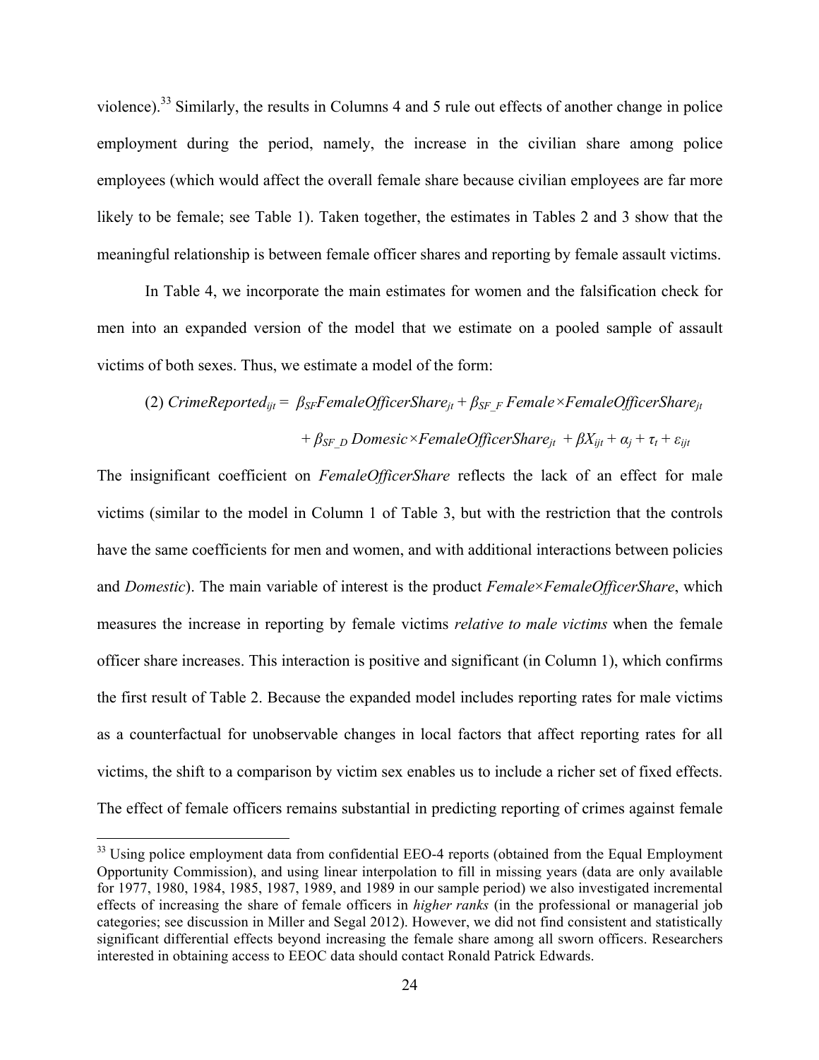violence).[33] Similarly, the results in Columns 4 and 5 rule out effects of another change in police employment during the period, namely, the increase in the civilian share among police employees (which would affect the overall female share because civilian employees are far more likely to be female; see Table 1). Taken together, the estimates in Tables 2 and 3 show that the meaningful relationship is between female officer shares and reporting by female assault victims.

In Table 4, we incorporate the main estimates for women and the falsification check for men into an expanded version of the model that we estimate on a pooled sample of assault victims of both sexes. Thus, we estimate a model of the form:

$$(2)\ CrimeReported_{ijt} = \beta_{SF} FemaleOfficerShare_{jt} + \beta_{SF\_F}\ Female \times FemaleOfficerShare_{jt} + \beta_{SF\_D}\ Domesic \times FemaleOfficerShare_{jt} + \beta X_{ijt} + \alpha_j + \tau_t + \varepsilon_{ijt}$$

The insignificant coefficient on *FemaleOfficerShare* reflects the lack of an effect for male victims (similar to the model in Column 1 of Table 3, but with the restriction that the controls have the same coefficients for men and women, and with additional interactions between policies and *Domestic*). The main variable of interest is the product *Female×FemaleOfficerShare*, which measures the increase in reporting by female victims *relative to male victims* when the female officer share increases. This interaction is positive and significant (in Column 1), which confirms the first result of Table 2. Because the expanded model includes reporting rates for male victims as a counterfactual for unobservable changes in local factors that affect reporting rates for all victims, the shift to a comparison by victim sex enables us to include a richer set of fixed effects. The effect of female officers remains substantial in predicting reporting of crimes against female

[33] Using police employment data from confidential EEO-4 reports (obtained from the Equal Employment Opportunity Commission), and using linear interpolation to fill in missing years (data are only available for 1977, 1980, 1984, 1985, 1987, 1989, and 1989 in our sample period) we also investigated incremental effects of increasing the share of female officers in *higher ranks* (in the professional or managerial job categories; see discussion in Miller and Segal 2012). However, we did not find consistent and statistically significant differential effects beyond increasing the female share among all sworn officers. Researchers interested in obtaining access to EEOC data should contact Ronald Patrick Edwards.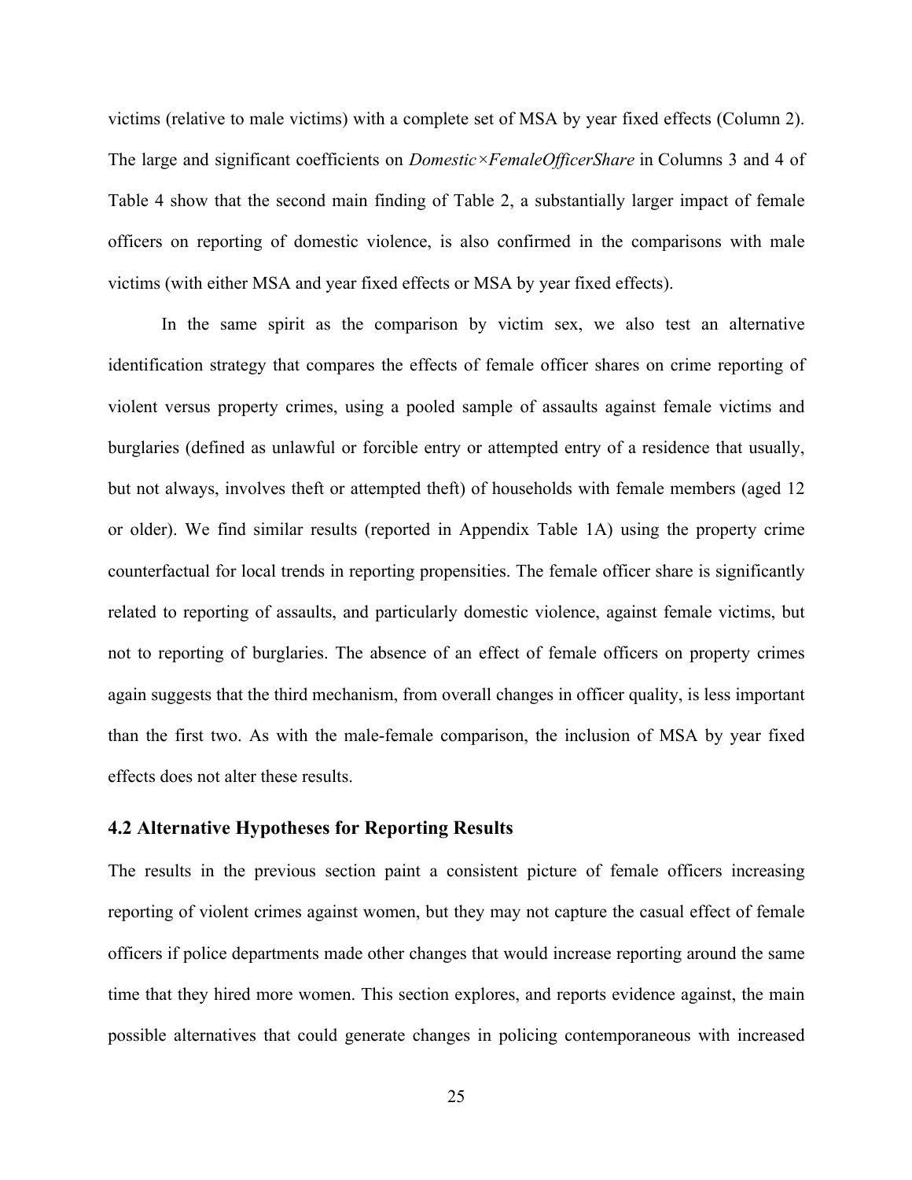victims (relative to male victims) with a complete set of MSA by year fixed effects (Column 2). The large and significant coefficients on *Domestic×FemaleOfficerShare* in Columns 3 and 4 of Table 4 show that the second main finding of Table 2, a substantially larger impact of female officers on reporting of domestic violence, is also confirmed in the comparisons with male victims (with either MSA and year fixed effects or MSA by year fixed effects).

In the same spirit as the comparison by victim sex, we also test an alternative identification strategy that compares the effects of female officer shares on crime reporting of violent versus property crimes, using a pooled sample of assaults against female victims and burglaries (defined as unlawful or forcible entry or attempted entry of a residence that usually, but not always, involves theft or attempted theft) of households with female members (aged 12 or older). We find similar results (reported in Appendix Table 1A) using the property crime counterfactual for local trends in reporting propensities. The female officer share is significantly related to reporting of assaults, and particularly domestic violence, against female victims, but not to reporting of burglaries. The absence of an effect of female officers on property crimes again suggests that the third mechanism, from overall changes in officer quality, is less important than the first two. As with the male-female comparison, the inclusion of MSA by year fixed effects does not alter these results.

## 4.2 Alternative Hypotheses for Reporting Results

The results in the previous section paint a consistent picture of female officers increasing reporting of violent crimes against women, but they may not capture the casual effect of female officers if police departments made other changes that would increase reporting around the same time that they hired more women. This section explores, and reports evidence against, the main possible alternatives that could generate changes in policing contemporaneous with increased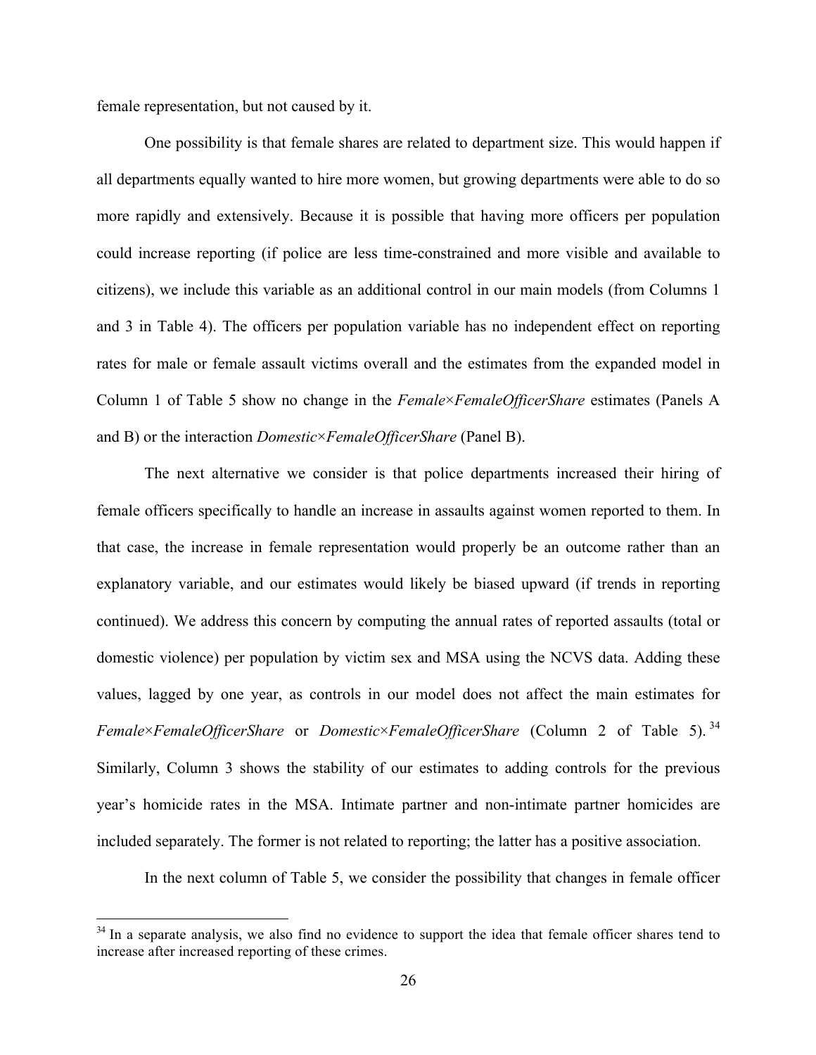female representation, but not caused by it.

One possibility is that female shares are related to department size. This would happen if all departments equally wanted to hire more women, but growing departments were able to do so more rapidly and extensively. Because it is possible that having more officers per population could increase reporting (if police are less time-constrained and more visible and available to citizens), we include this variable as an additional control in our main models (from Columns 1 and 3 in Table 4). The officers per population variable has no independent effect on reporting rates for male or female assault victims overall and the estimates from the expanded model in Column 1 of Table 5 show no change in the *Female×FemaleOfficerShare* estimates (Panels A and B) or the interaction *Domestic×FemaleOfficerShare* (Panel B).

The next alternative we consider is that police departments increased their hiring of female officers specifically to handle an increase in assaults against women reported to them. In that case, the increase in female representation would properly be an outcome rather than an explanatory variable, and our estimates would likely be biased upward (if trends in reporting continued). We address this concern by computing the annual rates of reported assaults (total or domestic violence) per population by victim sex and MSA using the NCVS data. Adding these values, lagged by one year, as controls in our model does not affect the main estimates for *Female×FemaleOfficerShare* or *Domestic×FemaleOfficerShare* (Column 2 of Table 5).[34] Similarly, Column 3 shows the stability of our estimates to adding controls for the previous year's homicide rates in the MSA. Intimate partner and non-intimate partner homicides are included separately. The former is not related to reporting; the latter has a positive association.

In the next column of Table 5, we consider the possibility that changes in female officer

[34] In a separate analysis, we also find no evidence to support the idea that female officer shares tend to increase after increased reporting of these crimes.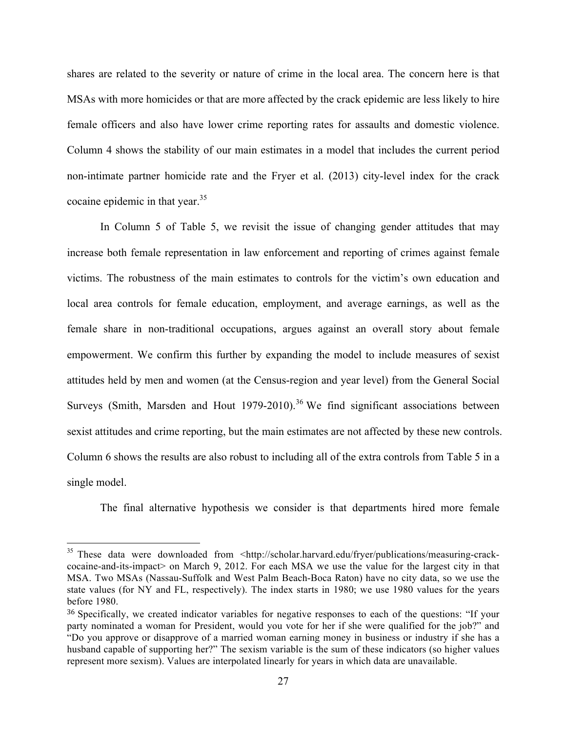shares are related to the severity or nature of crime in the local area. The concern here is that MSAs with more homicides or that are more affected by the crack epidemic are less likely to hire female officers and also have lower crime reporting rates for assaults and domestic violence. Column 4 shows the stability of our main estimates in a model that includes the current period non-intimate partner homicide rate and the Fryer et al. (2013) city-level index for the crack cocaine epidemic in that year.[35]

In Column 5 of Table 5, we revisit the issue of changing gender attitudes that may increase both female representation in law enforcement and reporting of crimes against female victims. The robustness of the main estimates to controls for the victim's own education and local area controls for female education, employment, and average earnings, as well as the female share in non-traditional occupations, argues against an overall story about female empowerment. We confirm this further by expanding the model to include measures of sexist attitudes held by men and women (at the Census-region and year level) from the General Social Surveys (Smith, Marsden and Hout 1979-2010).[36] We find significant associations between sexist attitudes and crime reporting, but the main estimates are not affected by these new controls. Column 6 shows the results are also robust to including all of the extra controls from Table 5 in a single model.

The final alternative hypothesis we consider is that departments hired more female

---

[35] These data were downloaded from <http://scholar.harvard.edu/fryer/publications/measuring-crack-cocaine-and-its-impact> on March 9, 2012. For each MSA we use the value for the largest city in that MSA. Two MSAs (Nassau-Suffolk and West Palm Beach-Boca Raton) have no city data, so we use the state values (for NY and FL, respectively). The index starts in 1980; we use 1980 values for the years before 1980.

[36] Specifically, we created indicator variables for negative responses to each of the questions: "If your party nominated a woman for President, would you vote for her if she were qualified for the job?" and "Do you approve or disapprove of a married woman earning money in business or industry if she has a husband capable of supporting her?" The sexism variable is the sum of these indicators (so higher values represent more sexism). Values are interpolated linearly for years in which data are unavailable.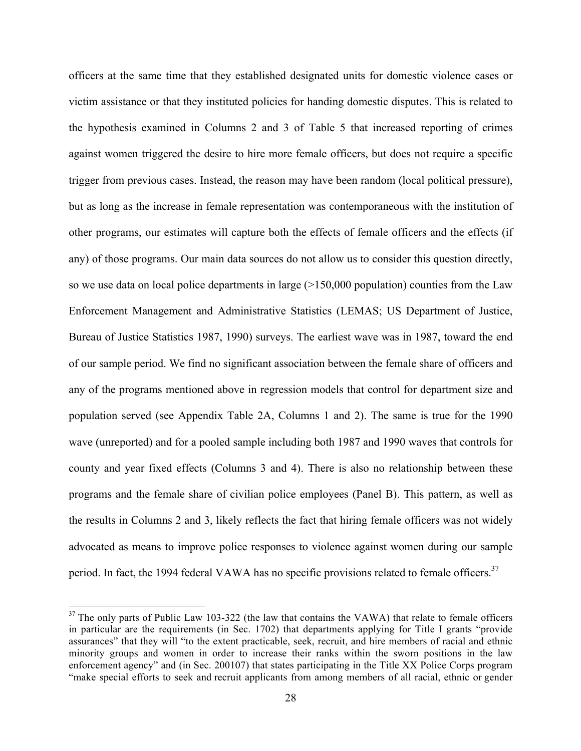officers at the same time that they established designated units for domestic violence cases or victim assistance or that they instituted policies for handing domestic disputes. This is related to the hypothesis examined in Columns 2 and 3 of Table 5 that increased reporting of crimes against women triggered the desire to hire more female officers, but does not require a specific trigger from previous cases. Instead, the reason may have been random (local political pressure), but as long as the increase in female representation was contemporaneous with the institution of other programs, our estimates will capture both the effects of female officers and the effects (if any) of those programs. Our main data sources do not allow us to consider this question directly, so we use data on local police departments in large (>150,000 population) counties from the Law Enforcement Management and Administrative Statistics (LEMAS; US Department of Justice, Bureau of Justice Statistics 1987, 1990) surveys. The earliest wave was in 1987, toward the end of our sample period. We find no significant association between the female share of officers and any of the programs mentioned above in regression models that control for department size and population served (see Appendix Table 2A, Columns 1 and 2). The same is true for the 1990 wave (unreported) and for a pooled sample including both 1987 and 1990 waves that controls for county and year fixed effects (Columns 3 and 4). There is also no relationship between these programs and the female share of civilian police employees (Panel B). This pattern, as well as the results in Columns 2 and 3, likely reflects the fact that hiring female officers was not widely advocated as means to improve police responses to violence against women during our sample period. In fact, the 1994 federal VAWA has no specific provisions related to female officers.[37]

[37] The only parts of Public Law 103-322 (the law that contains the VAWA) that relate to female officers in particular are the requirements (in Sec. 1702) that departments applying for Title I grants "provide assurances" that they will "to the extent practicable, seek, recruit, and hire members of racial and ethnic minority groups and women in order to increase their ranks within the sworn positions in the law enforcement agency" and (in Sec. 200107) that states participating in the Title XX Police Corps program "make special efforts to seek and recruit applicants from among members of all racial, ethnic or gender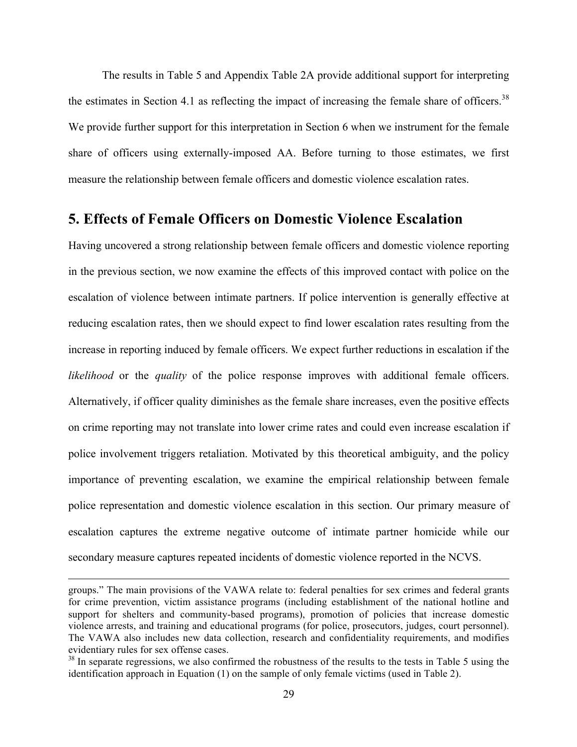The results in Table 5 and Appendix Table 2A provide additional support for interpreting the estimates in Section 4.1 as reflecting the impact of increasing the female share of officers.[38] We provide further support for this interpretation in Section 6 when we instrument for the female share of officers using externally-imposed AA. Before turning to those estimates, we first measure the relationship between female officers and domestic violence escalation rates.

## 5. Effects of Female Officers on Domestic Violence Escalation

Having uncovered a strong relationship between female officers and domestic violence reporting in the previous section, we now examine the effects of this improved contact with police on the escalation of violence between intimate partners. If police intervention is generally effective at reducing escalation rates, then we should expect to find lower escalation rates resulting from the increase in reporting induced by female officers. We expect further reductions in escalation if the *likelihood* or the *quality* of the police response improves with additional female officers. Alternatively, if officer quality diminishes as the female share increases, even the positive effects on crime reporting may not translate into lower crime rates and could even increase escalation if police involvement triggers retaliation. Motivated by this theoretical ambiguity, and the policy importance of preventing escalation, we examine the empirical relationship between female police representation and domestic violence escalation in this section. Our primary measure of escalation captures the extreme negative outcome of intimate partner homicide while our secondary measure captures repeated incidents of domestic violence reported in the NCVS.

---

groups." The main provisions of the VAWA relate to: federal penalties for sex crimes and federal grants for crime prevention, victim assistance programs (including establishment of the national hotline and support for shelters and community-based programs), promotion of policies that increase domestic violence arrests, and training and educational programs (for police, prosecutors, judges, court personnel). The VAWA also includes new data collection, research and confidentiality requirements, and modifies evidentiary rules for sex offense cases.

[38] In separate regressions, we also confirmed the robustness of the results to the tests in Table 5 using the identification approach in Equation (1) on the sample of only female victims (used in Table 2).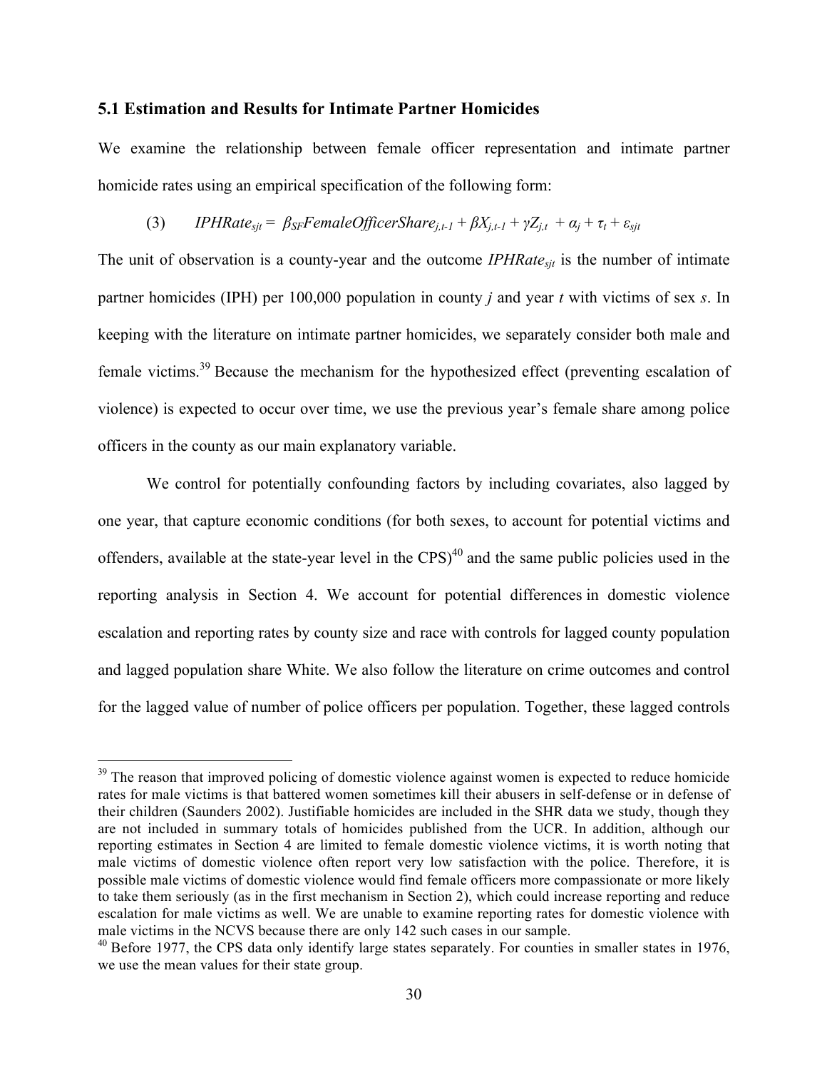### 5.1 Estimation and Results for Intimate Partner Homicides

We examine the relationship between female officer representation and intimate partner homicide rates using an empirical specification of the following form:

$$(3) \qquad IPHRate_{sjt} = \beta_{SF} FemaleOfficerShare_{j,t-1} + \beta X_{j,t-1} + \gamma Z_{j,t} + \alpha_j + \tau_t + \varepsilon_{sjt}$$

The unit of observation is a county-year and the outcome $IPHRate_{sjt}$ is the number of intimate partner homicides (IPH) per 100,000 population in county $j$ and year $t$ with victims of sex $s$. In keeping with the literature on intimate partner homicides, we separately consider both male and female victims.[39] Because the mechanism for the hypothesized effect (preventing escalation of violence) is expected to occur over time, we use the previous year's female share among police officers in the county as our main explanatory variable.

We control for potentially confounding factors by including covariates, also lagged by one year, that capture economic conditions (for both sexes, to account for potential victims and offenders, available at the state-year level in the CPS)[40] and the same public policies used in the reporting analysis in Section 4. We account for potential differences in domestic violence escalation and reporting rates by county size and race with controls for lagged county population and lagged population share White. We also follow the literature on crime outcomes and control for the lagged value of number of police officers per population. Together, these lagged controls

[39] The reason that improved policing of domestic violence against women is expected to reduce homicide rates for male victims is that battered women sometimes kill their abusers in self-defense or in defense of their children (Saunders 2002). Justifiable homicides are included in the SHR data we study, though they are not included in summary totals of homicides published from the UCR. In addition, although our reporting estimates in Section 4 are limited to female domestic violence victims, it is worth noting that male victims of domestic violence often report very low satisfaction with the police. Therefore, it is possible male victims of domestic violence would find female officers more compassionate or more likely to take them seriously (as in the first mechanism in Section 2), which could increase reporting and reduce escalation for male victims as well. We are unable to examine reporting rates for domestic violence with male victims in the NCVS because there are only 142 such cases in our sample.

[40] Before 1977, the CPS data only identify large states separately. For counties in smaller states in 1976, we use the mean values for their state group.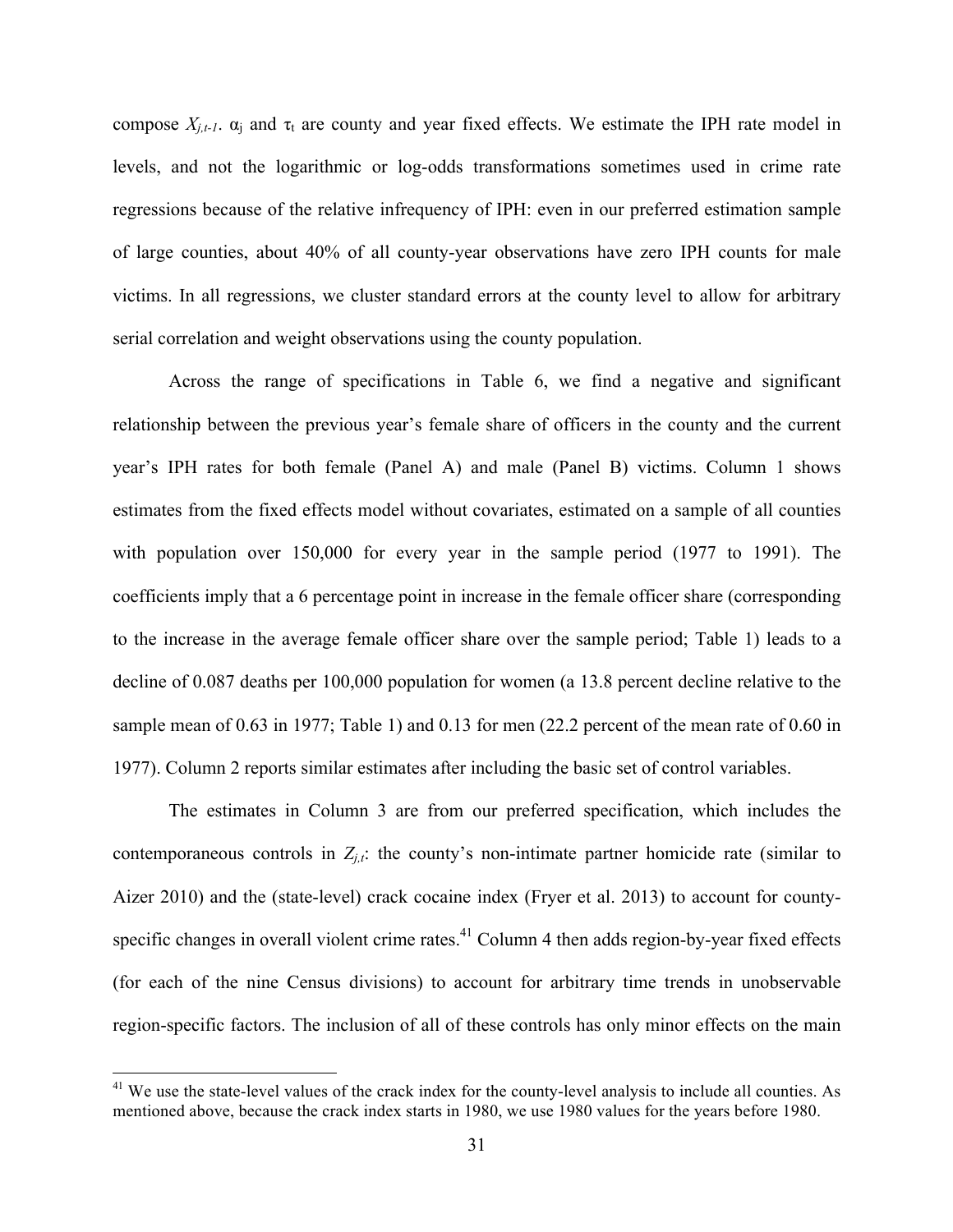compose $X_{j,t-1}$. $\alpha_j$ and $\tau_t$ are county and year fixed effects. We estimate the IPH rate model in levels, and not the logarithmic or log-odds transformations sometimes used in crime rate regressions because of the relative infrequency of IPH: even in our preferred estimation sample of large counties, about 40% of all county-year observations have zero IPH counts for male victims. In all regressions, we cluster standard errors at the county level to allow for arbitrary serial correlation and weight observations using the county population.

Across the range of specifications in Table 6, we find a negative and significant relationship between the previous year's female share of officers in the county and the current year's IPH rates for both female (Panel A) and male (Panel B) victims. Column 1 shows estimates from the fixed effects model without covariates, estimated on a sample of all counties with population over 150,000 for every year in the sample period (1977 to 1991). The coefficients imply that a 6 percentage point in increase in the female officer share (corresponding to the increase in the average female officer share over the sample period; Table 1) leads to a decline of 0.087 deaths per 100,000 population for women (a 13.8 percent decline relative to the sample mean of 0.63 in 1977; Table 1) and 0.13 for men (22.2 percent of the mean rate of 0.60 in 1977). Column 2 reports similar estimates after including the basic set of control variables.

The estimates in Column 3 are from our preferred specification, which includes the contemporaneous controls in $Z_{j,t}$: the county's non-intimate partner homicide rate (similar to Aizer 2010) and the (state-level) crack cocaine index (Fryer et al. 2013) to account for county-specific changes in overall violent crime rates.[41] Column 4 then adds region-by-year fixed effects (for each of the nine Census divisions) to account for arbitrary time trends in unobservable region-specific factors. The inclusion of all of these controls has only minor effects on the main

[41] We use the state-level values of the crack index for the county-level analysis to include all counties. As mentioned above, because the crack index starts in 1980, we use 1980 values for the years before 1980.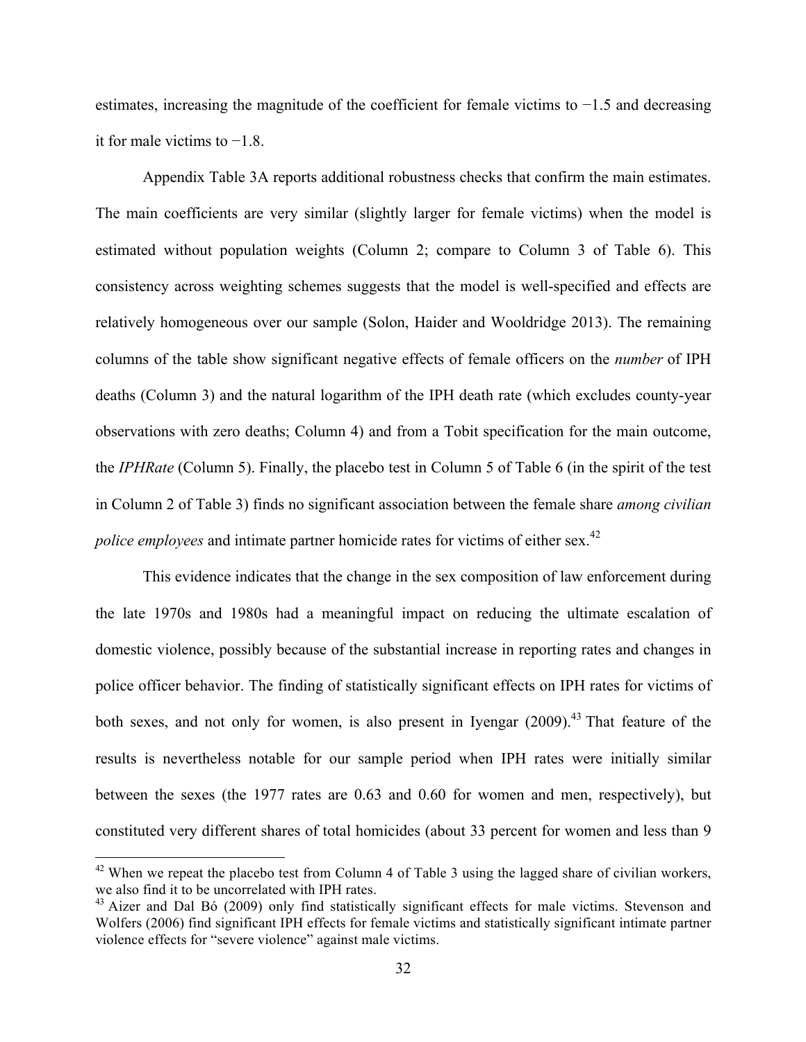estimates, increasing the magnitude of the coefficient for female victims to −1.5 and decreasing it for male victims to −1.8.

Appendix Table 3A reports additional robustness checks that confirm the main estimates. The main coefficients are very similar (slightly larger for female victims) when the model is estimated without population weights (Column 2; compare to Column 3 of Table 6). This consistency across weighting schemes suggests that the model is well-specified and effects are relatively homogeneous over our sample (Solon, Haider and Wooldridge 2013). The remaining columns of the table show significant negative effects of female officers on the *number* of IPH deaths (Column 3) and the natural logarithm of the IPH death rate (which excludes county-year observations with zero deaths; Column 4) and from a Tobit specification for the main outcome, the *IPHRate* (Column 5). Finally, the placebo test in Column 5 of Table 6 (in the spirit of the test in Column 2 of Table 3) finds no significant association between the female share *among civilian police employees* and intimate partner homicide rates for victims of either sex.[42]

This evidence indicates that the change in the sex composition of law enforcement during the late 1970s and 1980s had a meaningful impact on reducing the ultimate escalation of domestic violence, possibly because of the substantial increase in reporting rates and changes in police officer behavior. The finding of statistically significant effects on IPH rates for victims of both sexes, and not only for women, is also present in Iyengar (2009).[43] That feature of the results is nevertheless notable for our sample period when IPH rates were initially similar between the sexes (the 1977 rates are 0.63 and 0.60 for women and men, respectively), but constituted very different shares of total homicides (about 33 percent for women and less than 9

[42] When we repeat the placebo test from Column 4 of Table 3 using the lagged share of civilian workers, we also find it to be uncorrelated with IPH rates.

[43] Aizer and Dal Bó (2009) only find statistically significant effects for male victims. Stevenson and Wolfers (2006) find significant IPH effects for female victims and statistically significant intimate partner violence effects for "severe violence" against male victims.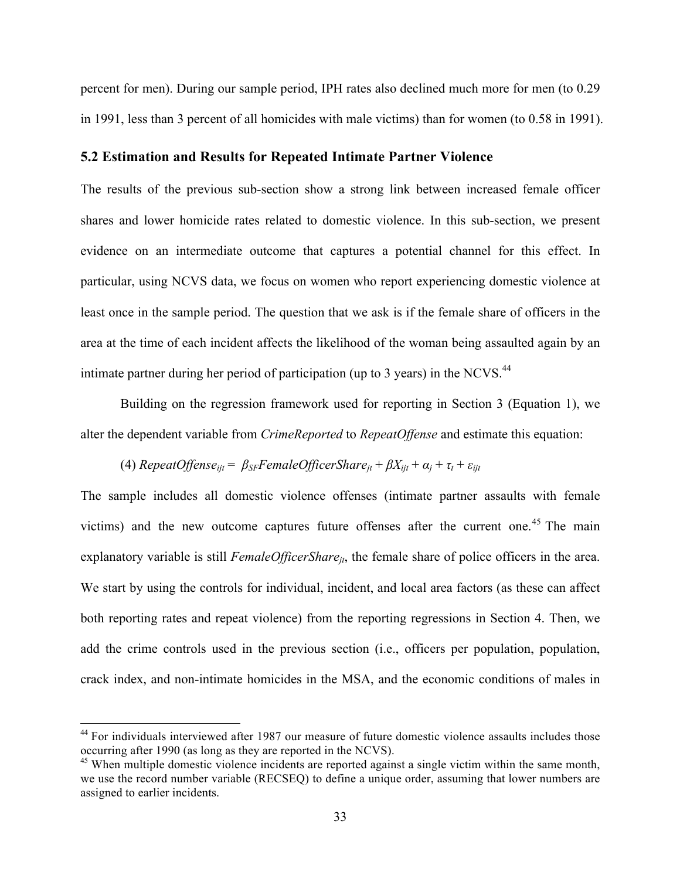percent for men). During our sample period, IPH rates also declined much more for men (to 0.29 in 1991, less than 3 percent of all homicides with male victims) than for women (to 0.58 in 1991).

### 5.2 Estimation and Results for Repeated Intimate Partner Violence

The results of the previous sub-section show a strong link between increased female officer shares and lower homicide rates related to domestic violence. In this sub-section, we present evidence on an intermediate outcome that captures a potential channel for this effect. In particular, using NCVS data, we focus on women who report experiencing domestic violence at least once in the sample period. The question that we ask is if the female share of officers in the area at the time of each incident affects the likelihood of the woman being assaulted again by an intimate partner during her period of participation (up to 3 years) in the NCVS.[44]

Building on the regression framework used for reporting in Section 3 (Equation 1), we alter the dependent variable from *CrimeReported* to *RepeatOffense* and estimate this equation:

$$(4)\ RepeatOffense_{ijt} = \beta_{SF} FemaleOfficerShare_{jt} + \beta X_{ijt} + \alpha_j + \tau_t + \varepsilon_{ijt}$$

The sample includes all domestic violence offenses (intimate partner assaults with female victims) and the new outcome captures future offenses after the current one.[45] The main explanatory variable is still $FemaleOfficerShare_{jt}$, the female share of police officers in the area. We start by using the controls for individual, incident, and local area factors (as these can affect both reporting rates and repeat violence) from the reporting regressions in Section 4. Then, we add the crime controls used in the previous section (i.e., officers per population, population, crack index, and non-intimate homicides in the MSA, and the economic conditions of males in

[44] For individuals interviewed after 1987 our measure of future domestic violence assaults includes those occurring after 1990 (as long as they are reported in the NCVS).

[45] When multiple domestic violence incidents are reported against a single victim within the same month, we use the record number variable (RECSEQ) to define a unique order, assuming that lower numbers are assigned to earlier incidents.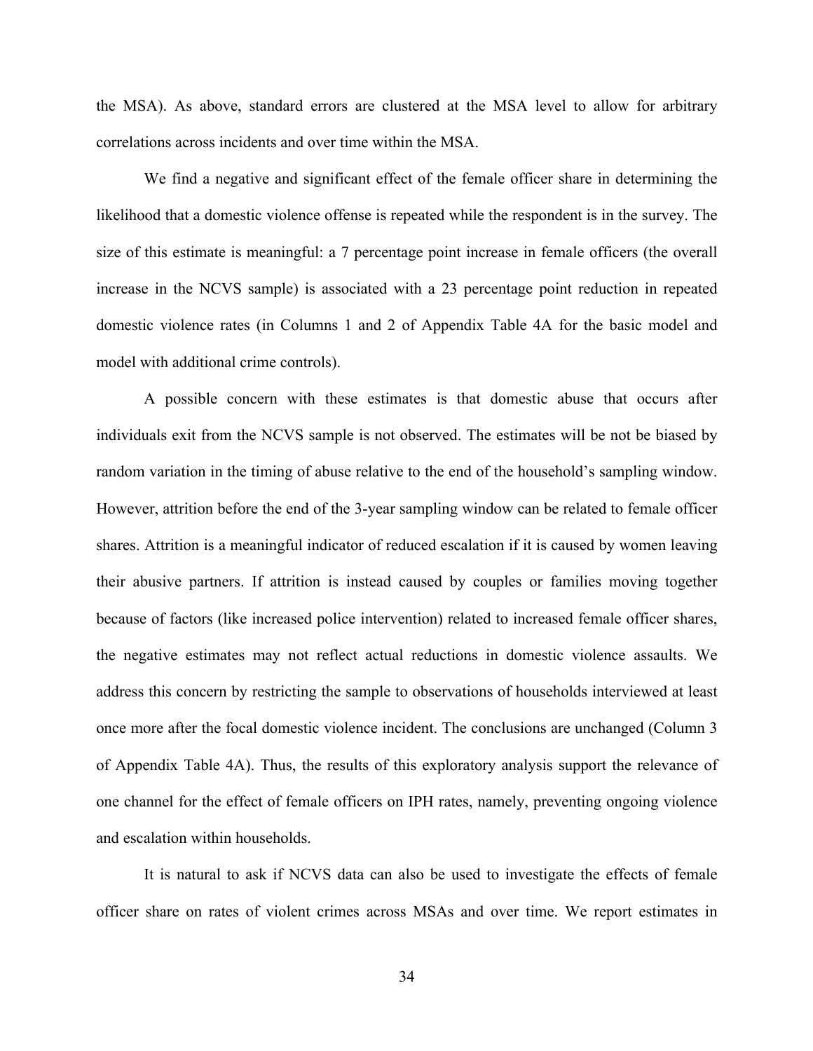the MSA). As above, standard errors are clustered at the MSA level to allow for arbitrary correlations across incidents and over time within the MSA.

We find a negative and significant effect of the female officer share in determining the likelihood that a domestic violence offense is repeated while the respondent is in the survey. The size of this estimate is meaningful: a 7 percentage point increase in female officers (the overall increase in the NCVS sample) is associated with a 23 percentage point reduction in repeated domestic violence rates (in Columns 1 and 2 of Appendix Table 4A for the basic model and model with additional crime controls).

A possible concern with these estimates is that domestic abuse that occurs after individuals exit from the NCVS sample is not observed. The estimates will be not be biased by random variation in the timing of abuse relative to the end of the household's sampling window. However, attrition before the end of the 3-year sampling window can be related to female officer shares. Attrition is a meaningful indicator of reduced escalation if it is caused by women leaving their abusive partners. If attrition is instead caused by couples or families moving together because of factors (like increased police intervention) related to increased female officer shares, the negative estimates may not reflect actual reductions in domestic violence assaults. We address this concern by restricting the sample to observations of households interviewed at least once more after the focal domestic violence incident. The conclusions are unchanged (Column 3 of Appendix Table 4A). Thus, the results of this exploratory analysis support the relevance of one channel for the effect of female officers on IPH rates, namely, preventing ongoing violence and escalation within households.

It is natural to ask if NCVS data can also be used to investigate the effects of female officer share on rates of violent crimes across MSAs and over time. We report estimates in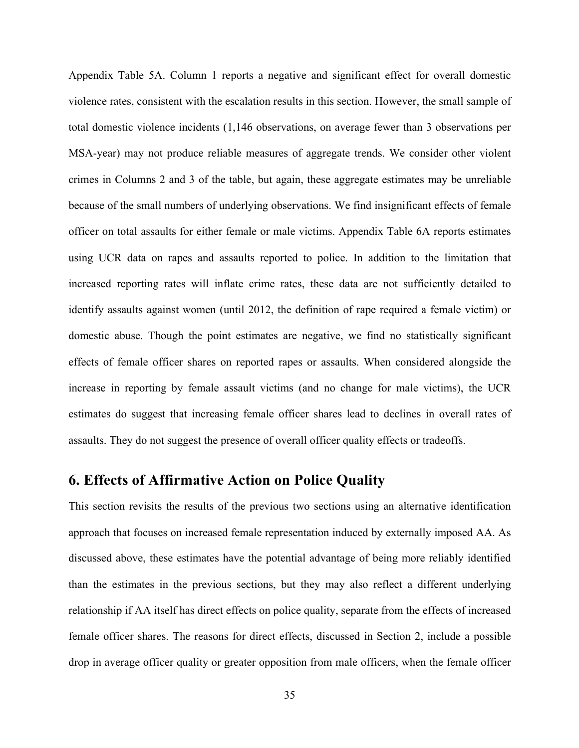Appendix Table 5A. Column 1 reports a negative and significant effect for overall domestic violence rates, consistent with the escalation results in this section. However, the small sample of total domestic violence incidents (1,146 observations, on average fewer than 3 observations per MSA-year) may not produce reliable measures of aggregate trends. We consider other violent crimes in Columns 2 and 3 of the table, but again, these aggregate estimates may be unreliable because of the small numbers of underlying observations. We find insignificant effects of female officer on total assaults for either female or male victims. Appendix Table 6A reports estimates using UCR data on rapes and assaults reported to police. In addition to the limitation that increased reporting rates will inflate crime rates, these data are not sufficiently detailed to identify assaults against women (until 2012, the definition of rape required a female victim) or domestic abuse. Though the point estimates are negative, we find no statistically significant effects of female officer shares on reported rapes or assaults. When considered alongside the increase in reporting by female assault victims (and no change for male victims), the UCR estimates do suggest that increasing female officer shares lead to declines in overall rates of assaults. They do not suggest the presence of overall officer quality effects or tradeoffs.

## 6. Effects of Affirmative Action on Police Quality

This section revisits the results of the previous two sections using an alternative identification approach that focuses on increased female representation induced by externally imposed AA. As discussed above, these estimates have the potential advantage of being more reliably identified than the estimates in the previous sections, but they may also reflect a different underlying relationship if AA itself has direct effects on police quality, separate from the effects of increased female officer shares. The reasons for direct effects, discussed in Section 2, include a possible drop in average officer quality or greater opposition from male officers, when the female officer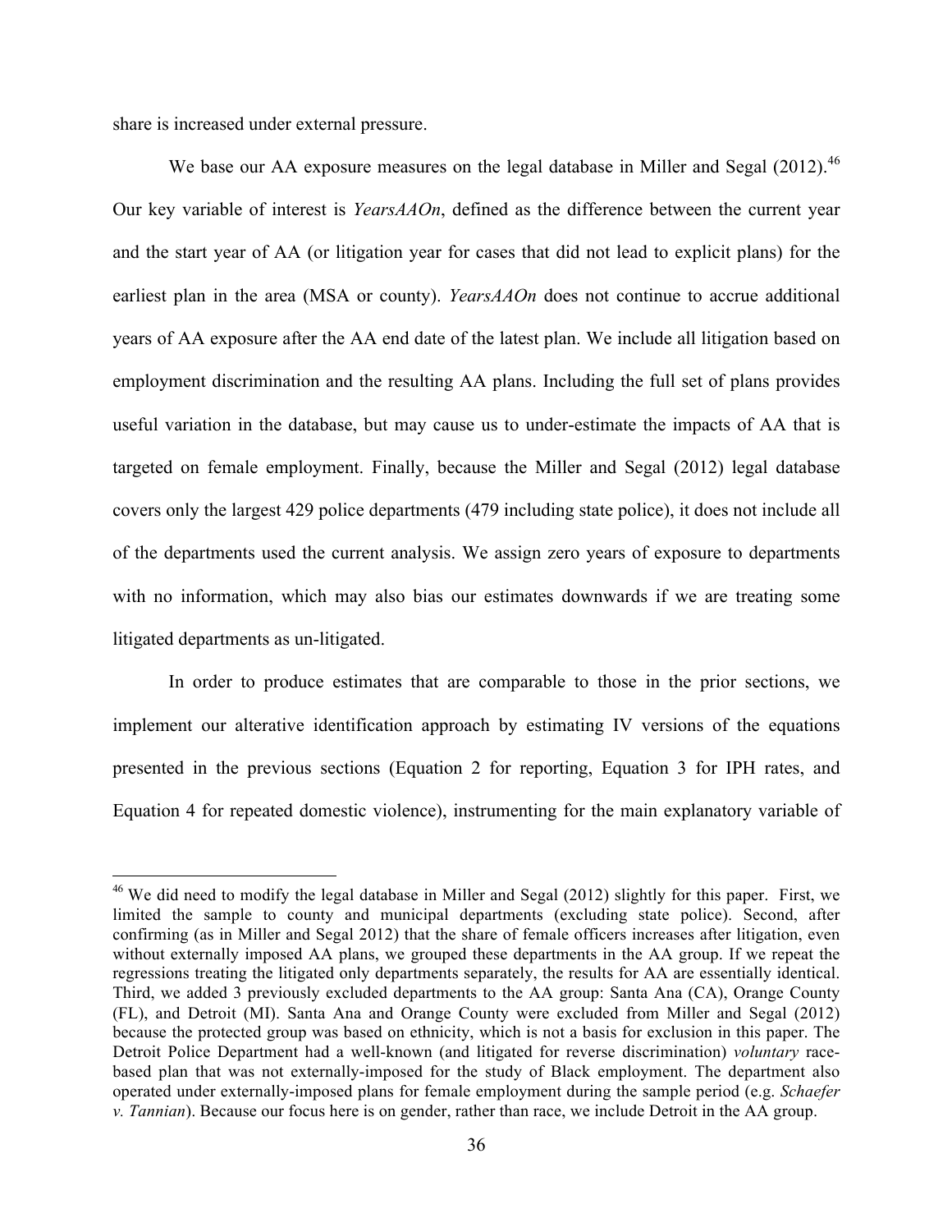share is increased under external pressure.

We base our AA exposure measures on the legal database in Miller and Segal (2012).[46] Our key variable of interest is *YearsAAOn*, defined as the difference between the current year and the start year of AA (or litigation year for cases that did not lead to explicit plans) for the earliest plan in the area (MSA or county). *YearsAAOn* does not continue to accrue additional years of AA exposure after the AA end date of the latest plan. We include all litigation based on employment discrimination and the resulting AA plans. Including the full set of plans provides useful variation in the database, but may cause us to under-estimate the impacts of AA that is targeted on female employment. Finally, because the Miller and Segal (2012) legal database covers only the largest 429 police departments (479 including state police), it does not include all of the departments used the current analysis. We assign zero years of exposure to departments with no information, which may also bias our estimates downwards if we are treating some litigated departments as un-litigated.

In order to produce estimates that are comparable to those in the prior sections, we implement our alterative identification approach by estimating IV versions of the equations presented in the previous sections (Equation 2 for reporting, Equation 3 for IPH rates, and Equation 4 for repeated domestic violence), instrumenting for the main explanatory variable of

[46] We did need to modify the legal database in Miller and Segal (2012) slightly for this paper. First, we limited the sample to county and municipal departments (excluding state police). Second, after confirming (as in Miller and Segal 2012) that the share of female officers increases after litigation, even without externally imposed AA plans, we grouped these departments in the AA group. If we repeat the regressions treating the litigated only departments separately, the results for AA are essentially identical. Third, we added 3 previously excluded departments to the AA group: Santa Ana (CA), Orange County (FL), and Detroit (MI). Santa Ana and Orange County were excluded from Miller and Segal (2012) because the protected group was based on ethnicity, which is not a basis for exclusion in this paper. The Detroit Police Department had a well-known (and litigated for reverse discrimination) *voluntary* race-based plan that was not externally-imposed for the study of Black employment. The department also operated under externally-imposed plans for female employment during the sample period (e.g. *Schaefer v. Tannian*). Because our focus here is on gender, rather than race, we include Detroit in the AA group.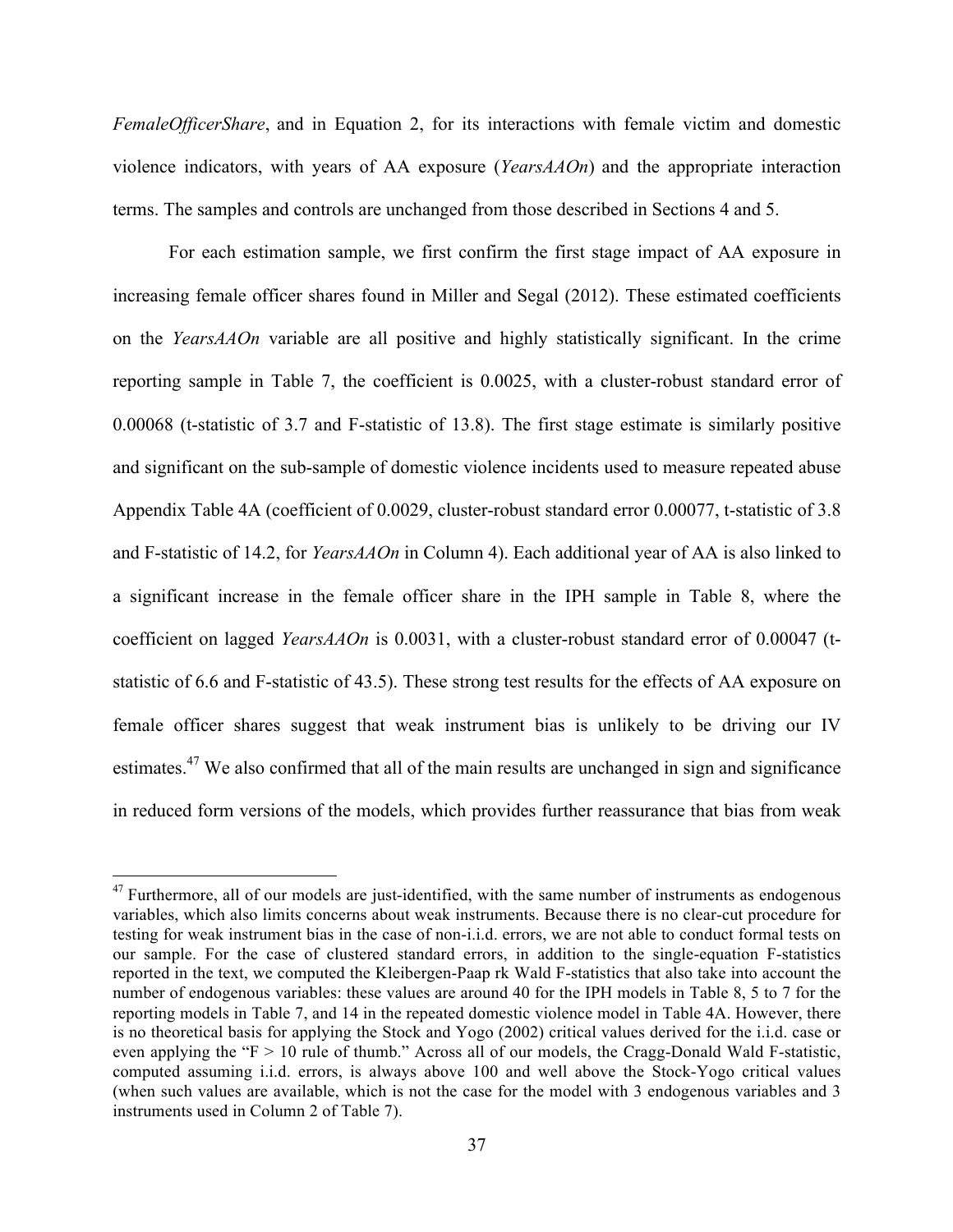*FemaleOfficerShare*, and in Equation 2, for its interactions with female victim and domestic violence indicators, with years of AA exposure (*YearsAAOn*) and the appropriate interaction terms. The samples and controls are unchanged from those described in Sections 4 and 5.

For each estimation sample, we first confirm the first stage impact of AA exposure in increasing female officer shares found in Miller and Segal (2012). These estimated coefficients on the *YearsAAOn* variable are all positive and highly statistically significant. In the crime reporting sample in Table 7, the coefficient is 0.0025, with a cluster-robust standard error of 0.00068 (t-statistic of 3.7 and F-statistic of 13.8). The first stage estimate is similarly positive and significant on the sub-sample of domestic violence incidents used to measure repeated abuse Appendix Table 4A (coefficient of 0.0029, cluster-robust standard error 0.00077, t-statistic of 3.8 and F-statistic of 14.2, for *YearsAAOn* in Column 4). Each additional year of AA is also linked to a significant increase in the female officer share in the IPH sample in Table 8, where the coefficient on lagged *YearsAAOn* is 0.0031, with a cluster-robust standard error of 0.00047 (t-statistic of 6.6 and F-statistic of 43.5). These strong test results for the effects of AA exposure on female officer shares suggest that weak instrument bias is unlikely to be driving our IV estimates.[47] We also confirmed that all of the main results are unchanged in sign and significance in reduced form versions of the models, which provides further reassurance that bias from weak

[47] Furthermore, all of our models are just-identified, with the same number of instruments as endogenous variables, which also limits concerns about weak instruments. Because there is no clear-cut procedure for testing for weak instrument bias in the case of non-i.i.d. errors, we are not able to conduct formal tests on our sample. For the case of clustered standard errors, in addition to the single-equation F-statistics reported in the text, we computed the Kleibergen-Paap rk Wald F-statistics that also take into account the number of endogenous variables: these values are around 40 for the IPH models in Table 8, 5 to 7 for the reporting models in Table 7, and 14 in the repeated domestic violence model in Table 4A. However, there is no theoretical basis for applying the Stock and Yogo (2002) critical values derived for the i.i.d. case or even applying the "F > 10 rule of thumb." Across all of our models, the Cragg-Donald Wald F-statistic, computed assuming i.i.d. errors, is always above 100 and well above the Stock-Yogo critical values (when such values are available, which is not the case for the model with 3 endogenous variables and 3 instruments used in Column 2 of Table 7).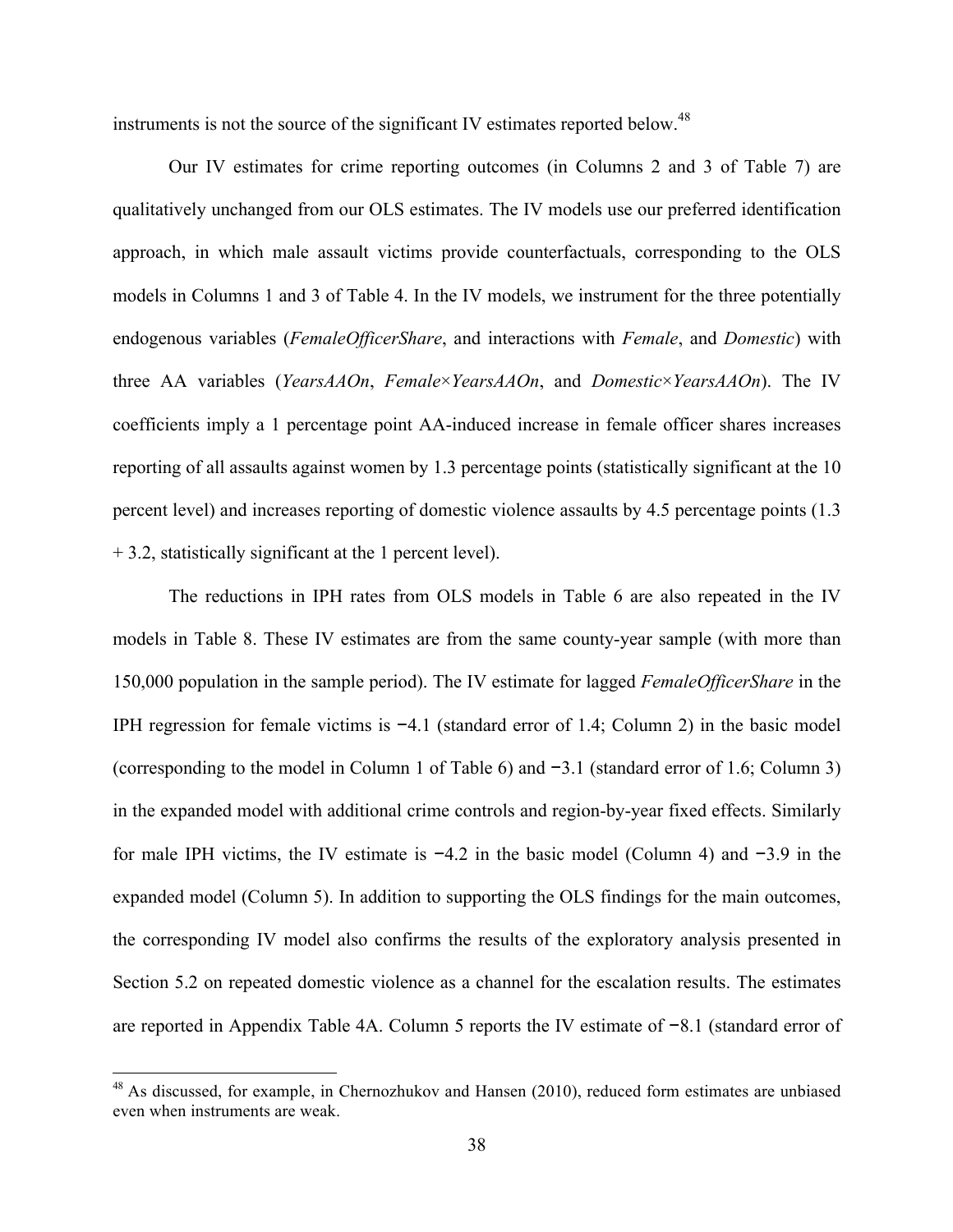instruments is not the source of the significant IV estimates reported below.[48]

Our IV estimates for crime reporting outcomes (in Columns 2 and 3 of Table 7) are qualitatively unchanged from our OLS estimates. The IV models use our preferred identification approach, in which male assault victims provide counterfactuals, corresponding to the OLS models in Columns 1 and 3 of Table 4. In the IV models, we instrument for the three potentially endogenous variables (*FemaleOfficerShare*, and interactions with *Female*, and *Domestic*) with three AA variables (*YearsAAOn*, *Female×YearsAAOn*, and *Domestic×YearsAAOn*). The IV coefficients imply a 1 percentage point AA-induced increase in female officer shares increases reporting of all assaults against women by 1.3 percentage points (statistically significant at the 10 percent level) and increases reporting of domestic violence assaults by 4.5 percentage points (1.3 + 3.2, statistically significant at the 1 percent level).

The reductions in IPH rates from OLS models in Table 6 are also repeated in the IV models in Table 8. These IV estimates are from the same county-year sample (with more than 150,000 population in the sample period). The IV estimate for lagged *FemaleOfficerShare* in the IPH regression for female victims is −4.1 (standard error of 1.4; Column 2) in the basic model (corresponding to the model in Column 1 of Table 6) and −3.1 (standard error of 1.6; Column 3) in the expanded model with additional crime controls and region-by-year fixed effects. Similarly for male IPH victims, the IV estimate is −4.2 in the basic model (Column 4) and −3.9 in the expanded model (Column 5). In addition to supporting the OLS findings for the main outcomes, the corresponding IV model also confirms the results of the exploratory analysis presented in Section 5.2 on repeated domestic violence as a channel for the escalation results. The estimates are reported in Appendix Table 4A. Column 5 reports the IV estimate of −8.1 (standard error of

[48] As discussed, for example, in Chernozhukov and Hansen (2010), reduced form estimates are unbiased even when instruments are weak.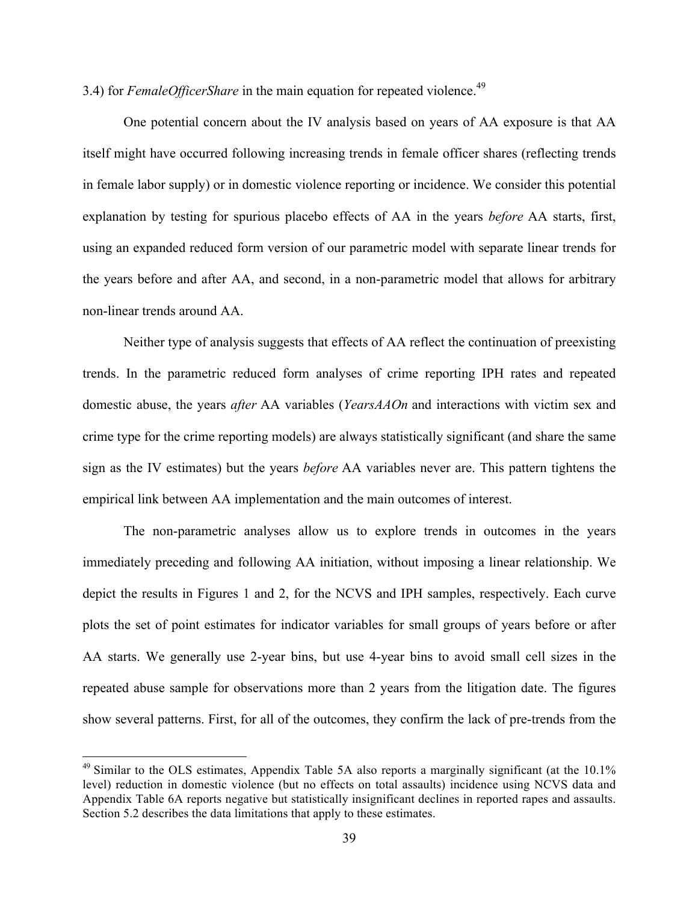3.4) for *FemaleOfficerShare* in the main equation for repeated violence.[49]

One potential concern about the IV analysis based on years of AA exposure is that AA itself might have occurred following increasing trends in female officer shares (reflecting trends in female labor supply) or in domestic violence reporting or incidence. We consider this potential explanation by testing for spurious placebo effects of AA in the years *before* AA starts, first, using an expanded reduced form version of our parametric model with separate linear trends for the years before and after AA, and second, in a non-parametric model that allows for arbitrary non-linear trends around AA.

Neither type of analysis suggests that effects of AA reflect the continuation of preexisting trends. In the parametric reduced form analyses of crime reporting IPH rates and repeated domestic abuse, the years *after* AA variables (*YearsAAOn* and interactions with victim sex and crime type for the crime reporting models) are always statistically significant (and share the same sign as the IV estimates) but the years *before* AA variables never are. This pattern tightens the empirical link between AA implementation and the main outcomes of interest.

The non-parametric analyses allow us to explore trends in outcomes in the years immediately preceding and following AA initiation, without imposing a linear relationship. We depict the results in Figures 1 and 2, for the NCVS and IPH samples, respectively. Each curve plots the set of point estimates for indicator variables for small groups of years before or after AA starts. We generally use 2-year bins, but use 4-year bins to avoid small cell sizes in the repeated abuse sample for observations more than 2 years from the litigation date. The figures show several patterns. First, for all of the outcomes, they confirm the lack of pre-trends from the

[49] Similar to the OLS estimates, Appendix Table 5A also reports a marginally significant (at the 10.1% level) reduction in domestic violence (but no effects on total assaults) incidence using NCVS data and Appendix Table 6A reports negative but statistically insignificant declines in reported rapes and assaults. Section 5.2 describes the data limitations that apply to these estimates.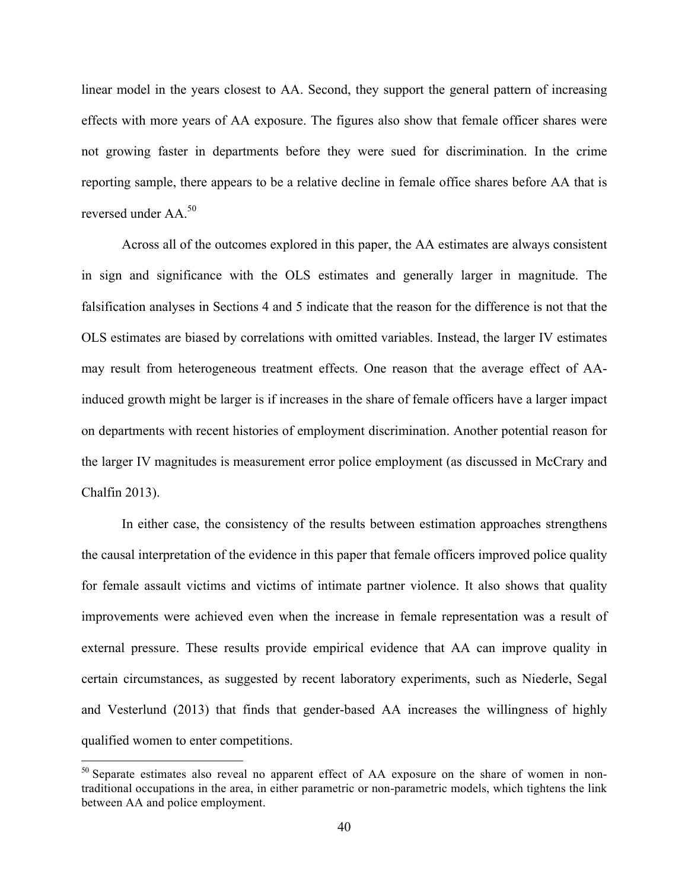linear model in the years closest to AA. Second, they support the general pattern of increasing effects with more years of AA exposure. The figures also show that female officer shares were not growing faster in departments before they were sued for discrimination. In the crime reporting sample, there appears to be a relative decline in female office shares before AA that is reversed under AA.[50]

Across all of the outcomes explored in this paper, the AA estimates are always consistent in sign and significance with the OLS estimates and generally larger in magnitude. The falsification analyses in Sections 4 and 5 indicate that the reason for the difference is not that the OLS estimates are biased by correlations with omitted variables. Instead, the larger IV estimates may result from heterogeneous treatment effects. One reason that the average effect of AA-induced growth might be larger is if increases in the share of female officers have a larger impact on departments with recent histories of employment discrimination. Another potential reason for the larger IV magnitudes is measurement error police employment (as discussed in McCrary and Chalfin 2013).

In either case, the consistency of the results between estimation approaches strengthens the causal interpretation of the evidence in this paper that female officers improved police quality for female assault victims and victims of intimate partner violence. It also shows that quality improvements were achieved even when the increase in female representation was a result of external pressure. These results provide empirical evidence that AA can improve quality in certain circumstances, as suggested by recent laboratory experiments, such as Niederle, Segal and Vesterlund (2013) that finds that gender-based AA increases the willingness of highly qualified women to enter competitions.

[50] Separate estimates also reveal no apparent effect of AA exposure on the share of women in non-traditional occupations in the area, in either parametric or non-parametric models, which tightens the link between AA and police employment.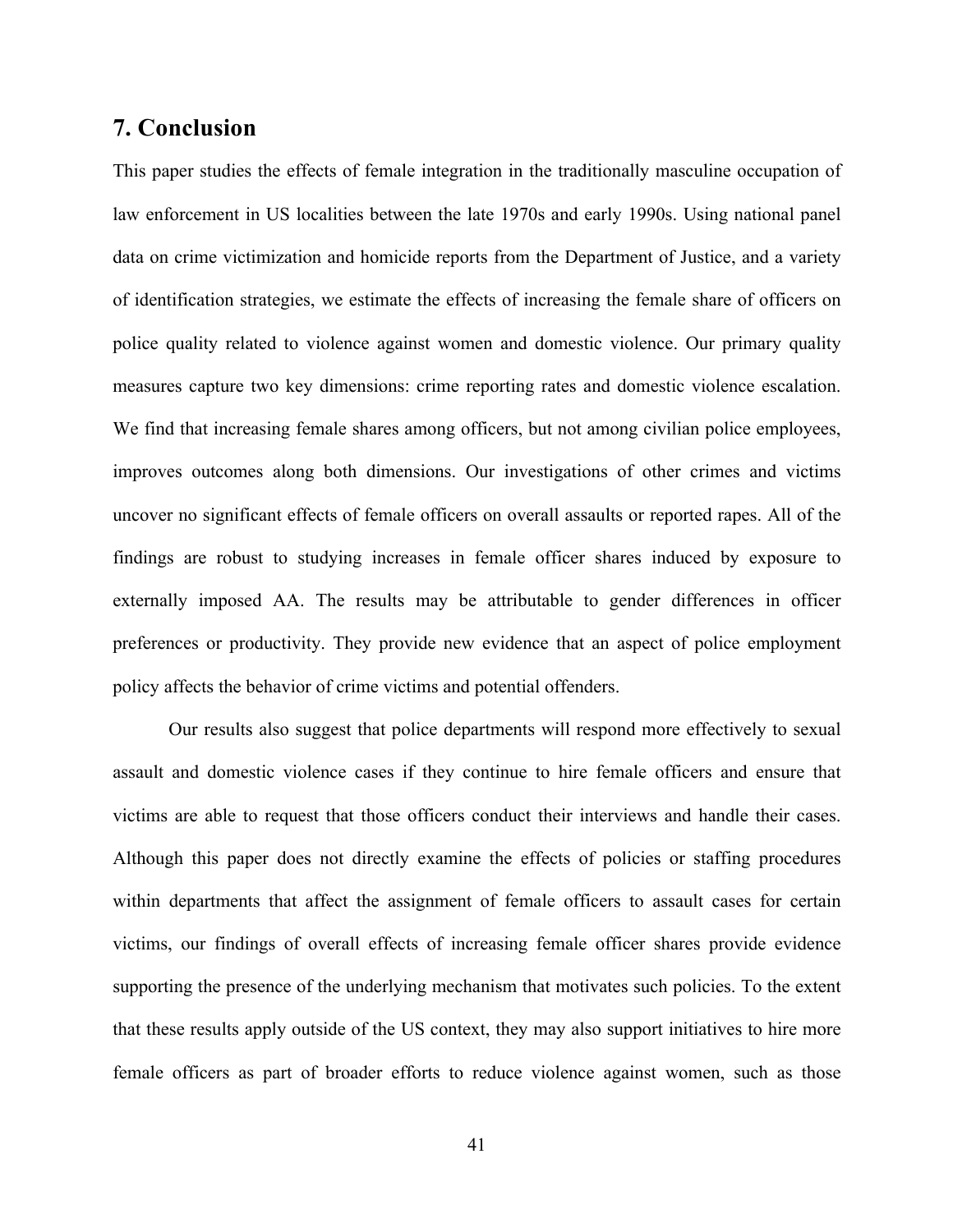## 7. Conclusion

This paper studies the effects of female integration in the traditionally masculine occupation of law enforcement in US localities between the late 1970s and early 1990s. Using national panel data on crime victimization and homicide reports from the Department of Justice, and a variety of identification strategies, we estimate the effects of increasing the female share of officers on police quality related to violence against women and domestic violence. Our primary quality measures capture two key dimensions: crime reporting rates and domestic violence escalation. We find that increasing female shares among officers, but not among civilian police employees, improves outcomes along both dimensions. Our investigations of other crimes and victims uncover no significant effects of female officers on overall assaults or reported rapes. All of the findings are robust to studying increases in female officer shares induced by exposure to externally imposed AA. The results may be attributable to gender differences in officer preferences or productivity. They provide new evidence that an aspect of police employment policy affects the behavior of crime victims and potential offenders.

Our results also suggest that police departments will respond more effectively to sexual assault and domestic violence cases if they continue to hire female officers and ensure that victims are able to request that those officers conduct their interviews and handle their cases. Although this paper does not directly examine the effects of policies or staffing procedures within departments that affect the assignment of female officers to assault cases for certain victims, our findings of overall effects of increasing female officer shares provide evidence supporting the presence of the underlying mechanism that motivates such policies. To the extent that these results apply outside of the US context, they may also support initiatives to hire more female officers as part of broader efforts to reduce violence against women, such as those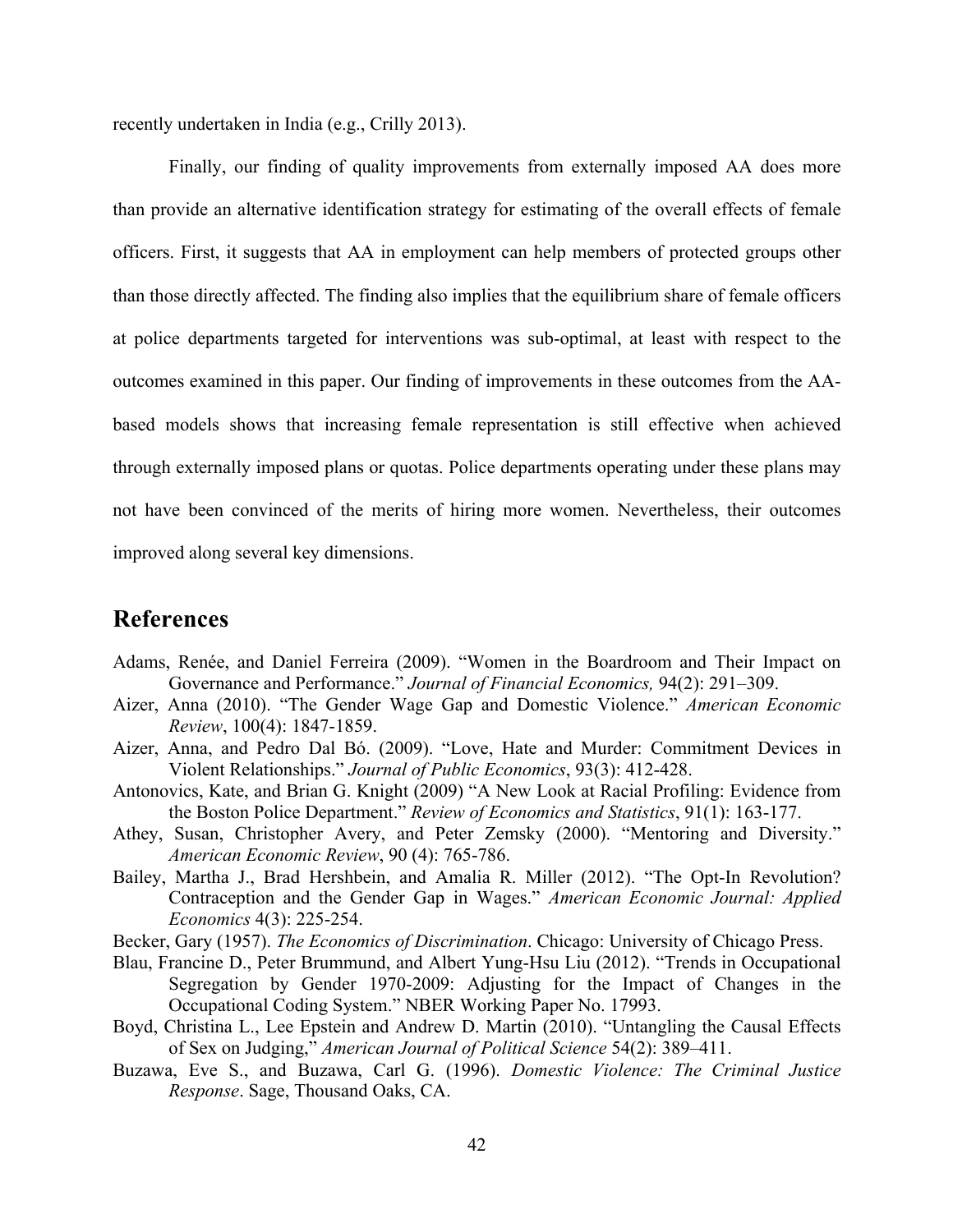recently undertaken in India (e.g., Crilly 2013).

Finally, our finding of quality improvements from externally imposed AA does more than provide an alternative identification strategy for estimating of the overall effects of female officers. First, it suggests that AA in employment can help members of protected groups other than those directly affected. The finding also implies that the equilibrium share of female officers at police departments targeted for interventions was sub-optimal, at least with respect to the outcomes examined in this paper. Our finding of improvements in these outcomes from the AA-based models shows that increasing female representation is still effective when achieved through externally imposed plans or quotas. Police departments operating under these plans may not have been convinced of the merits of hiring more women. Nevertheless, their outcomes improved along several key dimensions.

## References

Adams, Renée, and Daniel Ferreira (2009). "Women in the Boardroom and Their Impact on Governance and Performance." *Journal of Financial Economics,* 94(2): 291–309.

Aizer, Anna (2010). "The Gender Wage Gap and Domestic Violence." *American Economic Review*, 100(4): 1847-1859.

Aizer, Anna, and Pedro Dal Bó. (2009). "Love, Hate and Murder: Commitment Devices in Violent Relationships." *Journal of Public Economics*, 93(3): 412-428.

Antonovics, Kate, and Brian G. Knight (2009) "A New Look at Racial Profiling: Evidence from the Boston Police Department." *Review of Economics and Statistics*, 91(1): 163-177.

Athey, Susan, Christopher Avery, and Peter Zemsky (2000). "Mentoring and Diversity." *American Economic Review*, 90 (4): 765-786.

Bailey, Martha J., Brad Hershbein, and Amalia R. Miller (2012). "The Opt-In Revolution? Contraception and the Gender Gap in Wages." *American Economic Journal: Applied Economics* 4(3): 225-254.

Becker, Gary (1957). *The Economics of Discrimination*. Chicago: University of Chicago Press.

Blau, Francine D., Peter Brummund, and Albert Yung-Hsu Liu (2012). "Trends in Occupational Segregation by Gender 1970-2009: Adjusting for the Impact of Changes in the Occupational Coding System." NBER Working Paper No. 17993.

Boyd, Christina L., Lee Epstein and Andrew D. Martin (2010). "Untangling the Causal Effects of Sex on Judging," *American Journal of Political Science* 54(2): 389–411.

Buzawa, Eve S., and Buzawa, Carl G. (1996). *Domestic Violence: The Criminal Justice Response*. Sage, Thousand Oaks, CA.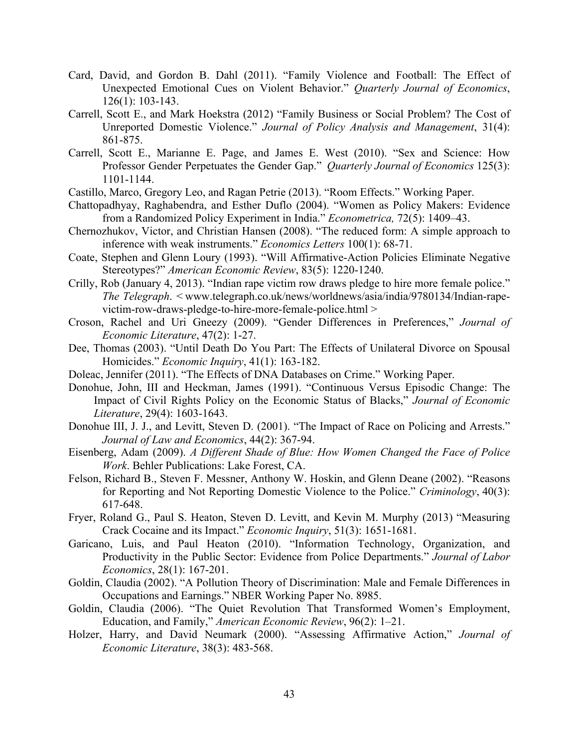Card, David, and Gordon B. Dahl (2011). "Family Violence and Football: The Effect of Unexpected Emotional Cues on Violent Behavior." *Quarterly Journal of Economics*, 126(1): 103-143.

Carrell, Scott E., and Mark Hoekstra (2012) "Family Business or Social Problem? The Cost of Unreported Domestic Violence." *Journal of Policy Analysis and Management*, 31(4): 861-875.

Carrell, Scott E., Marianne E. Page, and James E. West (2010). "Sex and Science: How Professor Gender Perpetuates the Gender Gap." *Quarterly Journal of Economics* 125(3): 1101-1144.

Castillo, Marco, Gregory Leo, and Ragan Petrie (2013). "Room Effects." Working Paper.

Chattopadhyay, Raghabendra, and Esther Duflo (2004). "Women as Policy Makers: Evidence from a Randomized Policy Experiment in India." *Econometrica,* 72(5): 1409–43.

Chernozhukov, Victor, and Christian Hansen (2008). "The reduced form: A simple approach to inference with weak instruments." *Economics Letters* 100(1): 68-71.

Coate, Stephen and Glenn Loury (1993). "Will Affirmative-Action Policies Eliminate Negative Stereotypes?" *American Economic Review*, 83(5): 1220-1240.

Crilly, Rob (January 4, 2013). "Indian rape victim row draws pledge to hire more female police." *The Telegraph*. < www.telegraph.co.uk/news/worldnews/asia/india/9780134/Indian-rape-victim-row-draws-pledge-to-hire-more-female-police.html >

Croson, Rachel and Uri Gneezy (2009). "Gender Differences in Preferences," *Journal of Economic Literature*, 47(2): 1-27.

Dee, Thomas (2003). "Until Death Do You Part: The Effects of Unilateral Divorce on Spousal Homicides." *Economic Inquiry*, 41(1): 163-182.

Doleac, Jennifer (2011). "The Effects of DNA Databases on Crime." Working Paper.

Donohue, John, III and Heckman, James (1991). "Continuous Versus Episodic Change: The Impact of Civil Rights Policy on the Economic Status of Blacks," *Journal of Economic Literature*, 29(4): 1603-1643.

Donohue III, J. J., and Levitt, Steven D. (2001). "The Impact of Race on Policing and Arrests." *Journal of Law and Economics*, 44(2): 367-94.

Eisenberg, Adam (2009). *A Different Shade of Blue: How Women Changed the Face of Police Work*. Behler Publications: Lake Forest, CA.

Felson, Richard B., Steven F. Messner, Anthony W. Hoskin, and Glenn Deane (2002). "Reasons for Reporting and Not Reporting Domestic Violence to the Police." *Criminology*, 40(3): 617-648.

Fryer, Roland G., Paul S. Heaton, Steven D. Levitt, and Kevin M. Murphy (2013) "Measuring Crack Cocaine and its Impact." *Economic Inquiry*, 51(3): 1651-1681.

Garicano, Luis, and Paul Heaton (2010). "Information Technology, Organization, and Productivity in the Public Sector: Evidence from Police Departments." *Journal of Labor Economics*, 28(1): 167-201.

Goldin, Claudia (2002). "A Pollution Theory of Discrimination: Male and Female Differences in Occupations and Earnings." NBER Working Paper No. 8985.

Goldin, Claudia (2006). "The Quiet Revolution That Transformed Women's Employment, Education, and Family," *American Economic Review*, 96(2): 1–21.

Holzer, Harry, and David Neumark (2000). "Assessing Affirmative Action," *Journal of Economic Literature*, 38(3): 483-568.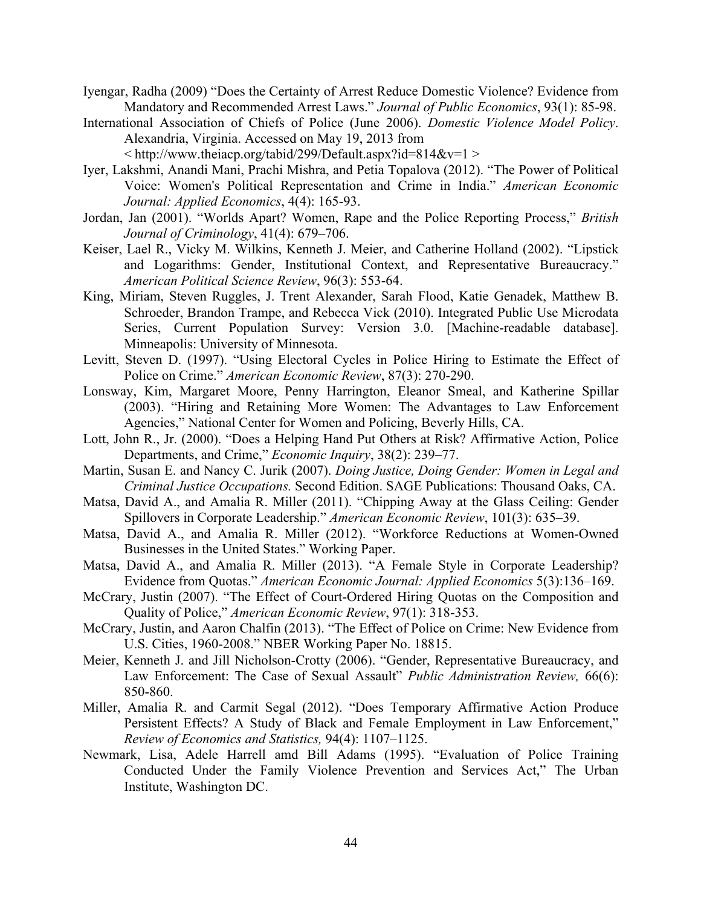Iyengar, Radha (2009) "Does the Certainty of Arrest Reduce Domestic Violence? Evidence from Mandatory and Recommended Arrest Laws." *Journal of Public Economics*, 93(1): 85-98.

International Association of Chiefs of Police (June 2006). *Domestic Violence Model Policy*. Alexandria, Virginia. Accessed on May 19, 2013 from < http://www.theiacp.org/tabid/299/Default.aspx?id=814&v=1 >

Iyer, Lakshmi, Anandi Mani, Prachi Mishra, and Petia Topalova (2012). "The Power of Political Voice: Women's Political Representation and Crime in India." *American Economic Journal: Applied Economics*, 4(4): 165-93.

Jordan, Jan (2001). "Worlds Apart? Women, Rape and the Police Reporting Process," *British Journal of Criminology*, 41(4): 679–706.

Keiser, Lael R., Vicky M. Wilkins, Kenneth J. Meier, and Catherine Holland (2002). "Lipstick and Logarithms: Gender, Institutional Context, and Representative Bureaucracy." *American Political Science Review*, 96(3): 553-64.

King, Miriam, Steven Ruggles, J. Trent Alexander, Sarah Flood, Katie Genadek, Matthew B. Schroeder, Brandon Trampe, and Rebecca Vick (2010). Integrated Public Use Microdata Series, Current Population Survey: Version 3.0. [Machine-readable database]. Minneapolis: University of Minnesota.

Levitt, Steven D. (1997). "Using Electoral Cycles in Police Hiring to Estimate the Effect of Police on Crime." *American Economic Review*, 87(3): 270-290.

Lonsway, Kim, Margaret Moore, Penny Harrington, Eleanor Smeal, and Katherine Spillar (2003). "Hiring and Retaining More Women: The Advantages to Law Enforcement Agencies," National Center for Women and Policing, Beverly Hills, CA.

Lott, John R., Jr. (2000). "Does a Helping Hand Put Others at Risk? Affirmative Action, Police Departments, and Crime," *Economic Inquiry*, 38(2): 239–77.

Martin, Susan E. and Nancy C. Jurik (2007). *Doing Justice, Doing Gender: Women in Legal and Criminal Justice Occupations.* Second Edition. SAGE Publications: Thousand Oaks, CA.

Matsa, David A., and Amalia R. Miller (2011). "Chipping Away at the Glass Ceiling: Gender Spillovers in Corporate Leadership." *American Economic Review*, 101(3): 635–39.

Matsa, David A., and Amalia R. Miller (2012). "Workforce Reductions at Women-Owned Businesses in the United States." Working Paper.

Matsa, David A., and Amalia R. Miller (2013). "A Female Style in Corporate Leadership? Evidence from Quotas." *American Economic Journal: Applied Economics* 5(3):136–169.

McCrary, Justin (2007). "The Effect of Court-Ordered Hiring Quotas on the Composition and Quality of Police," *American Economic Review*, 97(1): 318-353.

McCrary, Justin, and Aaron Chalfin (2013). "The Effect of Police on Crime: New Evidence from U.S. Cities, 1960-2008." NBER Working Paper No. 18815.

Meier, Kenneth J. and Jill Nicholson-Crotty (2006). "Gender, Representative Bureaucracy, and Law Enforcement: The Case of Sexual Assault" *Public Administration Review,* 66(6): 850-860.

Miller, Amalia R. and Carmit Segal (2012). "Does Temporary Affirmative Action Produce Persistent Effects? A Study of Black and Female Employment in Law Enforcement," *Review of Economics and Statistics,* 94(4): 1107–1125.

Newmark, Lisa, Adele Harrell amd Bill Adams (1995). "Evaluation of Police Training Conducted Under the Family Violence Prevention and Services Act," The Urban Institute, Washington DC.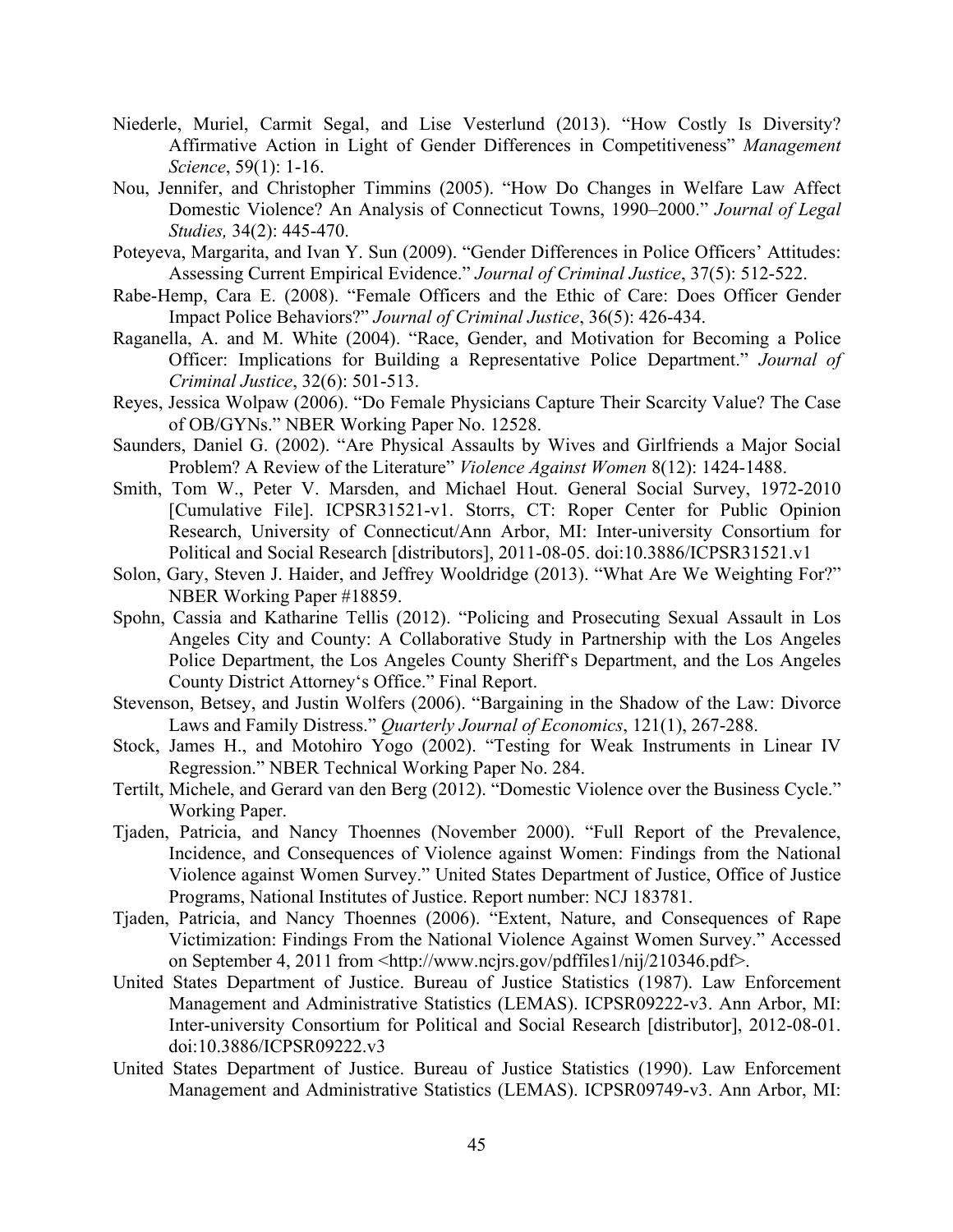Niederle, Muriel, Carmit Segal, and Lise Vesterlund (2013). "How Costly Is Diversity? Affirmative Action in Light of Gender Differences in Competitiveness" *Management Science*, 59(1): 1-16.

Nou, Jennifer, and Christopher Timmins (2005). "How Do Changes in Welfare Law Affect Domestic Violence? An Analysis of Connecticut Towns, 1990–2000." *Journal of Legal Studies,* 34(2): 445-470.

Poteyeva, Margarita, and Ivan Y. Sun (2009). "Gender Differences in Police Officers' Attitudes: Assessing Current Empirical Evidence." *Journal of Criminal Justice*, 37(5): 512-522.

Rabe-Hemp, Cara E. (2008). "Female Officers and the Ethic of Care: Does Officer Gender Impact Police Behaviors?" *Journal of Criminal Justice*, 36(5): 426-434.

Raganella, A. and M. White (2004). "Race, Gender, and Motivation for Becoming a Police Officer: Implications for Building a Representative Police Department." *Journal of Criminal Justice*, 32(6): 501-513.

Reyes, Jessica Wolpaw (2006). "Do Female Physicians Capture Their Scarcity Value? The Case of OB/GYNs." NBER Working Paper No. 12528.

Saunders, Daniel G. (2002). "Are Physical Assaults by Wives and Girlfriends a Major Social Problem? A Review of the Literature" *Violence Against Women* 8(12): 1424-1488.

Smith, Tom W., Peter V. Marsden, and Michael Hout. General Social Survey, 1972-2010 [Cumulative File]. ICPSR31521-v1. Storrs, CT: Roper Center for Public Opinion Research, University of Connecticut/Ann Arbor, MI: Inter-university Consortium for Political and Social Research [distributors], 2011-08-05. doi:10.3886/ICPSR31521.v1

Solon, Gary, Steven J. Haider, and Jeffrey Wooldridge (2013). "What Are We Weighting For?" NBER Working Paper #18859.

Spohn, Cassia and Katharine Tellis (2012). "Policing and Prosecuting Sexual Assault in Los Angeles City and County: A Collaborative Study in Partnership with the Los Angeles Police Department, the Los Angeles County Sheriff's Department, and the Los Angeles County District Attorney's Office." Final Report.

Stevenson, Betsey, and Justin Wolfers (2006). "Bargaining in the Shadow of the Law: Divorce Laws and Family Distress." *Quarterly Journal of Economics*, 121(1), 267-288.

Stock, James H., and Motohiro Yogo (2002). "Testing for Weak Instruments in Linear IV Regression." NBER Technical Working Paper No. 284.

Tertilt, Michele, and Gerard van den Berg (2012). "Domestic Violence over the Business Cycle." Working Paper.

Tjaden, Patricia, and Nancy Thoennes (November 2000). "Full Report of the Prevalence, Incidence, and Consequences of Violence against Women: Findings from the National Violence against Women Survey." United States Department of Justice, Office of Justice Programs, National Institutes of Justice. Report number: NCJ 183781.

Tjaden, Patricia, and Nancy Thoennes (2006). "Extent, Nature, and Consequences of Rape Victimization: Findings From the National Violence Against Women Survey." Accessed on September 4, 2011 from <http://www.ncjrs.gov/pdffiles1/nij/210346.pdf>.

United States Department of Justice. Bureau of Justice Statistics (1987). Law Enforcement Management and Administrative Statistics (LEMAS). ICPSR09222-v3. Ann Arbor, MI: Inter-university Consortium for Political and Social Research [distributor], 2012-08-01. doi:10.3886/ICPSR09222.v3

United States Department of Justice. Bureau of Justice Statistics (1990). Law Enforcement Management and Administrative Statistics (LEMAS). ICPSR09749-v3. Ann Arbor, MI: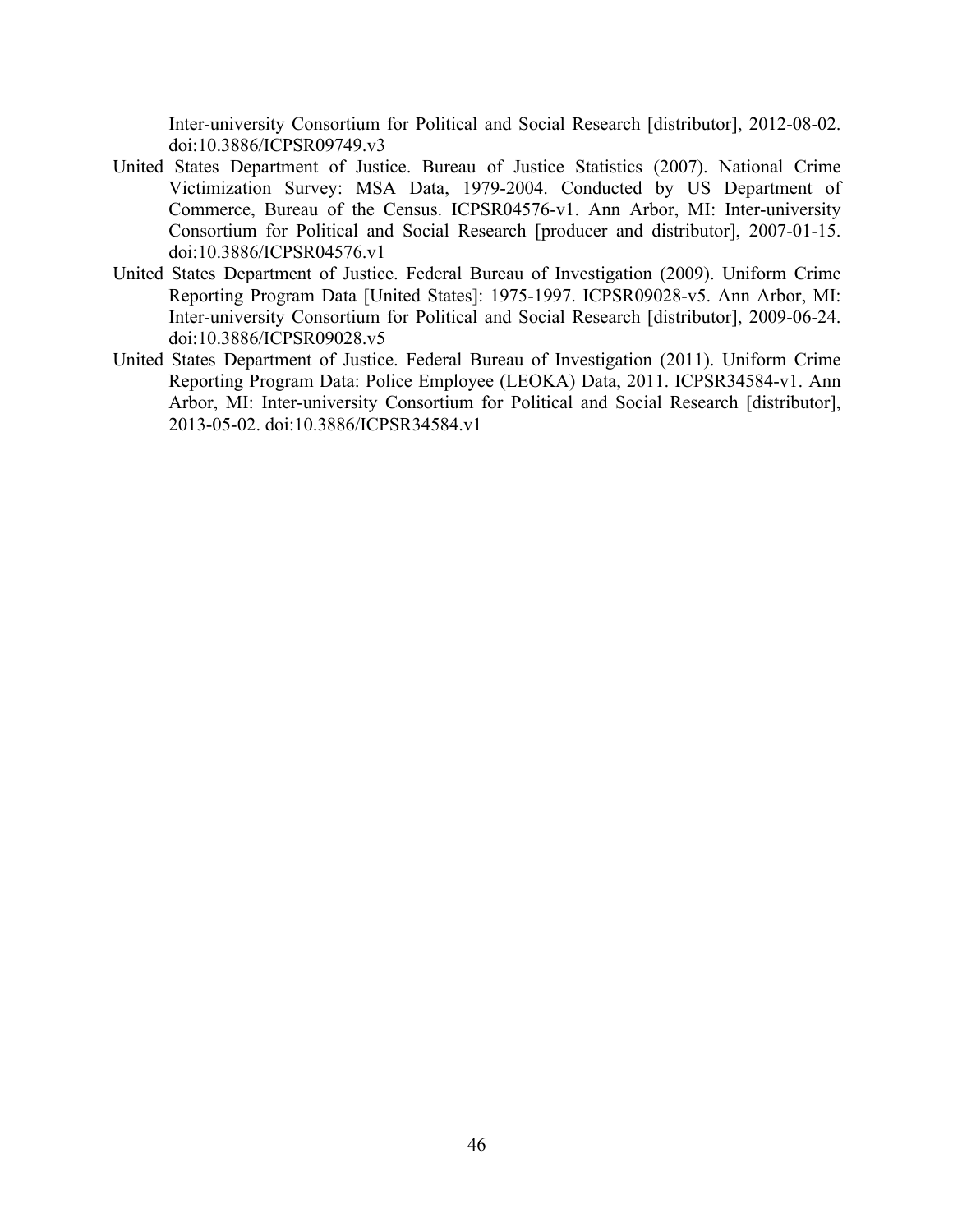Inter-university Consortium for Political and Social Research [distributor], 2012-08-02. doi:10.3886/ICPSR09749.v3

United States Department of Justice. Bureau of Justice Statistics (2007). National Crime Victimization Survey: MSA Data, 1979-2004. Conducted by US Department of Commerce, Bureau of the Census. ICPSR04576-v1. Ann Arbor, MI: Inter-university Consortium for Political and Social Research [producer and distributor], 2007-01-15. doi:10.3886/ICPSR04576.v1

United States Department of Justice. Federal Bureau of Investigation (2009). Uniform Crime Reporting Program Data [United States]: 1975-1997. ICPSR09028-v5. Ann Arbor, MI: Inter-university Consortium for Political and Social Research [distributor], 2009-06-24. doi:10.3886/ICPSR09028.v5

United States Department of Justice. Federal Bureau of Investigation (2011). Uniform Crime Reporting Program Data: Police Employee (LEOKA) Data, 2011. ICPSR34584-v1. Ann Arbor, MI: Inter-university Consortium for Political and Social Research [distributor], 2013-05-02. doi:10.3886/ICPSR34584.v1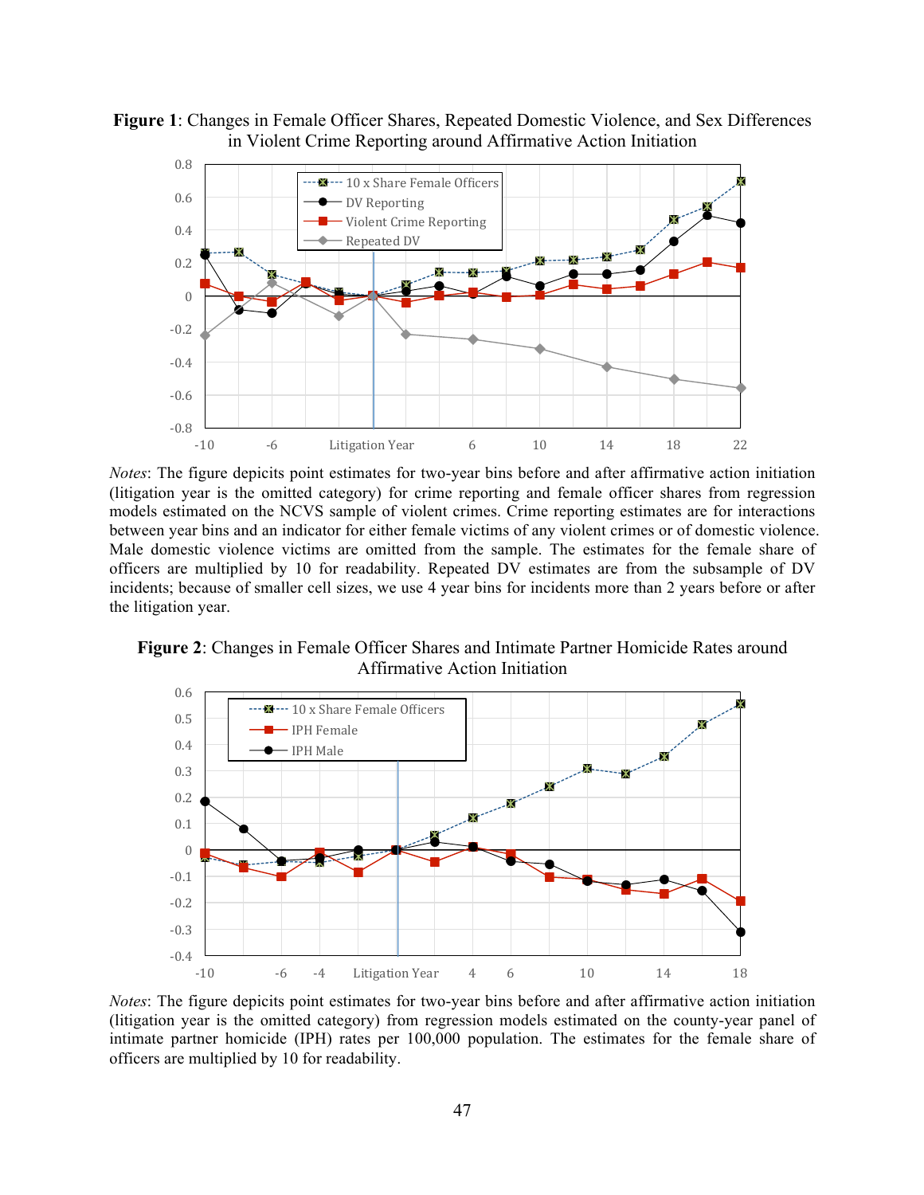**Figure 1**: Changes in Female Officer Shares, Repeated Domestic Violence, and Sex Differences in Violent Crime Reporting around Affirmative Action Initiation

*Notes*: The figure depicts point estimates for two-year bins before and after affirmative action initiation (litigation year is the omitted category) for crime reporting and female officer shares from regression models estimated on the NCVS sample of violent crimes. Crime reporting estimates are for interactions between year bins and an indicator for either female victims of any violent crimes or of domestic violence. Male domestic violence victims are omitted from the sample. The estimates for the female share of officers are multiplied by 10 for readability. Repeated DV estimates are from the subsample of DV incidents; because of smaller cell sizes, we use 4 year bins for incidents more than 2 years before or after the litigation year.

**Figure 2**: Changes in Female Officer Shares and Intimate Partner Homicide Rates around Affirmative Action Initiation

*Notes*: The figure depicts point estimates for two-year bins before and after affirmative action initiation (litigation year is the omitted category) from regression models estimated on the county-year panel of intimate partner homicide (IPH) rates per 100,000 population. The estimates for the female share of officers are multiplied by 10 for readability.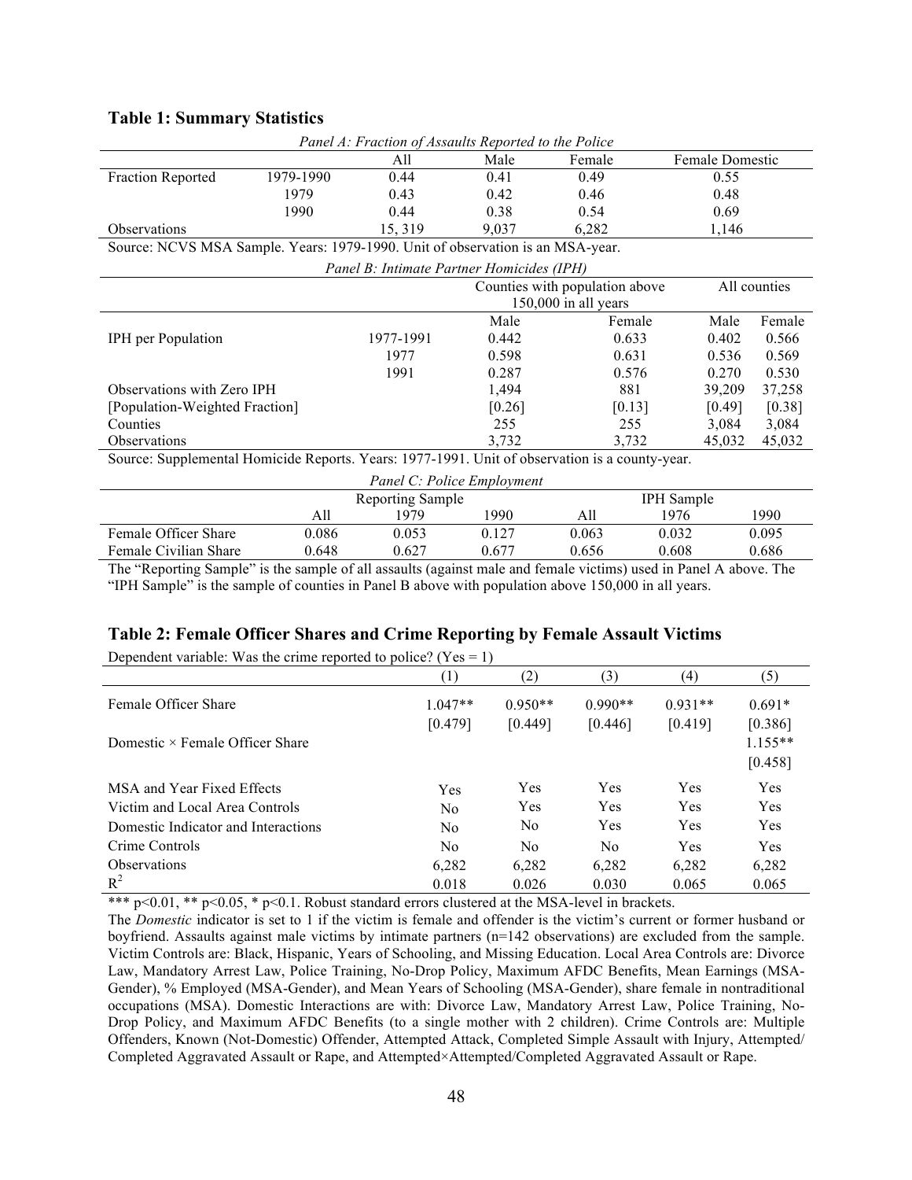### Table 1: Summary Statistics

*Panel A: Fraction of Assaults Reported to the Police*

| | | All | Male | Female | Female Domestic |
|---|---|---|---|---|---|
| Fraction Reported | 1979-1990 | 0.44 | 0.41 | 0.49 | 0.55 |
| | 1979 | 0.43 | 0.42 | 0.46 | 0.48 |
| | 1990 | 0.44 | 0.38 | 0.54 | 0.69 |
| Observations | | 15, 319 | 9,037 | 6,282 | 1,146 |

Source: NCVS MSA Sample. Years: 1979-1990. Unit of observation is an MSA-year.

*Panel B: Intimate Partner Homicides (IPH)*

| | | Counties with population above 150,000 in all years | | All counties | |
|---|---|---|---|---|---|
| | | Male | Female | Male | Female |
| IPH per Population | 1977-1991 | 0.442 | 0.633 | 0.402 | 0.566 |
| | 1977 | 0.598 | 0.631 | 0.536 | 0.569 |
| | 1991 | 0.287 | 0.576 | 0.270 | 0.530 |
| Observations with Zero IPH | | 1,494 | 881 | 39,209 | 37,258 |
| [Population-Weighted Fraction] | | [0.26] | [0.13] | [0.49] | [0.38] |
| Counties | | 255 | 255 | 3,084 | 3,084 |
| Observations | | 3,732 | 3,732 | 45,032 | 45,032 |

Source: Supplemental Homicide Reports. Years: 1977-1991. Unit of observation is a county-year.

*Panel C: Police Employment*

| | Reporting Sample | | | IPH Sample | | |
|---|---|---|---|---|---|---|
| | All | 1979 | 1990 | All | 1976 | 1990 |
| Female Officer Share | 0.086 | 0.053 | 0.127 | 0.063 | 0.032 | 0.095 |
| Female Civilian Share | 0.648 | 0.627 | 0.677 | 0.656 | 0.608 | 0.686 |

The "Reporting Sample" is the sample of all assaults (against male and female victims) used in Panel A above. The "IPH Sample" is the sample of counties in Panel B above with population above 150,000 in all years.

### Table 2: Female Officer Shares and Crime Reporting by Female Assault Victims

Dependent variable: Was the crime reported to police? (Yes = 1)

| | (1) | (2) | (3) | (4) | (5) |
|---|---|---|---|---|---|
| Female Officer Share | 1.047** | 0.950** | 0.990** | 0.931** | 0.691* |
| | [0.479] | [0.449] | [0.446] | [0.419] | [0.386] |
| Domestic × Female Officer Share | | | | | 1.155** |
| | | | | | [0.458] |
| MSA and Year Fixed Effects | Yes | Yes | Yes | Yes | Yes |
| Victim and Local Area Controls | No | Yes | Yes | Yes | Yes |
| Domestic Indicator and Interactions | No | No | Yes | Yes | Yes |
| Crime Controls | No | No | No | Yes | Yes |
| Observations | 6,282 | 6,282 | 6,282 | 6,282 | 6,282 |
| $R^2$ | 0.018 | 0.026 | 0.030 | 0.065 | 0.065 |

*** $p<0.01$, ** $p<0.05$, * $p<0.1$. Robust standard errors clustered at the MSA-level in brackets.

The *Domestic* indicator is set to 1 if the victim is female and offender is the victim's current or former husband or boyfriend. Assaults against male victims by intimate partners (n=142 observations) are excluded from the sample. Victim Controls are: Black, Hispanic, Years of Schooling, and Missing Education. Local Area Controls are: Divorce Law, Mandatory Arrest Law, Police Training, No-Drop Policy, Maximum AFDC Benefits, Mean Earnings (MSA-Gender), % Employed (MSA-Gender), and Mean Years of Schooling (MSA-Gender), share female in nontraditional occupations (MSA). Domestic Interactions are with: Divorce Law, Mandatory Arrest Law, Police Training, No-Drop Policy, and Maximum AFDC Benefits (to a single mother with 2 children). Crime Controls are: Multiple Offenders, Known (Not-Domestic) Offender, Attempted Attack, Completed Simple Assault with Injury, Attempted/ Completed Aggravated Assault or Rape, and Attempted×Attempted/Completed Aggravated Assault or Rape.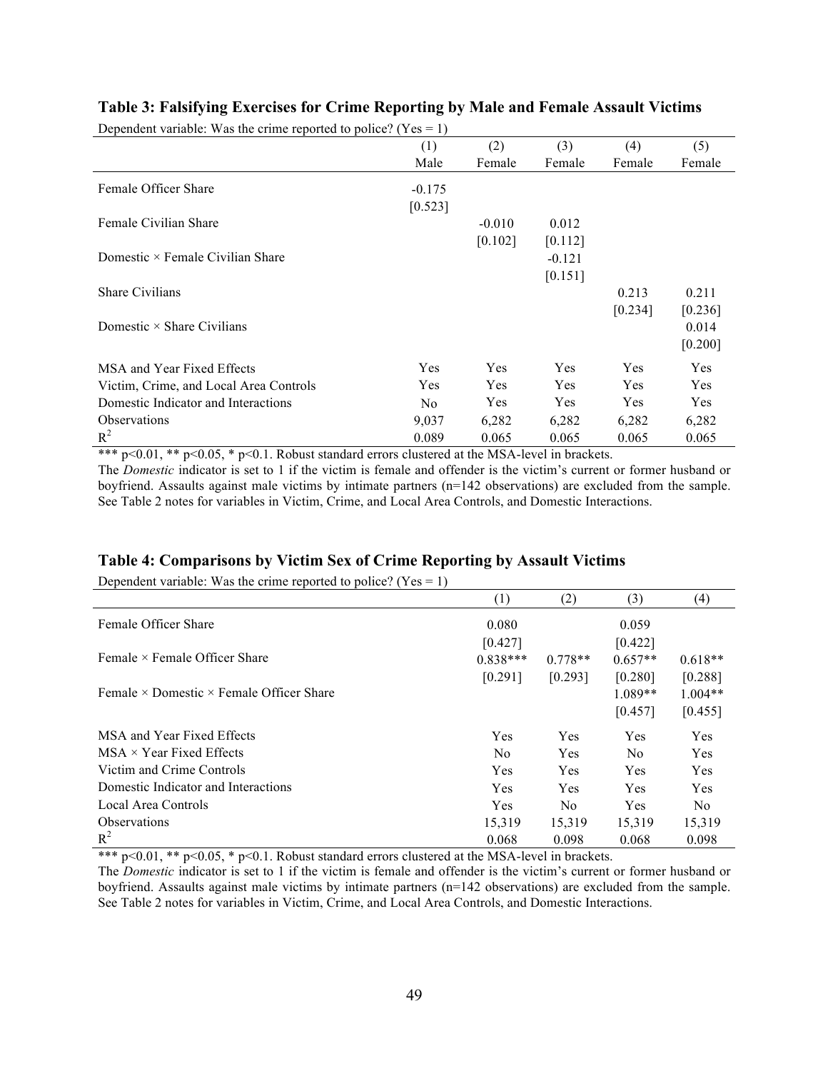**Table 3: Falsifying Exercises for Crime Reporting by Male and Female Assault Victims**

Dependent variable: Was the crime reported to police? (Yes = 1)

| | (1) | (2) | (3) | (4) | (5) |
|---|---|---|---|---|---|
| | Male | Female | Female | Female | Female |
| Female Officer Share | -0.175 | | | | |
| | [0.523] | | | | |
| Female Civilian Share | | -0.010 | 0.012 | | |
| | | [0.102] | [0.112] | | |
| Domestic × Female Civilian Share | | | -0.121 | | |
| | | | [0.151] | | |
| Share Civilians | | | | 0.213 | 0.211 |
| | | | | [0.234] | [0.236] |
| Domestic × Share Civilians | | | | | 0.014 |
| | | | | | [0.200] |
| MSA and Year Fixed Effects | Yes | Yes | Yes | Yes | Yes |
| Victim, Crime, and Local Area Controls | Yes | Yes | Yes | Yes | Yes |
| Domestic Indicator and Interactions | No | Yes | Yes | Yes | Yes |
| Observations | 9,037 | 6,282 | 6,282 | 6,282 | 6,282 |
| $R^2$ | 0.089 | 0.065 | 0.065 | 0.065 | 0.065 |

*** p<0.01, ** p<0.05, * p<0.1. Robust standard errors clustered at the MSA-level in brackets.

The *Domestic* indicator is set to 1 if the victim is female and offender is the victim's current or former husband or boyfriend. Assaults against male victims by intimate partners (n=142 observations) are excluded from the sample. See Table 2 notes for variables in Victim, Crime, and Local Area Controls, and Domestic Interactions.

**Table 4: Comparisons by Victim Sex of Crime Reporting by Assault Victims**

Dependent variable: Was the crime reported to police? (Yes = 1)

| | (1) | (2) | (3) | (4) |
|---|---|---|---|---|
| Female Officer Share | 0.080 | | 0.059 | |
| | [0.427] | | [0.422] | |
| Female × Female Officer Share | 0.838*** | 0.778** | 0.657** | 0.618** |
| | [0.291] | [0.293] | [0.280] | [0.288] |
| Female × Domestic × Female Officer Share | | | 1.089** | 1.004** |
| | | | [0.457] | [0.455] |
| MSA and Year Fixed Effects | Yes | Yes | Yes | Yes |
| MSA × Year Fixed Effects | No | Yes | No | Yes |
| Victim and Crime Controls | Yes | Yes | Yes | Yes |
| Domestic Indicator and Interactions | Yes | Yes | Yes | Yes |
| Local Area Controls | Yes | No | Yes | No |
| Observations | 15,319 | 15,319 | 15,319 | 15,319 |
| $R^2$ | 0.068 | 0.098 | 0.068 | 0.098 |

*** p<0.01, ** p<0.05, * p<0.1. Robust standard errors clustered at the MSA-level in brackets.

The *Domestic* indicator is set to 1 if the victim is female and offender is the victim's current or former husband or boyfriend. Assaults against male victims by intimate partners (n=142 observations) are excluded from the sample. See Table 2 notes for variables in Victim, Crime, and Local Area Controls, and Domestic Interactions.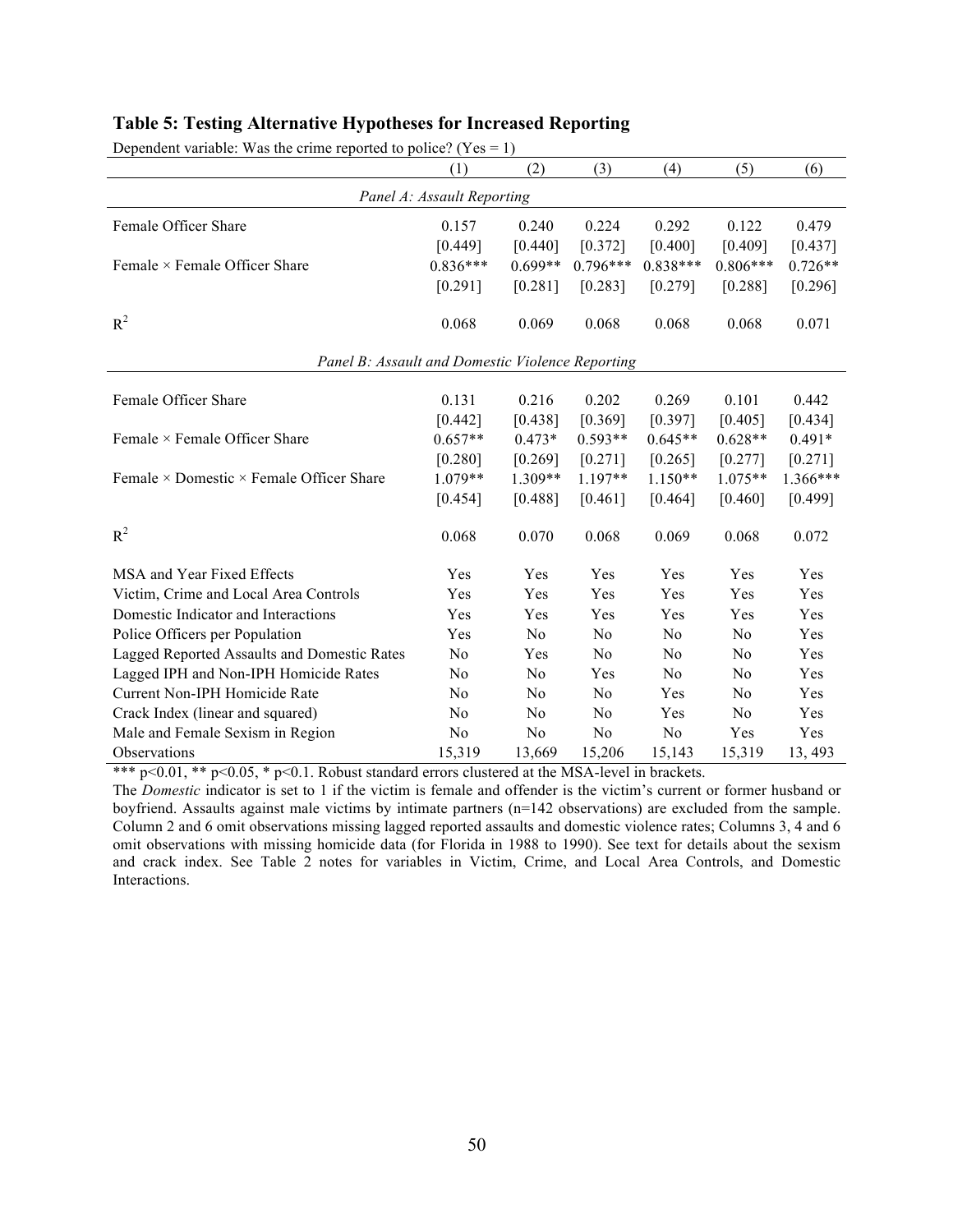### Table 5: Testing Alternative Hypotheses for Increased Reporting

Dependent variable: Was the crime reported to police? (Yes = 1)

| | (1) | (2) | (3) | (4) | (5) | (6) |
|---|---|---|---|---|---|---|
| *Panel A: Assault Reporting* | | | | | | |
| Female Officer Share | 0.157 | 0.240 | 0.224 | 0.292 | 0.122 | 0.479 |
| | [0.449] | [0.440] | [0.372] | [0.400] | [0.409] | [0.437] |
| Female × Female Officer Share | 0.836*** | 0.699** | 0.796*** | 0.838*** | 0.806*** | 0.726** |
| | [0.291] | [0.281] | [0.283] | [0.279] | [0.288] | [0.296] |
| $R^2$ | 0.068 | 0.069 | 0.068 | 0.068 | 0.068 | 0.071 |
| *Panel B: Assault and Domestic Violence Reporting* | | | | | | |
| Female Officer Share | 0.131 | 0.216 | 0.202 | 0.269 | 0.101 | 0.442 |
| | [0.442] | [0.438] | [0.369] | [0.397] | [0.405] | [0.434] |
| Female × Female Officer Share | 0.657** | 0.473* | 0.593** | 0.645** | 0.628** | 0.491* |
| | [0.280] | [0.269] | [0.271] | [0.265] | [0.277] | [0.271] |
| Female × Domestic × Female Officer Share | 1.079** | 1.309** | 1.197** | 1.150** | 1.075** | 1.366*** |
| | [0.454] | [0.488] | [0.461] | [0.464] | [0.460] | [0.499] |
| $R^2$ | 0.068 | 0.070 | 0.068 | 0.069 | 0.068 | 0.072 |
| MSA and Year Fixed Effects | Yes | Yes | Yes | Yes | Yes | Yes |
| Victim, Crime and Local Area Controls | Yes | Yes | Yes | Yes | Yes | Yes |
| Domestic Indicator and Interactions | Yes | Yes | Yes | Yes | Yes | Yes |
| Police Officers per Population | Yes | No | No | No | No | Yes |
| Lagged Reported Assaults and Domestic Rates | No | Yes | No | No | No | Yes |
| Lagged IPH and Non-IPH Homicide Rates | No | No | Yes | No | No | Yes |
| Current Non-IPH Homicide Rate | No | No | No | Yes | No | Yes |
| Crack Index (linear and squared) | No | No | No | Yes | No | Yes |
| Male and Female Sexism in Region | No | No | No | No | Yes | Yes |
| Observations | 15,319 | 13,669 | 15,206 | 15,143 | 15,319 | 13, 493 |

*** $p<0.01$, ** $p<0.05$, * $p<0.1$. Robust standard errors clustered at the MSA-level in brackets.

The *Domestic* indicator is set to 1 if the victim is female and offender is the victim's current or former husband or boyfriend. Assaults against male victims by intimate partners (n=142 observations) are excluded from the sample. Column 2 and 6 omit observations missing lagged reported assaults and domestic violence rates; Columns 3, 4 and 6 omit observations with missing homicide data (for Florida in 1988 to 1990). See text for details about the sexism and crack index. See Table 2 notes for variables in Victim, Crime, and Local Area Controls, and Domestic Interactions.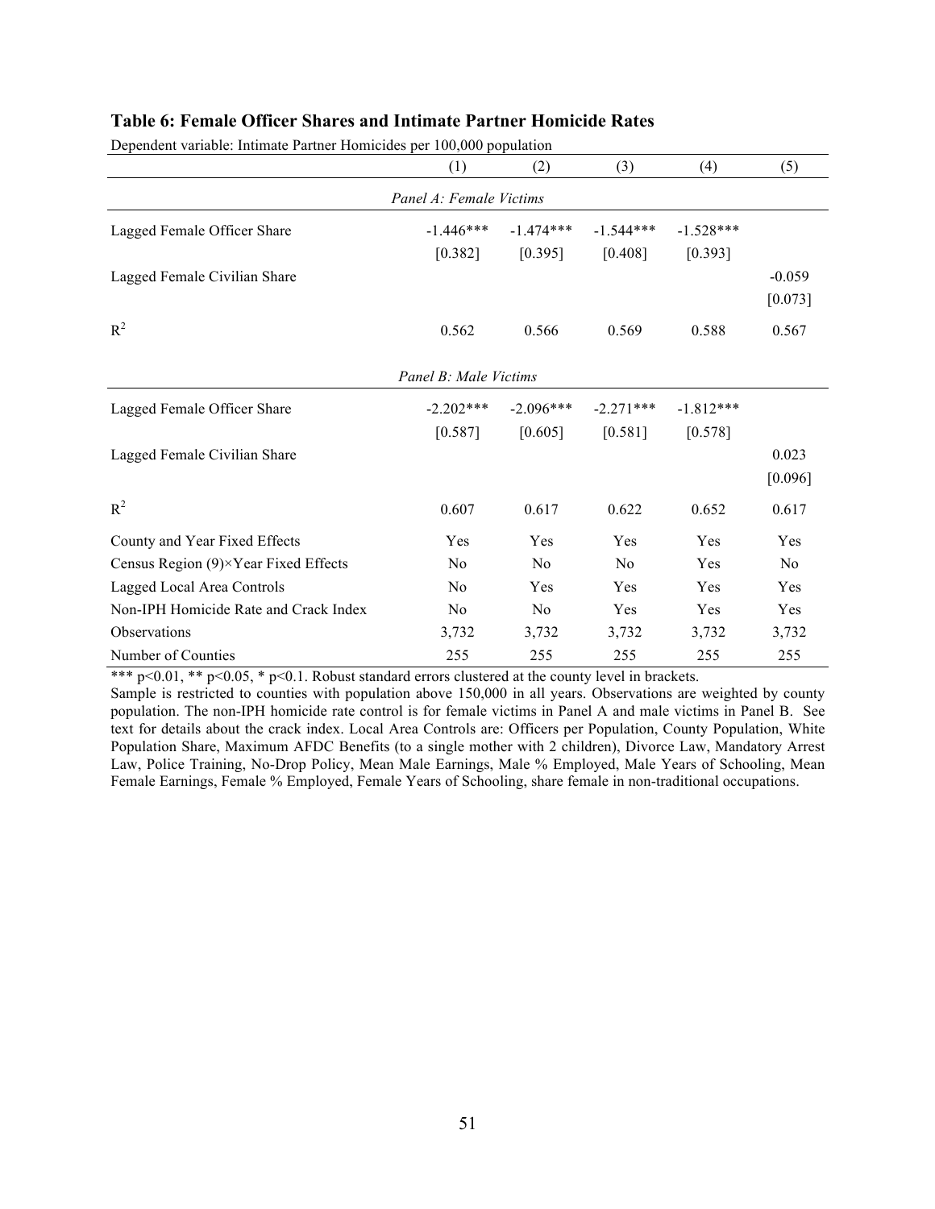### Table 6: Female Officer Shares and Intimate Partner Homicide Rates

Dependent variable: Intimate Partner Homicides per 100,000 population

| | (1) | (2) | (3) | (4) | (5) |
|---|---|---|---|---|---|
| *Panel A: Female Victims* | | | | | |
| Lagged Female Officer Share | -1.446*** | -1.474*** | -1.544*** | -1.528*** | |
| | [0.382] | [0.395] | [0.408] | [0.393] | |
| Lagged Female Civilian Share | | | | | -0.059 |
| | | | | | [0.073] |
| $R^2$ | 0.562 | 0.566 | 0.569 | 0.588 | 0.567 |
| *Panel B: Male Victims* | | | | | |
| Lagged Female Officer Share | -2.202*** | -2.096*** | -2.271*** | -1.812*** | |
| | [0.587] | [0.605] | [0.581] | [0.578] | |
| Lagged Female Civilian Share | | | | | 0.023 |
| | | | | | [0.096] |
| $R^2$ | 0.607 | 0.617 | 0.622 | 0.652 | 0.617 |
| County and Year Fixed Effects | Yes | Yes | Yes | Yes | Yes |
| Census Region (9)×Year Fixed Effects | No | No | No | Yes | No |
| Lagged Local Area Controls | No | Yes | Yes | Yes | Yes |
| Non-IPH Homicide Rate and Crack Index | No | No | Yes | Yes | Yes |
| Observations | 3,732 | 3,732 | 3,732 | 3,732 | 3,732 |
| Number of Counties | 255 | 255 | 255 | 255 | 255 |

*** p<0.01, ** p<0.05, * p<0.1. Robust standard errors clustered at the county level in brackets.
Sample is restricted to counties with population above 150,000 in all years. Observations are weighted by county population. The non-IPH homicide rate control is for female victims in Panel A and male victims in Panel B. See text for details about the crack index. Local Area Controls are: Officers per Population, County Population, White Population Share, Maximum AFDC Benefits (to a single mother with 2 children), Divorce Law, Mandatory Arrest Law, Police Training, No-Drop Policy, Mean Male Earnings, Male % Employed, Male Years of Schooling, Mean Female Earnings, Female % Employed, Female Years of Schooling, share female in non-traditional occupations.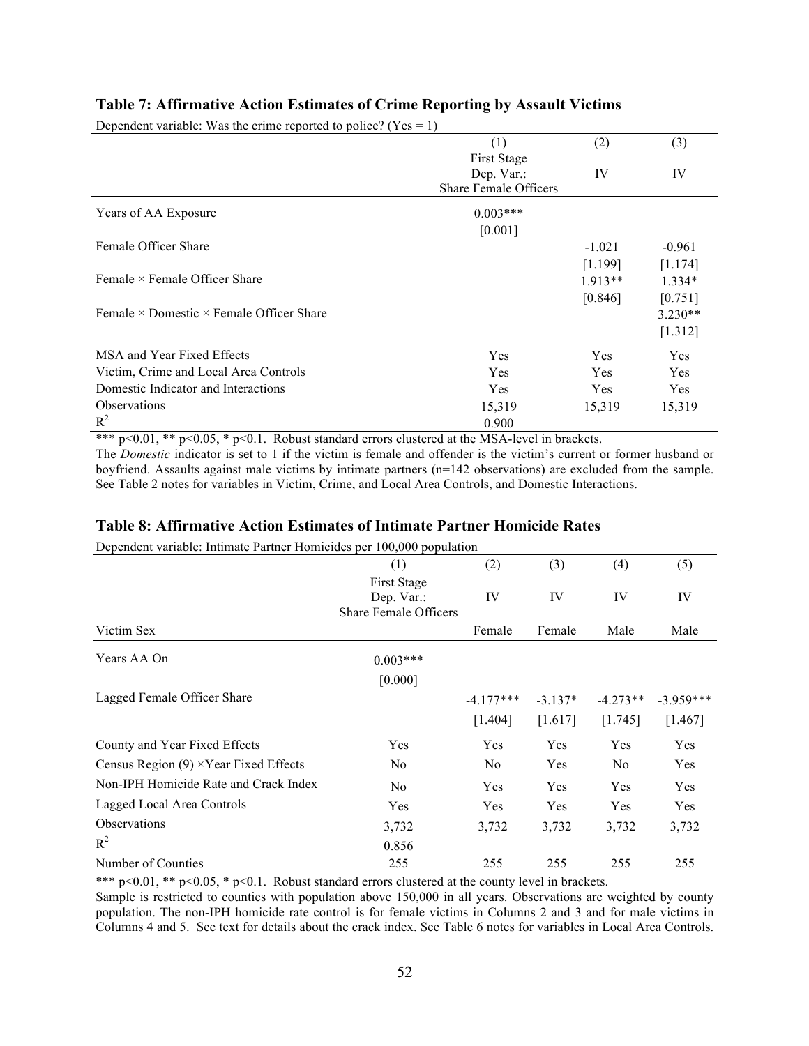### Table 7: Affirmative Action Estimates of Crime Reporting by Assault Victims

Dependent variable: Was the crime reported to police? (Yes = 1)

| | (1) First Stage Dep. Var.: Share Female Officers | (2) IV | (3) IV |
|---|---|---|---|
| Years of AA Exposure | 0.003*** | | |
| | [0.001] | | |
| Female Officer Share | | -1.021 | -0.961 |
| | | [1.199] | [1.174] |
| Female × Female Officer Share | | 1.913** | 1.334* |
| | | [0.846] | [0.751] |
| Female × Domestic × Female Officer Share | | | 3.230** |
| | | | [1.312] |
| MSA and Year Fixed Effects | Yes | Yes | Yes |
| Victim, Crime and Local Area Controls | Yes | Yes | Yes |
| Domestic Indicator and Interactions | Yes | Yes | Yes |
| Observations | 15,319 | 15,319 | 15,319 |
| $R^2$ | 0.900 | | |

*** p<0.01, ** p<0.05, * p<0.1. Robust standard errors clustered at the MSA-level in brackets.
The *Domestic* indicator is set to 1 if the victim is female and offender is the victim's current or former husband or boyfriend. Assaults against male victims by intimate partners (n=142 observations) are excluded from the sample. See Table 2 notes for variables in Victim, Crime, and Local Area Controls, and Domestic Interactions.

### Table 8: Affirmative Action Estimates of Intimate Partner Homicide Rates

Dependent variable: Intimate Partner Homicides per 100,000 population

| | (1) First Stage Dep. Var.: Share Female Officers | (2) IV | (3) IV | (4) IV | (5) IV |
|---|---|---|---|---|---|
| Victim Sex | | Female | Female | Male | Male |
| Years AA On | 0.003*** | | | | |
| | [0.000] | | | | |
| Lagged Female Officer Share | | -4.177*** | -3.137* | -4.273** | -3.959*** |
| | | [1.404] | [1.617] | [1.745] | [1.467] |
| County and Year Fixed Effects | Yes | Yes | Yes | Yes | Yes |
| Census Region (9) ×Year Fixed Effects | No | No | Yes | No | Yes |
| Non-IPH Homicide Rate and Crack Index | No | Yes | Yes | Yes | Yes |
| Lagged Local Area Controls | Yes | Yes | Yes | Yes | Yes |
| Observations | 3,732 | 3,732 | 3,732 | 3,732 | 3,732 |
| $R^2$ | 0.856 | | | | |
| Number of Counties | 255 | 255 | 255 | 255 | 255 |

*** p<0.01, ** p<0.05, * p<0.1. Robust standard errors clustered at the county level in brackets.
Sample is restricted to counties with population above 150,000 in all years. Observations are weighted by county population. The non-IPH homicide rate control is for female victims in Columns 2 and 3 and for male victims in Columns 4 and 5. See text for details about the crack index. See Table 6 notes for variables in Local Area Controls.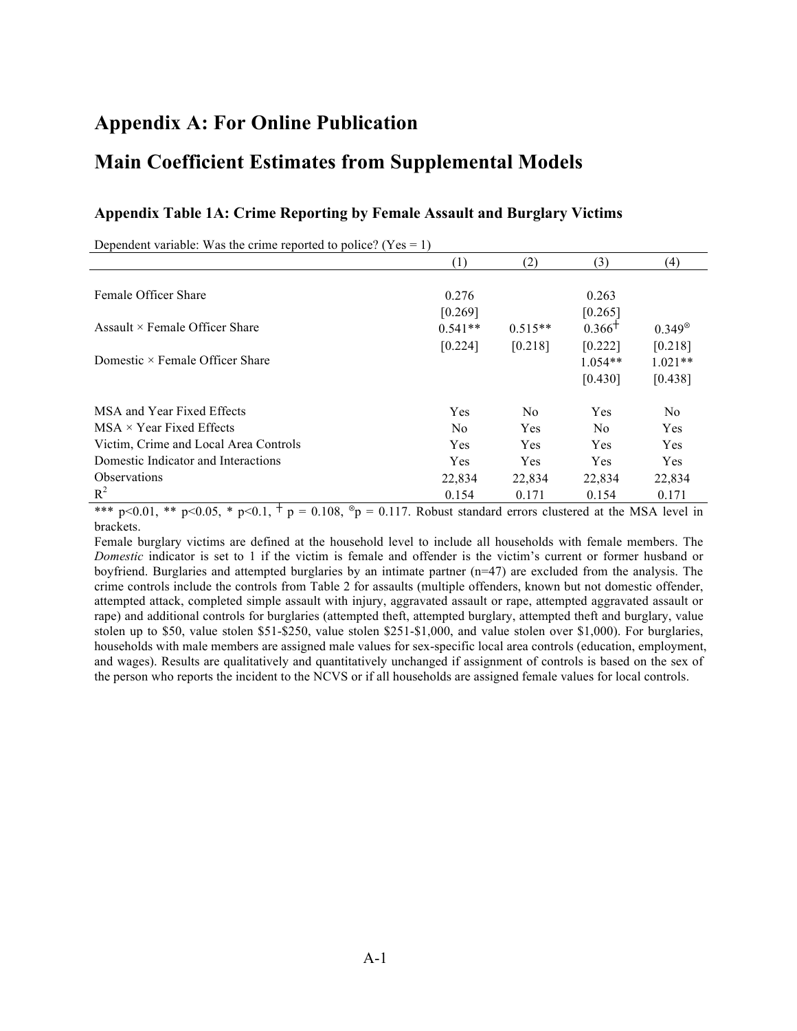# Appendix A: For Online Publication

# Main Coefficient Estimates from Supplemental Models

### Appendix Table 1A: Crime Reporting by Female Assault and Burglary Victims

Dependent variable: Was the crime reported to police? (Yes = 1)

| | (1) | (2) | (3) | (4) |
|---|---|---|---|---|
| Female Officer Share | 0.276 | | 0.263 | |
| | [0.269] | | [0.265] | |
| Assault × Female Officer Share | 0.541** | 0.515** | 0.366† | 0.349⊗ |
| | [0.224] | [0.218] | [0.222] | [0.218] |
| Domestic × Female Officer Share | | | 1.054** | 1.021** |
| | | | [0.430] | [0.438] |
| MSA and Year Fixed Effects | Yes | No | Yes | No |
| MSA × Year Fixed Effects | No | Yes | No | Yes |
| Victim, Crime and Local Area Controls | Yes | Yes | Yes | Yes |
| Domestic Indicator and Interactions | Yes | Yes | Yes | Yes |
| Observations | 22,834 | 22,834 | 22,834 | 22,834 |
| $R^2$ | 0.154 | 0.171 | 0.154 | 0.171 |

*** $p<0.01$, ** $p<0.05$, * $p<0.1$, † $p = 0.108$, ⊗ $p = 0.117$. Robust standard errors clustered at the MSA level in brackets.

Female burglary victims are defined at the household level to include all households with female members. The *Domestic* indicator is set to 1 if the victim is female and offender is the victim's current or former husband or boyfriend. Burglaries and attempted burglaries by an intimate partner (n=47) are excluded from the analysis. The crime controls include the controls from Table 2 for assaults (multiple offenders, known but not domestic offender, attempted attack, completed simple assault with injury, aggravated assault or rape, attempted aggravated assault or rape) and additional controls for burglaries (attempted theft, attempted burglary, attempted theft and burglary, value stolen up to $50, value stolen $51-$250, value stolen $251-$1,000, and value stolen over $1,000). For burglaries, households with male members are assigned male values for sex-specific local area controls (education, employment, and wages). Results are qualitatively and quantitatively unchanged if assignment of controls is based on the sex of the person who reports the incident to the NCVS or if all households are assigned female values for local controls.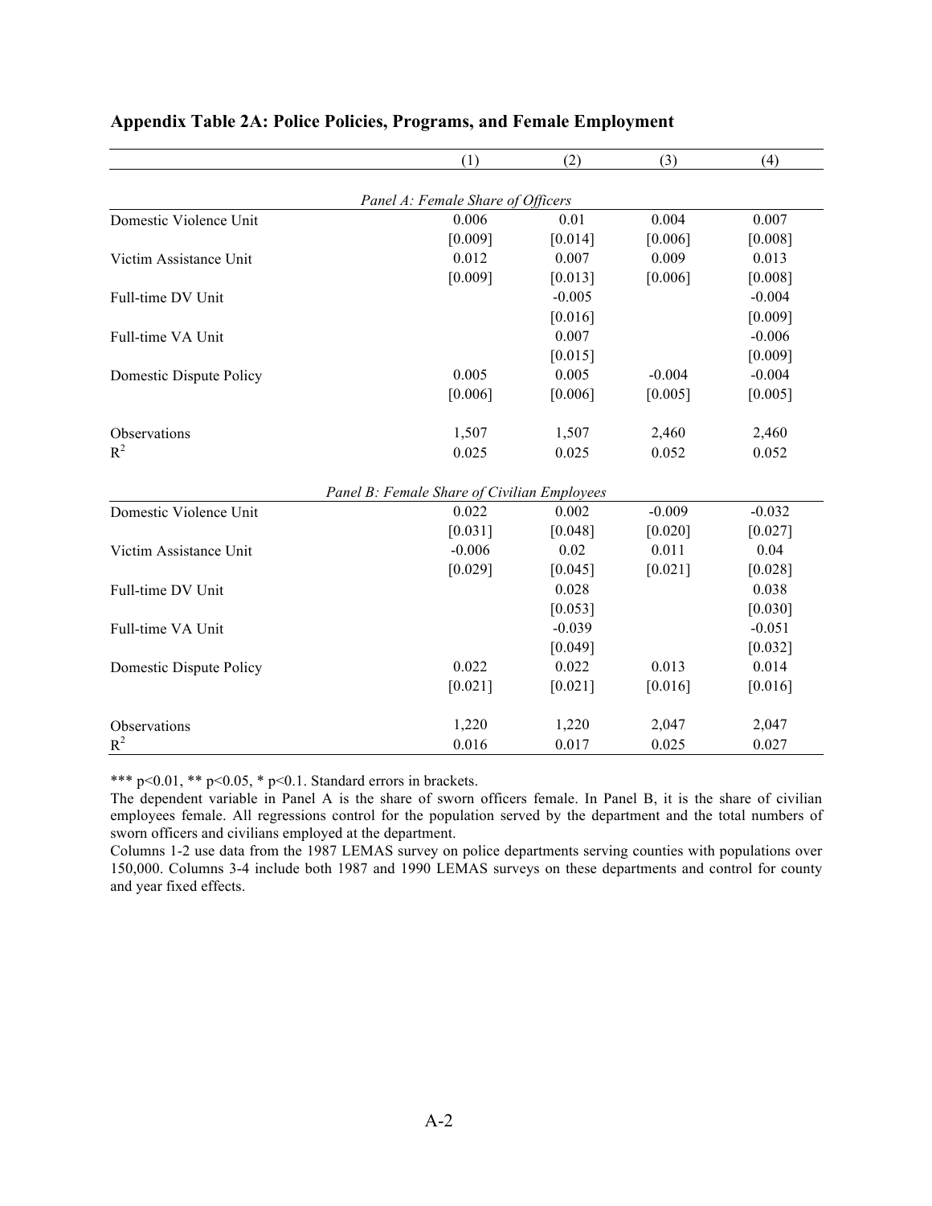**Appendix Table 2A: Police Policies, Programs, and Female Employment**

| | (1) | (2) | (3) | (4) |
|---|---|---|---|---|
| *Panel A: Female Share of Officers* | | | | |
| Domestic Violence Unit | 0.006 | 0.01 | 0.004 | 0.007 |
| | [0.009] | [0.014] | [0.006] | [0.008] |
| Victim Assistance Unit | 0.012 | 0.007 | 0.009 | 0.013 |
| | [0.009] | [0.013] | [0.006] | [0.008] |
| Full-time DV Unit | | -0.005 | | -0.004 |
| | | [0.016] | | [0.009] |
| Full-time VA Unit | | 0.007 | | -0.006 |
| | | [0.015] | | [0.009] |
| Domestic Dispute Policy | 0.005 | 0.005 | -0.004 | -0.004 |
| | [0.006] | [0.006] | [0.005] | [0.005] |
| Observations | 1,507 | 1,507 | 2,460 | 2,460 |
| $R^2$ | 0.025 | 0.025 | 0.052 | 0.052 |
| *Panel B: Female Share of Civilian Employees* | | | | |
| Domestic Violence Unit | 0.022 | 0.002 | -0.009 | -0.032 |
| | [0.031] | [0.048] | [0.020] | [0.027] |
| Victim Assistance Unit | -0.006 | 0.02 | 0.011 | 0.04 |
| | [0.029] | [0.045] | [0.021] | [0.028] |
| Full-time DV Unit | | 0.028 | | 0.038 |
| | | [0.053] | | [0.030] |
| Full-time VA Unit | | -0.039 | | -0.051 |
| | | [0.049] | | [0.032] |
| Domestic Dispute Policy | 0.022 | 0.022 | 0.013 | 0.014 |
| | [0.021] | [0.021] | [0.016] | [0.016] |
| Observations | 1,220 | 1,220 | 2,047 | 2,047 |
| $R^2$ | 0.016 | 0.017 | 0.025 | 0.027 |

*** p<0.01, ** p<0.05, * p<0.1. Standard errors in brackets.

The dependent variable in Panel A is the share of sworn officers female. In Panel B, it is the share of civilian employees female. All regressions control for the population served by the department and the total numbers of sworn officers and civilians employed at the department.

Columns 1-2 use data from the 1987 LEMAS survey on police departments serving counties with populations over 150,000. Columns 3-4 include both 1987 and 1990 LEMAS surveys on these departments and control for county and year fixed effects.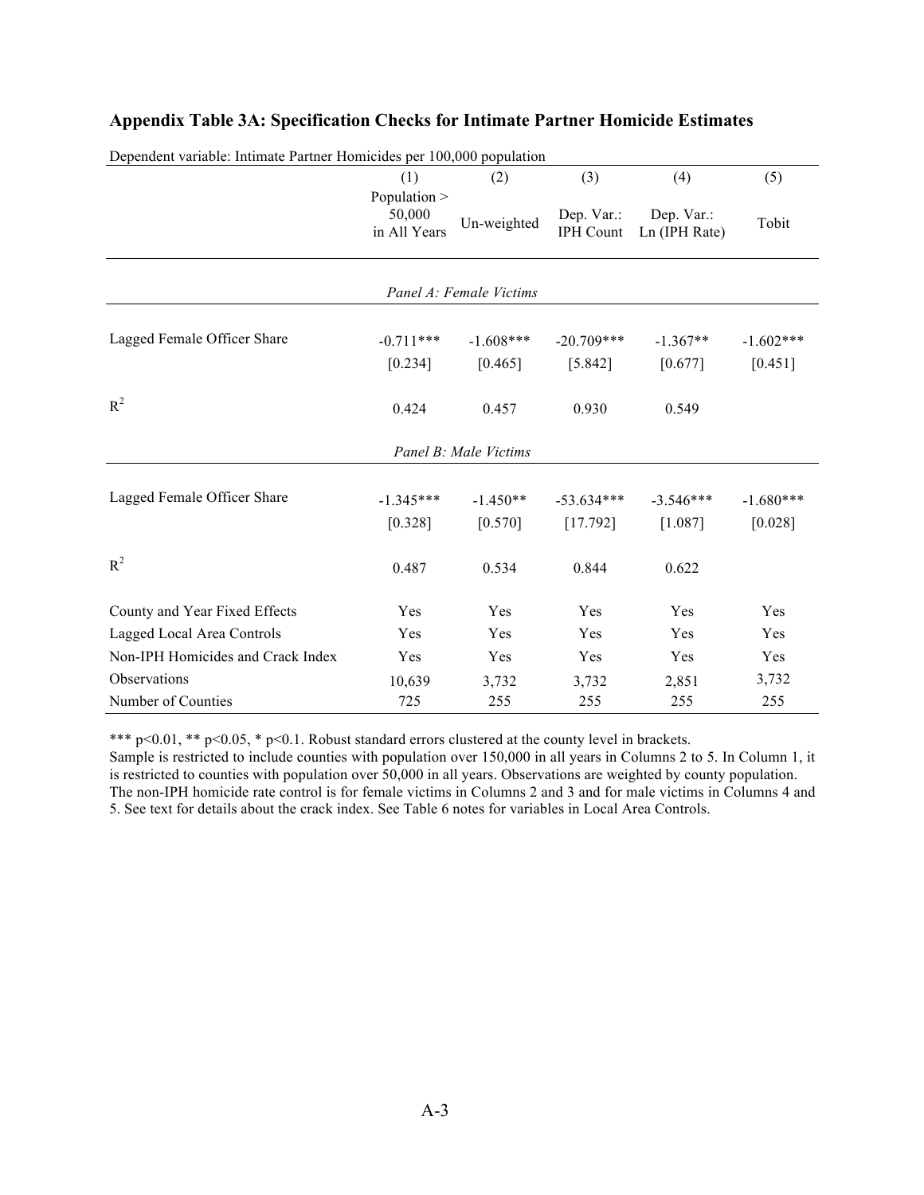## Appendix Table 3A: Specification Checks for Intimate Partner Homicide Estimates

Dependent variable: Intimate Partner Homicides per 100,000 population

| | (1) | (2) | (3) | (4) | (5) |
|---|---|---|---|---|---|
| | Population > 50,000 in All Years | Un-weighted | Dep. Var.: IPH Count | Dep. Var.: Ln (IPH Rate) | Tobit |
| *Panel A: Female Victims* | | | | | |
| Lagged Female Officer Share | -0.711*** | -1.608*** | -20.709*** | -1.367** | -1.602*** |
| | [0.234] | [0.465] | [5.842] | [0.677] | [0.451] |
| $R^2$ | 0.424 | 0.457 | 0.930 | 0.549 | |
| *Panel B: Male Victims* | | | | | |
| Lagged Female Officer Share | -1.345*** | -1.450** | -53.634*** | -3.546*** | -1.680*** |
| | [0.328] | [0.570] | [17.792] | [1.087] | [0.028] |
| $R^2$ | 0.487 | 0.534 | 0.844 | 0.622 | |
| County and Year Fixed Effects | Yes | Yes | Yes | Yes | Yes |
| Lagged Local Area Controls | Yes | Yes | Yes | Yes | Yes |
| Non-IPH Homicides and Crack Index | Yes | Yes | Yes | Yes | Yes |
| Observations | 10,639 | 3,732 | 3,732 | 2,851 | 3,732 |
| Number of Counties | 725 | 255 | 255 | 255 | 255 |

*** p<0.01, ** p<0.05, * p<0.1. Robust standard errors clustered at the county level in brackets.
Sample is restricted to include counties with population over 150,000 in all years in Columns 2 to 5. In Column 1, it is restricted to counties with population over 50,000 in all years. Observations are weighted by county population. The non-IPH homicide rate control is for female victims in Columns 2 and 3 and for male victims in Columns 4 and 5. See text for details about the crack index. See Table 6 notes for variables in Local Area Controls.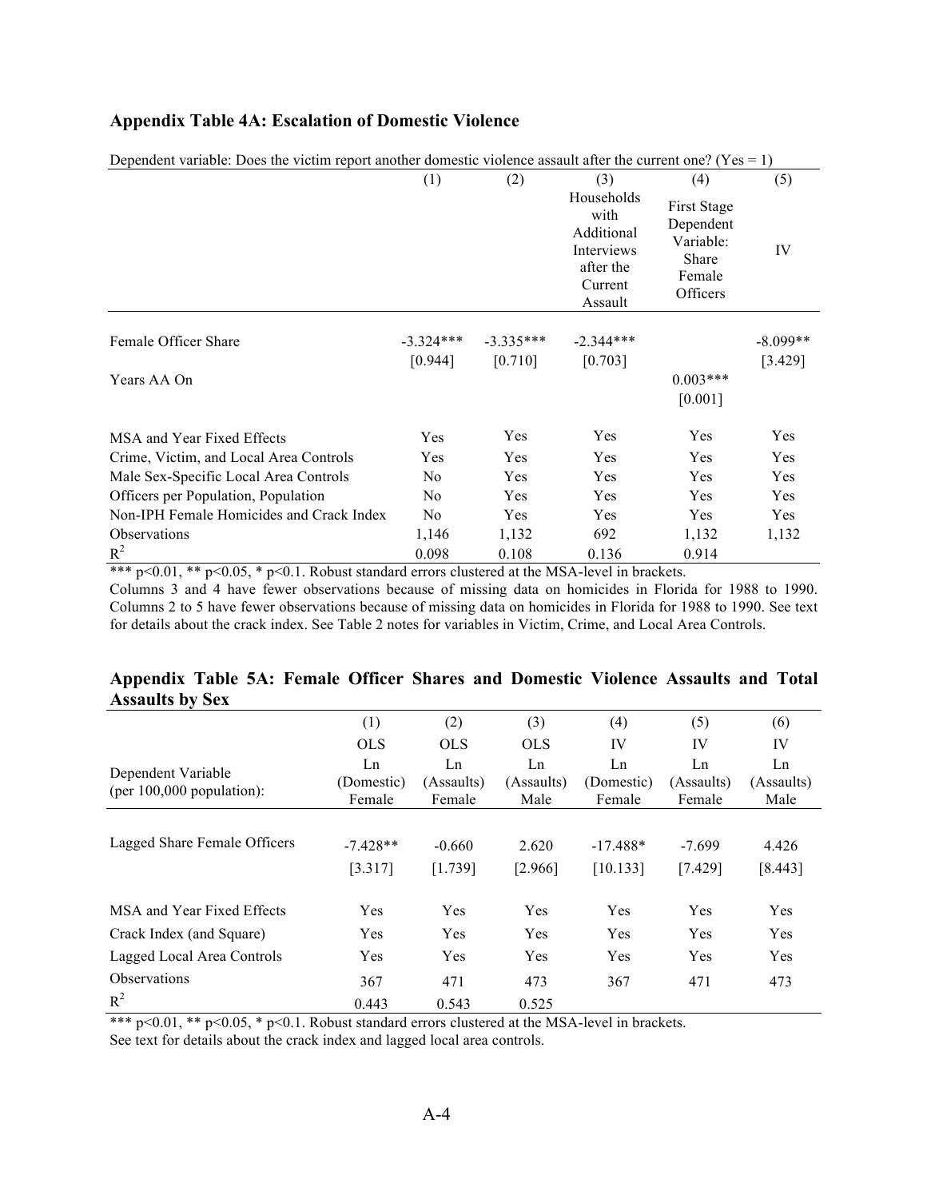### Appendix Table 4A: Escalation of Domestic Violence

Dependent variable: Does the victim report another domestic violence assault after the current one? (Yes = 1)

| | (1) | (2) | (3) Households with Additional Interviews after the Current Assault | (4) First Stage Dependent Variable: Share Female Officers | (5) IV |
|---|---|---|---|---|---|
| Female Officer Share | -3.324*** | -3.335*** | -2.344*** | | -8.099** |
| | [0.944] | [0.710] | [0.703] | | [3.429] |
| Years AA On | | | | 0.003*** | |
| | | | | [0.001] | |
| MSA and Year Fixed Effects | Yes | Yes | Yes | Yes | Yes |
| Crime, Victim, and Local Area Controls | Yes | Yes | Yes | Yes | Yes |
| Male Sex-Specific Local Area Controls | No | Yes | Yes | Yes | Yes |
| Officers per Population, Population | No | Yes | Yes | Yes | Yes |
| Non-IPH Female Homicides and Crack Index | No | Yes | Yes | Yes | Yes |
| Observations | 1,146 | 1,132 | 692 | 1,132 | 1,132 |
| $R^2$ | 0.098 | 0.108 | 0.136 | 0.914 | |

*** p<0.01, ** p<0.05, * p<0.1. Robust standard errors clustered at the MSA-level in brackets.
Columns 3 and 4 have fewer observations because of missing data on homicides in Florida for 1988 to 1990. Columns 2 to 5 have fewer observations because of missing data on homicides in Florida for 1988 to 1990. See text for details about the crack index. See Table 2 notes for variables in Victim, Crime, and Local Area Controls.

### Appendix Table 5A: Female Officer Shares and Domestic Violence Assaults and Total Assaults by Sex

| | (1) | (2) | (3) | (4) | (5) | (6) |
|---|---|---|---|---|---|---|
| | OLS | OLS | OLS | IV | IV | IV |
| Dependent Variable (per 100,000 population): | Ln (Domestic) Female | Ln (Assaults) Female | Ln (Assaults) Male | Ln (Domestic) Female | Ln (Assaults) Female | Ln (Assaults) Male |
| Lagged Share Female Officers | -7.428** | -0.660 | 2.620 | -17.488* | -7.699 | 4.426 |
| | [3.317] | [1.739] | [2.966] | [10.133] | [7.429] | [8.443] |
| MSA and Year Fixed Effects | Yes | Yes | Yes | Yes | Yes | Yes |
| Crack Index (and Square) | Yes | Yes | Yes | Yes | Yes | Yes |
| Lagged Local Area Controls | Yes | Yes | Yes | Yes | Yes | Yes |
| Observations | 367 | 471 | 473 | 367 | 471 | 473 |
| $R^2$ | 0.443 | 0.543 | 0.525 | | | |

*** p<0.01, ** p<0.05, * p<0.1. Robust standard errors clustered at the MSA-level in brackets.
See text for details about the crack index and lagged local area controls.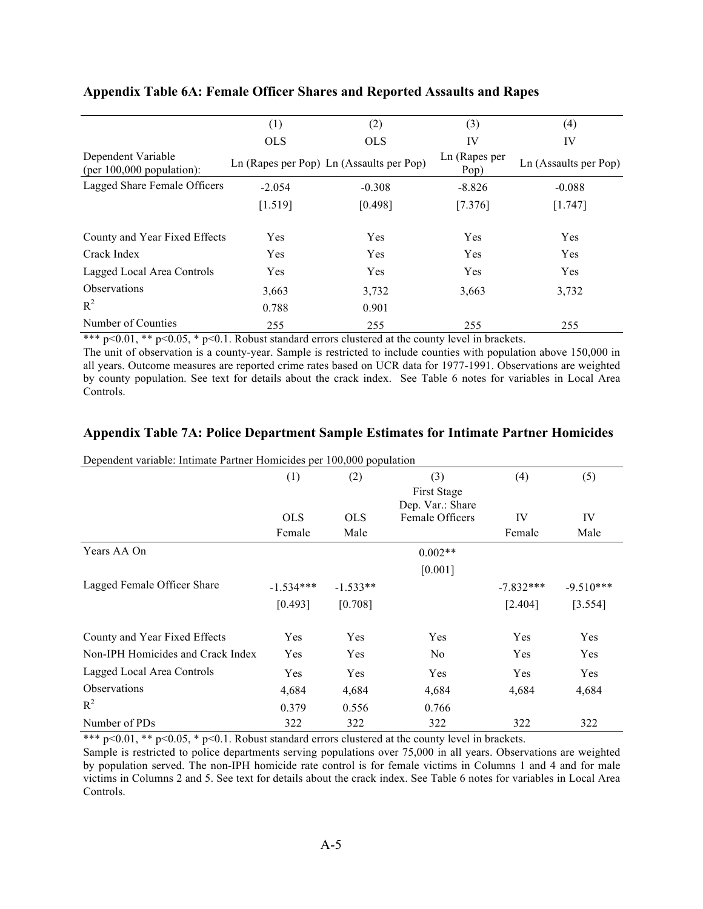### Appendix Table 6A: Female Officer Shares and Reported Assaults and Rapes

| | (1) | (2) | (3) | (4) |
|---|---|---|---|---|
| | OLS | OLS | IV | IV |
| Dependent Variable (per 100,000 population): | Ln (Rapes per Pop) | Ln (Assaults per Pop) | Ln (Rapes per Pop) | Ln (Assaults per Pop) |
| Lagged Share Female Officers | -2.054 | -0.308 | -8.826 | -0.088 |
| | [1.519] | [0.498] | [7.376] | [1.747] |
| County and Year Fixed Effects | Yes | Yes | Yes | Yes |
| Crack Index | Yes | Yes | Yes | Yes |
| Lagged Local Area Controls | Yes | Yes | Yes | Yes |
| Observations | 3,663 | 3,732 | 3,663 | 3,732 |
| $R^2$ | 0.788 | 0.901 | | |
| Number of Counties | 255 | 255 | 255 | 255 |

*** p<0.01, ** p<0.05, * p<0.1. Robust standard errors clustered at the county level in brackets.
The unit of observation is a county-year. Sample is restricted to include counties with population above 150,000 in all years. Outcome measures are reported crime rates based on UCR data for 1977-1991. Observations are weighted by county population. See text for details about the crack index. See Table 6 notes for variables in Local Area Controls.

### Appendix Table 7A: Police Department Sample Estimates for Intimate Partner Homicides

Dependent variable: Intimate Partner Homicides per 100,000 population

| | (1) | (2) | (3) | (4) | (5) |
|---|---|---|---|---|---|
| | OLS | OLS | First Stage Dep. Var.: Share Female Officers | IV | IV |
| | Female | Male | | Female | Male |
| Years AA On | | | 0.002** | | |
| | | | [0.001] | | |
| Lagged Female Officer Share | -1.534*** | -1.533** | | -7.832*** | -9.510*** |
| | [0.493] | [0.708] | | [2.404] | [3.554] |
| County and Year Fixed Effects | Yes | Yes | Yes | Yes | Yes |
| Non-IPH Homicides and Crack Index | Yes | Yes | No | Yes | Yes |
| Lagged Local Area Controls | Yes | Yes | Yes | Yes | Yes |
| Observations | 4,684 | 4,684 | 4,684 | 4,684 | 4,684 |
| $R^2$ | 0.379 | 0.556 | 0.766 | | |
| Number of PDs | 322 | 322 | 322 | 322 | 322 |

*** p<0.01, ** p<0.05, * p<0.1. Robust standard errors clustered at the county level in brackets.
Sample is restricted to police departments serving populations over 75,000 in all years. Observations are weighted by population served. The non-IPH homicide rate control is for female victims in Columns 1 and 4 and for male victims in Columns 2 and 5. See text for details about the crack index. See Table 6 notes for variables in Local Area Controls.